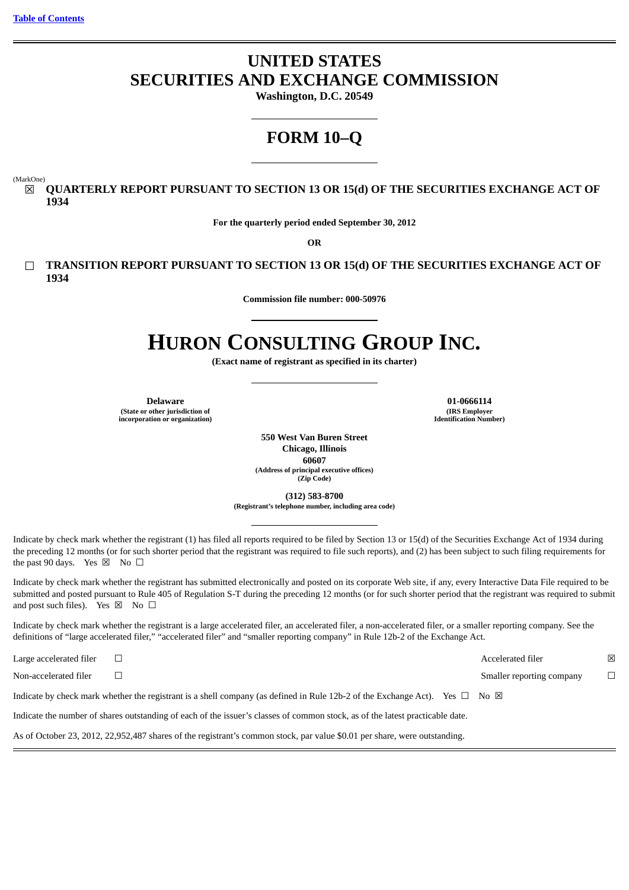[Table of Contents](#)

# UNITED STATES
# SECURITIES AND EXCHANGE COMMISSION

**Washington, D.C. 20549**

# FORM 10–Q

(MarkOne)

☒ **QUARTERLY REPORT PURSUANT TO SECTION 13 OR 15(d) OF THE SECURITIES EXCHANGE ACT OF 1934**

**For the quarterly period ended September 30, 2012**

**OR**

☐ **TRANSITION REPORT PURSUANT TO SECTION 13 OR 15(d) OF THE SECURITIES EXCHANGE ACT OF 1934**

**Commission file number: 000-50976**

# HURON CONSULTING GROUP INC.

**(Exact name of registrant as specified in its charter)**

| **Delaware** | **01-0666114** |
|---|---|
| **(State or other jurisdiction of incorporation or organization)** | **(IRS Employer Identification Number)** |

**550 West Van Buren Street**
**Chicago, Illinois**
**60607**
**(Address of principal executive offices)**
**(Zip Code)**

**(312) 583-8700**
**(Registrant's telephone number, including area code)**

Indicate by check mark whether the registrant (1) has filed all reports required to be filed by Section 13 or 15(d) of the Securities Exchange Act of 1934 during the preceding 12 months (or for such shorter period that the registrant was required to file such reports), and (2) has been subject to such filing requirements for the past 90 days. Yes ☒ No ☐

Indicate by check mark whether the registrant has submitted electronically and posted on its corporate Web site, if any, every Interactive Data File required to be submitted and posted pursuant to Rule 405 of Regulation S-T during the preceding 12 months (or for such shorter period that the registrant was required to submit and post such files). Yes ☒ No ☐

Indicate by check mark whether the registrant is a large accelerated filer, an accelerated filer, a non-accelerated filer, or a smaller reporting company. See the definitions of "large accelerated filer," "accelerated filer" and "smaller reporting company" in Rule 12b-2 of the Exchange Act.

| | | | |
|---|---|---|---|
| Large accelerated filer | ☐ | Accelerated filer | ☒ |
| Non-accelerated filer | ☐ | Smaller reporting company | ☐ |

Indicate by check mark whether the registrant is a shell company (as defined in Rule 12b-2 of the Exchange Act). Yes ☐ No ☒

Indicate the number of shares outstanding of each of the issuer's classes of common stock, as of the latest practicable date.

As of October 23, 2012, 22,952,487 shares of the registrant's common stock, par value $0.01 per share, were outstanding.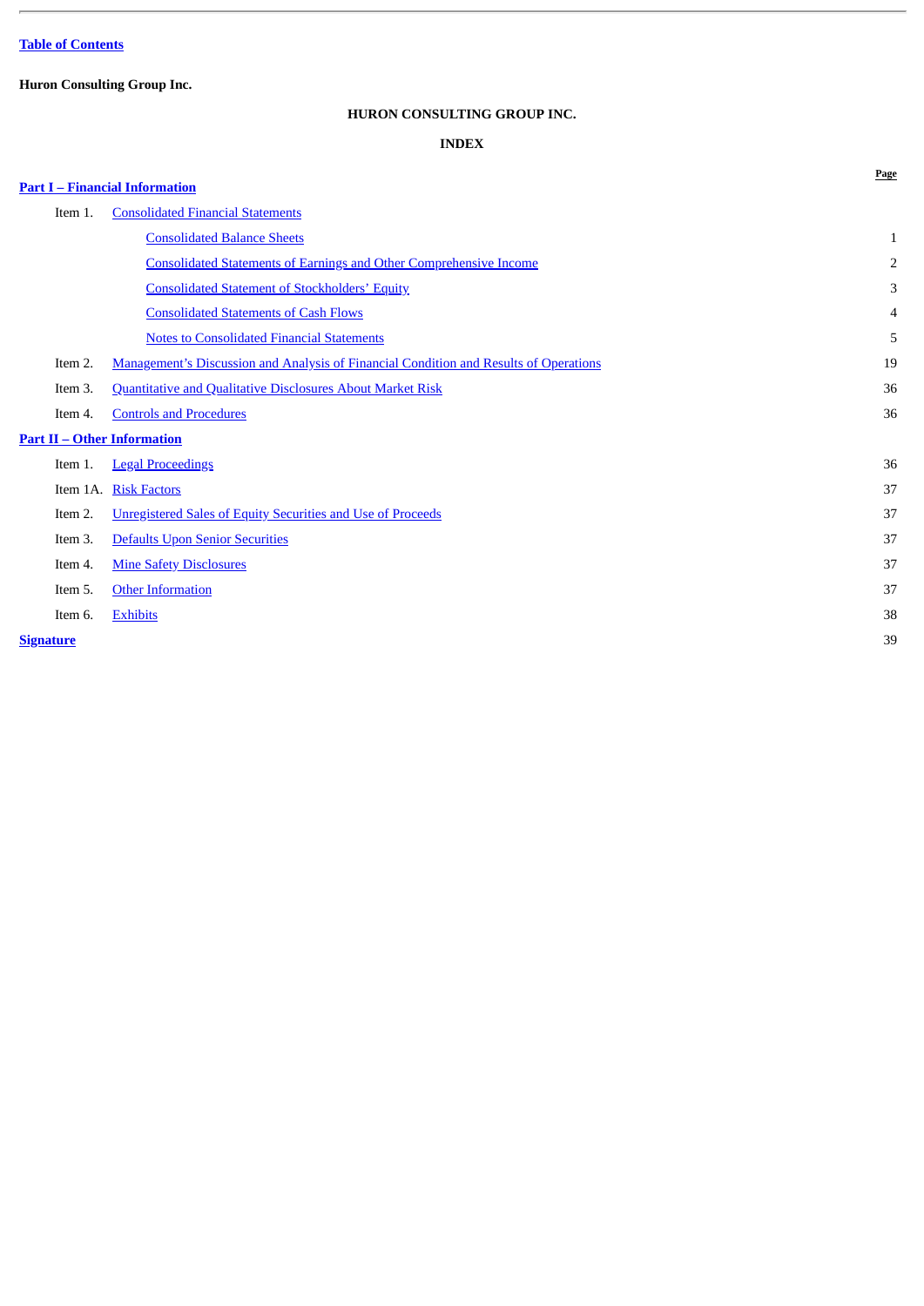Table of Contents

**Huron Consulting Group Inc.**

## HURON CONSULTING GROUP INC.

## INDEX

| | | Page |
|---|---|---|
| **Part I – Financial Information** | | |
| Item 1. | Consolidated Financial Statements | |
| | Consolidated Balance Sheets | 1 |
| | Consolidated Statements of Earnings and Other Comprehensive Income | 2 |
| | Consolidated Statement of Stockholders' Equity | 3 |
| | Consolidated Statements of Cash Flows | 4 |
| | Notes to Consolidated Financial Statements | 5 |
| Item 2. | Management's Discussion and Analysis of Financial Condition and Results of Operations | 19 |
| Item 3. | Quantitative and Qualitative Disclosures About Market Risk | 36 |
| Item 4. | Controls and Procedures | 36 |
| **Part II – Other Information** | | |
| Item 1. | Legal Proceedings | 36 |
| Item 1A. | Risk Factors | 37 |
| Item 2. | Unregistered Sales of Equity Securities and Use of Proceeds | 37 |
| Item 3. | Defaults Upon Senior Securities | 37 |
| Item 4. | Mine Safety Disclosures | 37 |
| Item 5. | Other Information | 37 |
| Item 6. | Exhibits | 38 |
| **Signature** | | 39 |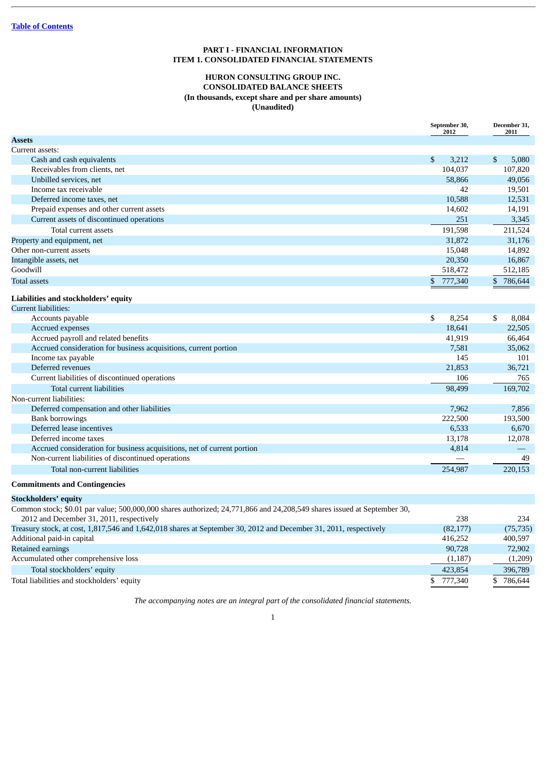[Table of Contents](#)

# PART I - FINANCIAL INFORMATION
## ITEM 1. CONSOLIDATED FINANCIAL STATEMENTS

### HURON CONSULTING GROUP INC.
### CONSOLIDATED BALANCE SHEETS
**(In thousands, except share and per share amounts)**
**(Unaudited)**

| | September 30, 2012 | December 31, 2011 |
|---|---|---|
| **Assets** | | |
| Current assets: | | |
| Cash and cash equivalents | $ 3,212 | $ 5,080 |
| Receivables from clients, net | 104,037 | 107,820 |
| Unbilled services, net | 58,866 | 49,056 |
| Income tax receivable | 42 | 19,501 |
| Deferred income taxes, net | 10,588 | 12,531 |
| Prepaid expenses and other current assets | 14,602 | 14,191 |
| Current assets of discontinued operations | 251 | 3,345 |
| Total current assets | 191,598 | 211,524 |
| Property and equipment, net | 31,872 | 31,176 |
| Other non-current assets | 15,048 | 14,892 |
| Intangible assets, net | 20,350 | 16,867 |
| Goodwill | 518,472 | 512,185 |
| Total assets | $ 777,340 | $ 786,644 |
| **Liabilities and stockholders' equity** | | |
| Current liabilities: | | |
| Accounts payable | $ 8,254 | $ 8,084 |
| Accrued expenses | 18,641 | 22,505 |
| Accrued payroll and related benefits | 41,919 | 66,464 |
| Accrued consideration for business acquisitions, current portion | 7,581 | 35,062 |
| Income tax payable | 145 | 101 |
| Deferred revenues | 21,853 | 36,721 |
| Current liabilities of discontinued operations | 106 | 765 |
| Total current liabilities | 98,499 | 169,702 |
| Non-current liabilities: | | |
| Deferred compensation and other liabilities | 7,962 | 7,856 |
| Bank borrowings | 222,500 | 193,500 |
| Deferred lease incentives | 6,533 | 6,670 |
| Deferred income taxes | 13,178 | 12,078 |
| Accrued consideration for business acquisitions, net of current portion | 4,814 | — |
| Non-current liabilities of discontinued operations | — | 49 |
| Total non-current liabilities | 254,987 | 220,153 |
| **Commitments and Contingencies** | | |
| **Stockholders' equity** | | |
| Common stock; $0.01 par value; 500,000,000 shares authorized; 24,771,866 and 24,208,549 shares issued at September 30, 2012 and December 31, 2011, respectively | 238 | 234 |
| Treasury stock, at cost, 1,817,546 and 1,642,018 shares at September 30, 2012 and December 31, 2011, respectively | (82,177) | (75,735) |
| Additional paid-in capital | 416,252 | 400,597 |
| Retained earnings | 90,728 | 72,902 |
| Accumulated other comprehensive loss | (1,187) | (1,209) |
| Total stockholders' equity | 423,854 | 396,789 |
| Total liabilities and stockholders' equity | $ 777,340 | $ 786,644 |

*The accompanying notes are an integral part of the consolidated financial statements.*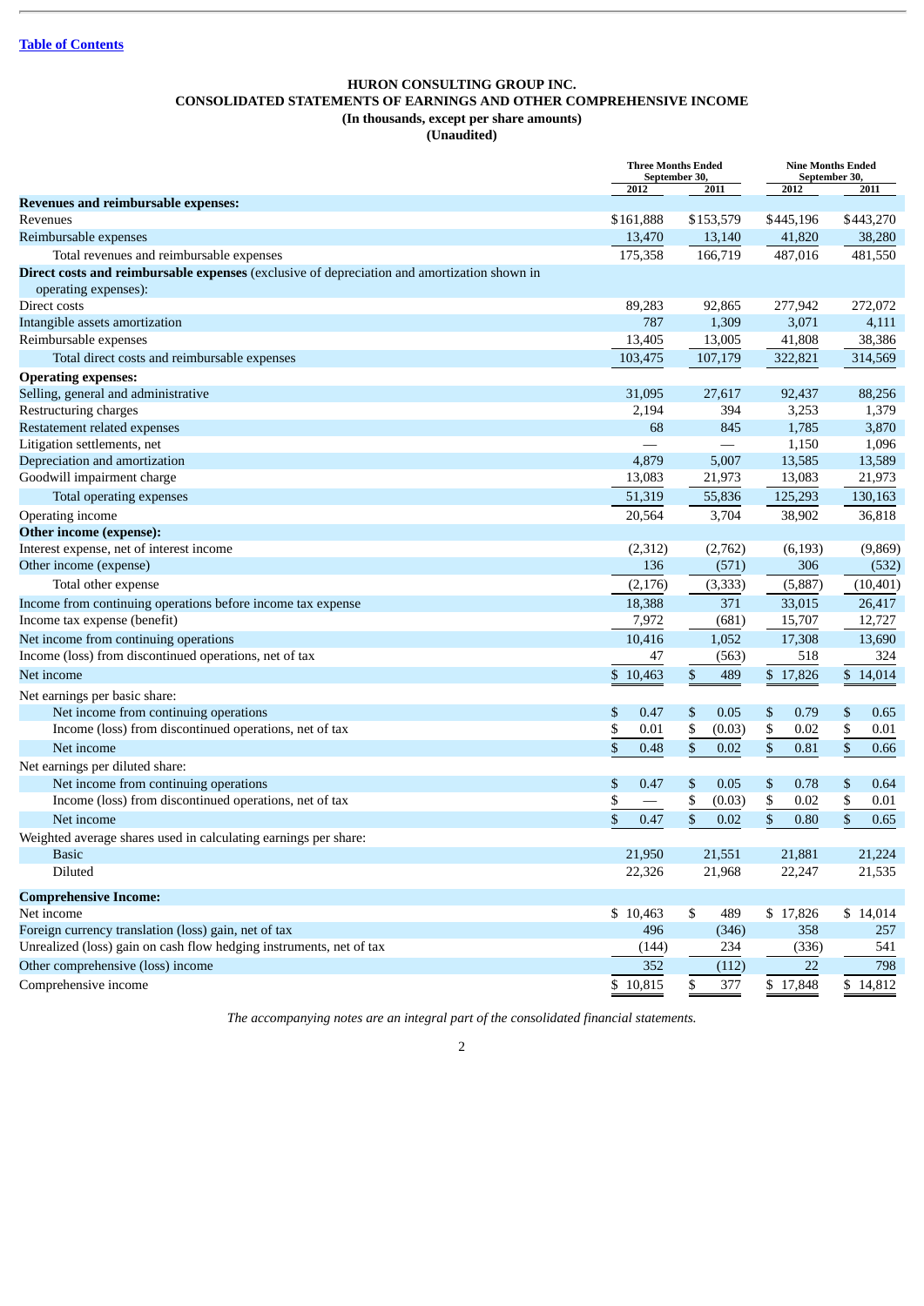Table of Contents

# HURON CONSULTING GROUP INC.
## CONSOLIDATED STATEMENTS OF EARNINGS AND OTHER COMPREHENSIVE INCOME
### (In thousands, except per share amounts)
### (Unaudited)

| | Three Months Ended September 30, | | Nine Months Ended September 30, | |
|---|---|---|---|---|
| | 2012 | 2011 | 2012 | 2011 |
| **Revenues and reimbursable expenses:** | | | | |
| Revenues | $161,888 | $153,579 | $445,196 | $443,270 |
| Reimbursable expenses | 13,470 | 13,140 | 41,820 | 38,280 |
| Total revenues and reimbursable expenses | 175,358 | 166,719 | 487,016 | 481,550 |
| **Direct costs and reimbursable expenses** (exclusive of depreciation and amortization shown in operating expenses): | | | | |
| Direct costs | 89,283 | 92,865 | 277,942 | 272,072 |
| Intangible assets amortization | 787 | 1,309 | 3,071 | 4,111 |
| Reimbursable expenses | 13,405 | 13,005 | 41,808 | 38,386 |
| Total direct costs and reimbursable expenses | 103,475 | 107,179 | 322,821 | 314,569 |
| **Operating expenses:** | | | | |
| Selling, general and administrative | 31,095 | 27,617 | 92,437 | 88,256 |
| Restructuring charges | 2,194 | 394 | 3,253 | 1,379 |
| Restatement related expenses | 68 | 845 | 1,785 | 3,870 |
| Litigation settlements, net | — | — | 1,150 | 1,096 |
| Depreciation and amortization | 4,879 | 5,007 | 13,585 | 13,589 |
| Goodwill impairment charge | 13,083 | 21,973 | 13,083 | 21,973 |
| Total operating expenses | 51,319 | 55,836 | 125,293 | 130,163 |
| Operating income | 20,564 | 3,704 | 38,902 | 36,818 |
| **Other income (expense):** | | | | |
| Interest expense, net of interest income | (2,312) | (2,762) | (6,193) | (9,869) |
| Other income (expense) | 136 | (571) | 306 | (532) |
| Total other expense | (2,176) | (3,333) | (5,887) | (10,401) |
| Income from continuing operations before income tax expense | 18,388 | 371 | 33,015 | 26,417 |
| Income tax expense (benefit) | 7,972 | (681) | 15,707 | 12,727 |
| Net income from continuing operations | 10,416 | 1,052 | 17,308 | 13,690 |
| Income (loss) from discontinued operations, net of tax | 47 | (563) | 518 | 324 |
| Net income | $ 10,463 | $ 489 | $ 17,826 | $ 14,014 |
| Net earnings per basic share: | | | | |
| Net income from continuing operations | $ 0.47 | $ 0.05 | $ 0.79 | $ 0.65 |
| Income (loss) from discontinued operations, net of tax | $ 0.01 | $ (0.03) | $ 0.02 | $ 0.01 |
| Net income | $ 0.48 | $ 0.02 | $ 0.81 | $ 0.66 |
| Net earnings per diluted share: | | | | |
| Net income from continuing operations | $ 0.47 | $ 0.05 | $ 0.78 | $ 0.64 |
| Income (loss) from discontinued operations, net of tax | $ — | $ (0.03) | $ 0.02 | $ 0.01 |
| Net income | $ 0.47 | $ 0.02 | $ 0.80 | $ 0.65 |
| Weighted average shares used in calculating earnings per share: | | | | |
| Basic | 21,950 | 21,551 | 21,881 | 21,224 |
| Diluted | 22,326 | 21,968 | 22,247 | 21,535 |
| **Comprehensive Income:** | | | | |
| Net income | $ 10,463 | $ 489 | $ 17,826 | $ 14,014 |
| Foreign currency translation (loss) gain, net of tax | 496 | (346) | 358 | 257 |
| Unrealized (loss) gain on cash flow hedging instruments, net of tax | (144) | 234 | (336) | 541 |
| Other comprehensive (loss) income | 352 | (112) | 22 | 798 |
| Comprehensive income | $ 10,815 | $ 377 | $ 17,848 | $ 14,812 |

*The accompanying notes are an integral part of the consolidated financial statements.*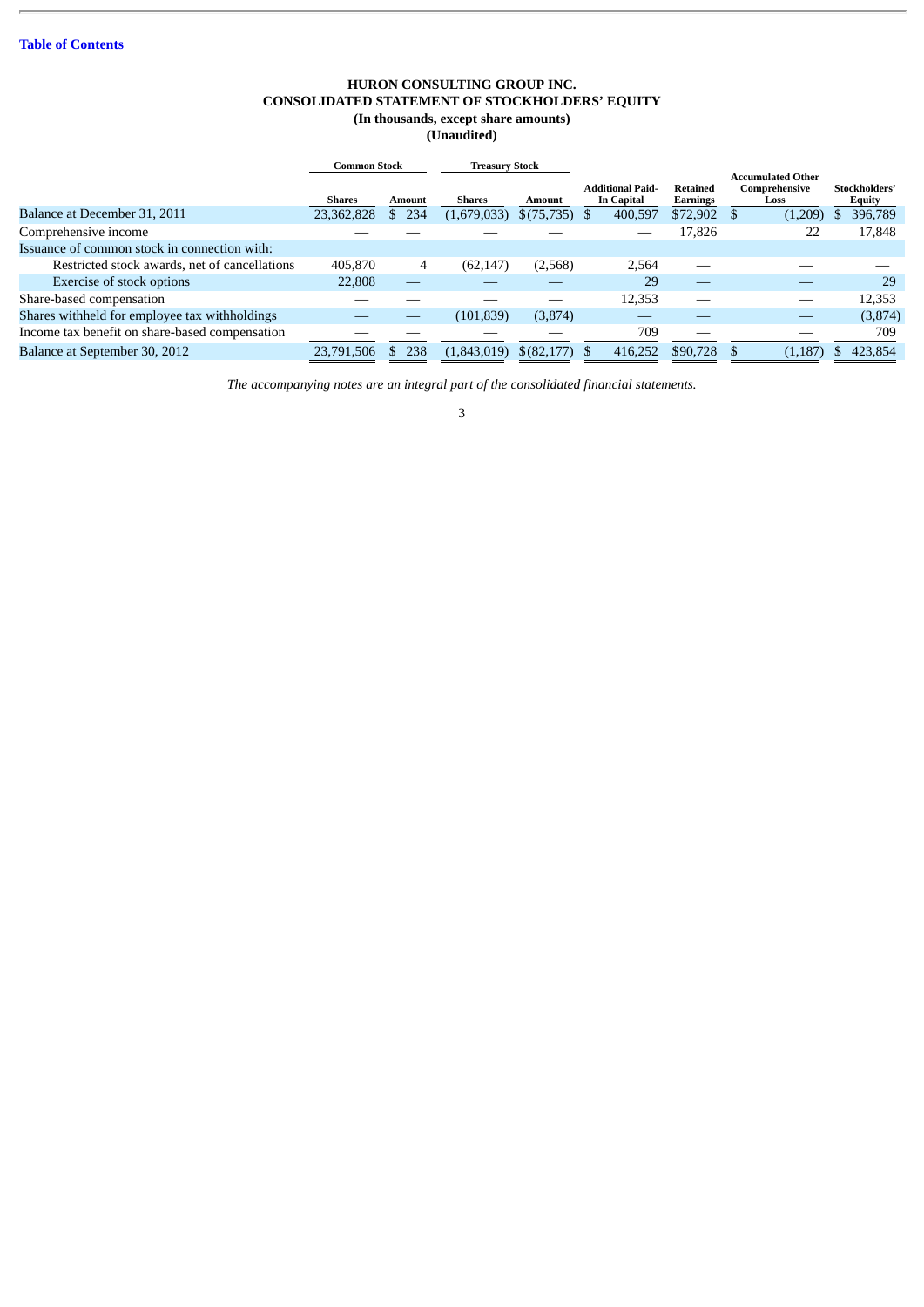[Table of Contents]

# HURON CONSULTING GROUP INC.
## CONSOLIDATED STATEMENT OF STOCKHOLDERS' EQUITY
### (In thousands, except share amounts)
### (Unaudited)

| | Common Stock | | Treasury Stock | | | | | |
|---|---|---|---|---|---|---|---|---|
| | Shares | Amount | Shares | Amount | Additional Paid-In Capital | Retained Earnings | Accumulated Other Comprehensive Loss | Stockholders' Equity |
| Balance at December 31, 2011 | 23,362,828 | $ 234 | (1,679,033) | $(75,735) | $ 400,597 | $72,902 | $ (1,209) | $ 396,789 |
| Comprehensive income | — | — | — | — | — | 17,826 | 22 | 17,848 |
| Issuance of common stock in connection with: | | | | | | | | |
| Restricted stock awards, net of cancellations | 405,870 | 4 | (62,147) | (2,568) | 2,564 | — | — | — |
| Exercise of stock options | 22,808 | — | — | — | 29 | — | — | 29 |
| Share-based compensation | — | — | — | — | 12,353 | — | — | 12,353 |
| Shares withheld for employee tax withholdings | — | — | (101,839) | (3,874) | — | — | — | (3,874) |
| Income tax benefit on share-based compensation | — | — | — | — | 709 | — | — | 709 |
| Balance at September 30, 2012 | 23,791,506 | $ 238 | (1,843,019) | $(82,177) | $ 416,252 | $90,728 | $ (1,187) | $ 423,854 |

*The accompanying notes are an integral part of the consolidated financial statements.*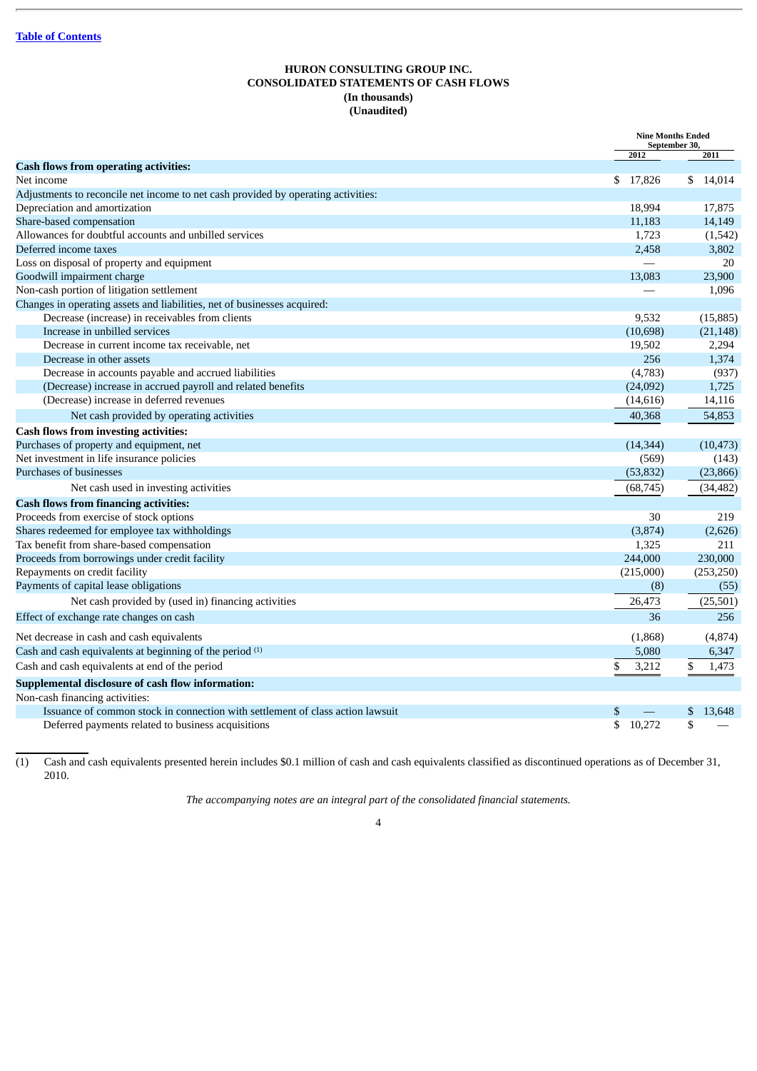[Table of Contents]

**HURON CONSULTING GROUP INC.**
**CONSOLIDATED STATEMENTS OF CASH FLOWS**
**(In thousands)**
**(Unaudited)**

| | Nine Months Ended September 30, | |
|---|---|---|
| | 2012 | 2011 |
| **Cash flows from operating activities:** | | |
| Net income | $ 17,826 | $ 14,014 |
| Adjustments to reconcile net income to net cash provided by operating activities: | | |
| Depreciation and amortization | 18,994 | 17,875 |
| Share-based compensation | 11,183 | 14,149 |
| Allowances for doubtful accounts and unbilled services | 1,723 | (1,542) |
| Deferred income taxes | 2,458 | 3,802 |
| Loss on disposal of property and equipment | — | 20 |
| Goodwill impairment charge | 13,083 | 23,900 |
| Non-cash portion of litigation settlement | — | 1,096 |
| Changes in operating assets and liabilities, net of businesses acquired: | | |
| Decrease (increase) in receivables from clients | 9,532 | (15,885) |
| Increase in unbilled services | (10,698) | (21,148) |
| Decrease in current income tax receivable, net | 19,502 | 2,294 |
| Decrease in other assets | 256 | 1,374 |
| Decrease in accounts payable and accrued liabilities | (4,783) | (937) |
| (Decrease) increase in accrued payroll and related benefits | (24,092) | 1,725 |
| (Decrease) increase in deferred revenues | (14,616) | 14,116 |
| Net cash provided by operating activities | 40,368 | 54,853 |
| **Cash flows from investing activities:** | | |
| Purchases of property and equipment, net | (14,344) | (10,473) |
| Net investment in life insurance policies | (569) | (143) |
| Purchases of businesses | (53,832) | (23,866) |
| Net cash used in investing activities | (68,745) | (34,482) |
| **Cash flows from financing activities:** | | |
| Proceeds from exercise of stock options | 30 | 219 |
| Shares redeemed for employee tax withholdings | (3,874) | (2,626) |
| Tax benefit from share-based compensation | 1,325 | 211 |
| Proceeds from borrowings under credit facility | 244,000 | 230,000 |
| Repayments on credit facility | (215,000) | (253,250) |
| Payments of capital lease obligations | (8) | (55) |
| Net cash provided by (used in) financing activities | 26,473 | (25,501) |
| Effect of exchange rate changes on cash | 36 | 256 |
| Net decrease in cash and cash equivalents | (1,868) | (4,874) |
| Cash and cash equivalents at beginning of the period [(1)] | 5,080 | 6,347 |
| Cash and cash equivalents at end of the period | $ 3,212 | $ 1,473 |
| **Supplemental disclosure of cash flow information:** | | |
| Non-cash financing activities: | | |
| Issuance of common stock in connection with settlement of class action lawsuit | $ — | $ 13,648 |
| Deferred payments related to business acquisitions | $ 10,272 | $ — |

(1) Cash and cash equivalents presented herein includes $0.1 million of cash and cash equivalents classified as discontinued operations as of December 31, 2010.

*The accompanying notes are an integral part of the consolidated financial statements.*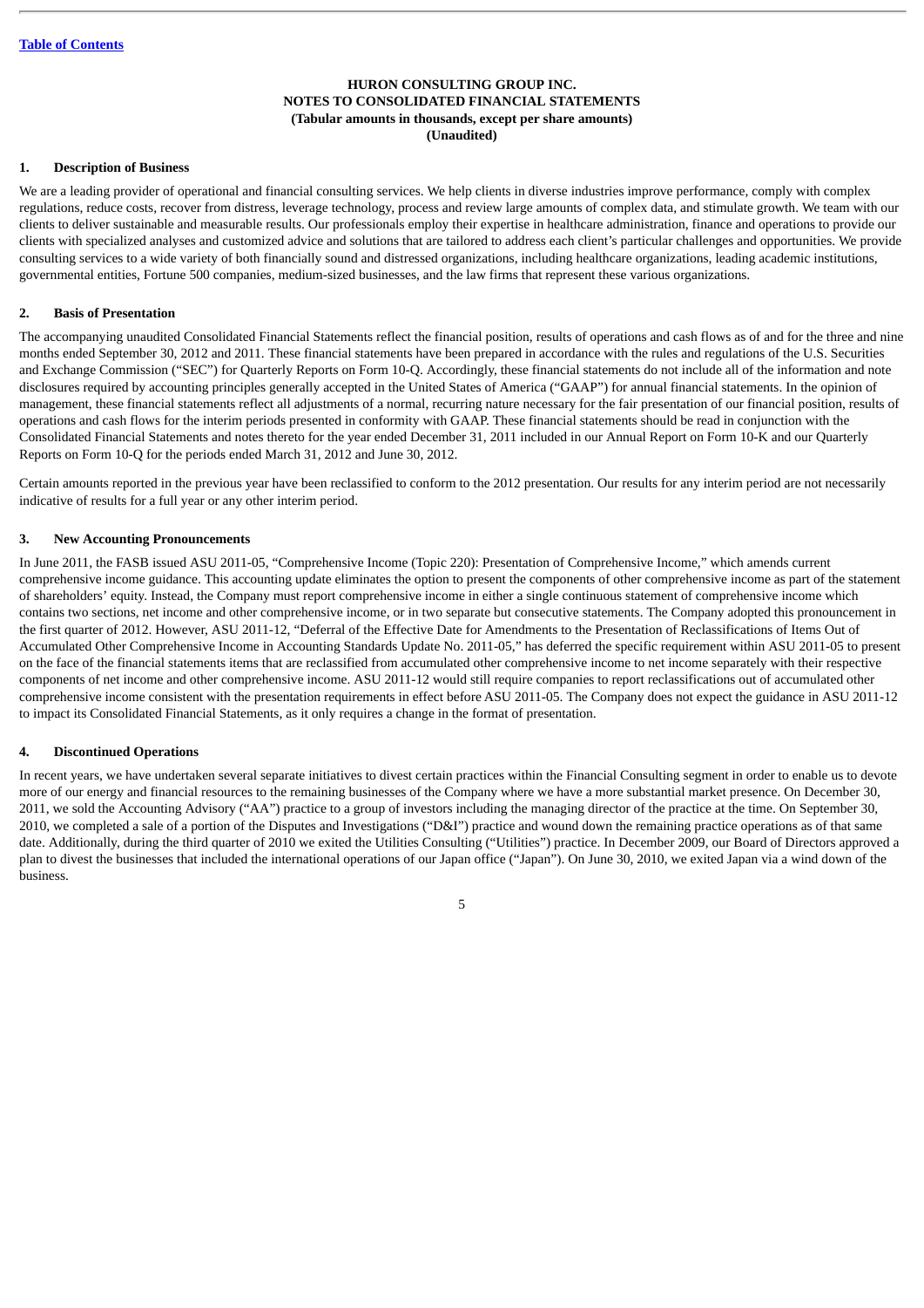**HURON CONSULTING GROUP INC.**
**NOTES TO CONSOLIDATED FINANCIAL STATEMENTS**
**(Tabular amounts in thousands, except per share amounts)**
**(Unaudited)**

## 1. Description of Business

We are a leading provider of operational and financial consulting services. We help clients in diverse industries improve performance, comply with complex regulations, reduce costs, recover from distress, leverage technology, process and review large amounts of complex data, and stimulate growth. We team with our clients to deliver sustainable and measurable results. Our professionals employ their expertise in healthcare administration, finance and operations to provide our clients with specialized analyses and customized advice and solutions that are tailored to address each client's particular challenges and opportunities. We provide consulting services to a wide variety of both financially sound and distressed organizations, including healthcare organizations, leading academic institutions, governmental entities, Fortune 500 companies, medium-sized businesses, and the law firms that represent these various organizations.

## 2. Basis of Presentation

The accompanying unaudited Consolidated Financial Statements reflect the financial position, results of operations and cash flows as of and for the three and nine months ended September 30, 2012 and 2011. These financial statements have been prepared in accordance with the rules and regulations of the U.S. Securities and Exchange Commission ("SEC") for Quarterly Reports on Form 10-Q. Accordingly, these financial statements do not include all of the information and note disclosures required by accounting principles generally accepted in the United States of America ("GAAP") for annual financial statements. In the opinion of management, these financial statements reflect all adjustments of a normal, recurring nature necessary for the fair presentation of our financial position, results of operations and cash flows for the interim periods presented in conformity with GAAP. These financial statements should be read in conjunction with the Consolidated Financial Statements and notes thereto for the year ended December 31, 2011 included in our Annual Report on Form 10-K and our Quarterly Reports on Form 10-Q for the periods ended March 31, 2012 and June 30, 2012.

Certain amounts reported in the previous year have been reclassified to conform to the 2012 presentation. Our results for any interim period are not necessarily indicative of results for a full year or any other interim period.

## 3. New Accounting Pronouncements

In June 2011, the FASB issued ASU 2011-05, "Comprehensive Income (Topic 220): Presentation of Comprehensive Income," which amends current comprehensive income guidance. This accounting update eliminates the option to present the components of other comprehensive income as part of the statement of shareholders' equity. Instead, the Company must report comprehensive income in either a single continuous statement of comprehensive income which contains two sections, net income and other comprehensive income, or in two separate but consecutive statements. The Company adopted this pronouncement in the first quarter of 2012. However, ASU 2011-12, "Deferral of the Effective Date for Amendments to the Presentation of Reclassifications of Items Out of Accumulated Other Comprehensive Income in Accounting Standards Update No. 2011-05," has deferred the specific requirement within ASU 2011-05 to present on the face of the financial statements items that are reclassified from accumulated other comprehensive income to net income separately with their respective components of net income and other comprehensive income. ASU 2011-12 would still require companies to report reclassifications out of accumulated other comprehensive income consistent with the presentation requirements in effect before ASU 2011-05. The Company does not expect the guidance in ASU 2011-12 to impact its Consolidated Financial Statements, as it only requires a change in the format of presentation.

## 4. Discontinued Operations

In recent years, we have undertaken several separate initiatives to divest certain practices within the Financial Consulting segment in order to enable us to devote more of our energy and financial resources to the remaining businesses of the Company where we have a more substantial market presence. On December 30, 2011, we sold the Accounting Advisory ("AA") practice to a group of investors including the managing director of the practice at the time. On September 30, 2010, we completed a sale of a portion of the Disputes and Investigations ("D&I") practice and wound down the remaining practice operations as of that same date. Additionally, during the third quarter of 2010 we exited the Utilities Consulting ("Utilities") practice. In December 2009, our Board of Directors approved a plan to divest the businesses that included the international operations of our Japan office ("Japan"). On June 30, 2010, we exited Japan via a wind down of the business.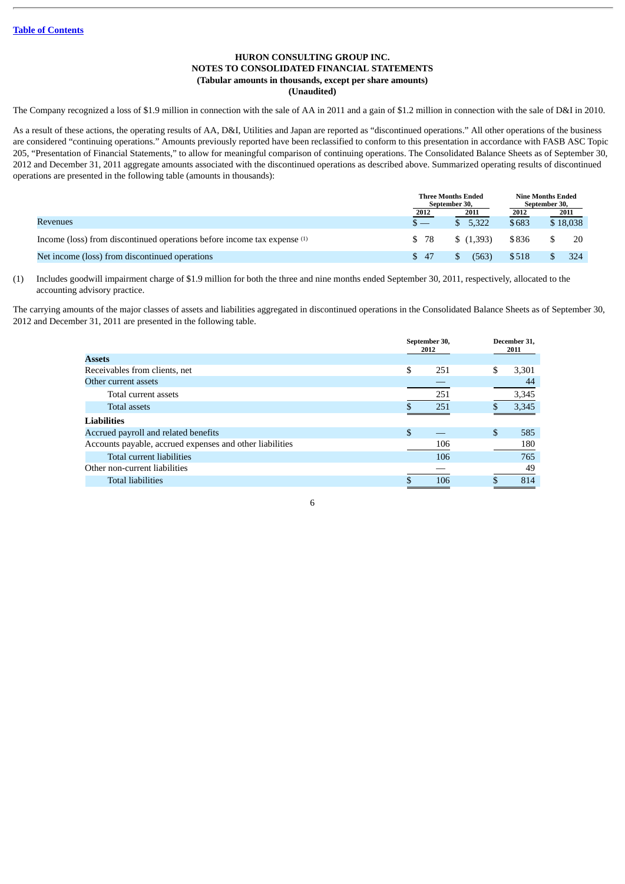**HURON CONSULTING GROUP INC.**
**NOTES TO CONSOLIDATED FINANCIAL STATEMENTS**
**(Tabular amounts in thousands, except per share amounts)**
**(Unaudited)**

The Company recognized a loss of $1.9 million in connection with the sale of AA in 2011 and a gain of $1.2 million in connection with the sale of D&I in 2010.

As a result of these actions, the operating results of AA, D&I, Utilities and Japan are reported as "discontinued operations." All other operations of the business are considered "continuing operations." Amounts previously reported have been reclassified to conform to this presentation in accordance with FASB ASC Topic 205, "Presentation of Financial Statements," to allow for meaningful comparison of continuing operations. The Consolidated Balance Sheets as of September 30, 2012 and December 31, 2011 aggregate amounts associated with the discontinued operations as described above. Summarized operating results of discontinued operations are presented in the following table (amounts in thousands):

| | Three Months Ended September 30, | | Nine Months Ended September 30, | |
|---|---|---|---|---|
| | 2012 | 2011 | 2012 | 2011 |
| Revenues | $ — | $ 5,322 | $ 683 | $ 18,038 |
| Income (loss) from discontinued operations before income tax expense (1) | $ 78 | $ (1,393) | $ 836 | $ 20 |
| Net income (loss) from discontinued operations | $ 47 | $ (563) | $ 518 | $ 324 |

(1) Includes goodwill impairment charge of $1.9 million for both the three and nine months ended September 30, 2011, respectively, allocated to the accounting advisory practice.

The carrying amounts of the major classes of assets and liabilities aggregated in discontinued operations in the Consolidated Balance Sheets as of September 30, 2012 and December 31, 2011 are presented in the following table.

| | September 30, 2012 | December 31, 2011 |
|---|---|---|
| **Assets** | | |
| Receivables from clients, net | $ 251 | $ 3,301 |
| Other current assets | — | 44 |
| Total current assets | 251 | 3,345 |
| Total assets | $ 251 | $ 3,345 |
| **Liabilities** | | |
| Accrued payroll and related benefits | $ — | $ 585 |
| Accounts payable, accrued expenses and other liabilities | 106 | 180 |
| Total current liabilities | 106 | 765 |
| Other non-current liabilities | — | 49 |
| Total liabilities | $ 106 | $ 814 |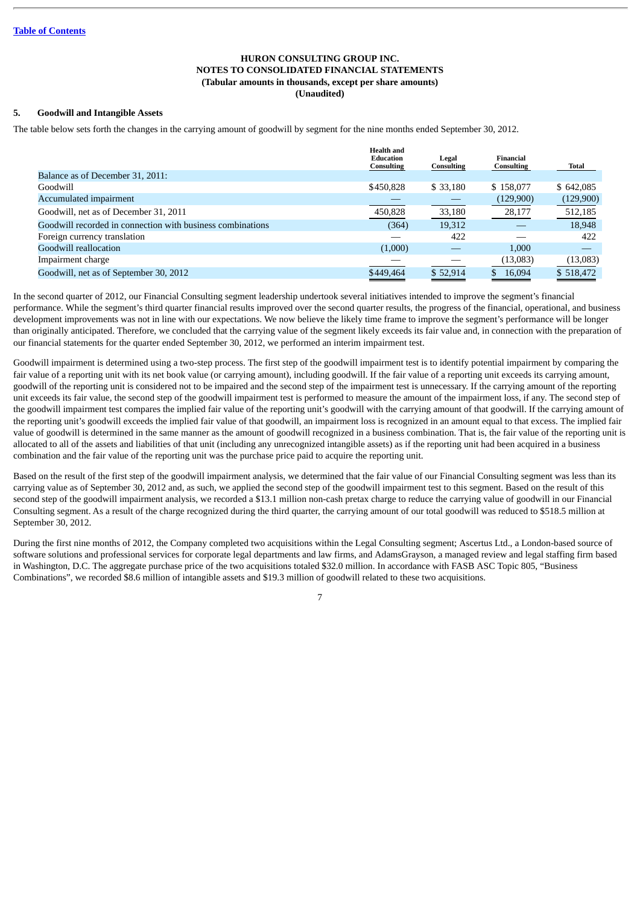**HURON CONSULTING GROUP INC.**
**NOTES TO CONSOLIDATED FINANCIAL STATEMENTS**
**(Tabular amounts in thousands, except per share amounts)**
**(Unaudited)**

## 5. Goodwill and Intangible Assets

The table below sets forth the changes in the carrying amount of goodwill by segment for the nine months ended September 30, 2012.

| | Health and Education Consulting | Legal Consulting | Financial Consulting | Total |
|---|---|---|---|---|
| Balance as of December 31, 2011: | | | | |
| Goodwill | $450,828 | $ 33,180 | $ 158,077 | $ 642,085 |
| Accumulated impairment | — | — | (129,900) | (129,900) |
| Goodwill, net as of December 31, 2011 | 450,828 | 33,180 | 28,177 | 512,185 |
| Goodwill recorded in connection with business combinations | (364) | 19,312 | — | 18,948 |
| Foreign currency translation | — | 422 | — | 422 |
| Goodwill reallocation | (1,000) | — | 1,000 | — |
| Impairment charge | — | — | (13,083) | (13,083) |
| Goodwill, net as of September 30, 2012 | $449,464 | $ 52,914 | $ 16,094 | $ 518,472 |

In the second quarter of 2012, our Financial Consulting segment leadership undertook several initiatives intended to improve the segment's financial performance. While the segment's third quarter financial results improved over the second quarter results, the progress of the financial, operational, and business development improvements was not in line with our expectations. We now believe the likely time frame to improve the segment's performance will be longer than originally anticipated. Therefore, we concluded that the carrying value of the segment likely exceeds its fair value and, in connection with the preparation of our financial statements for the quarter ended September 30, 2012, we performed an interim impairment test.

Goodwill impairment is determined using a two-step process. The first step of the goodwill impairment test is to identify potential impairment by comparing the fair value of a reporting unit with its net book value (or carrying amount), including goodwill. If the fair value of a reporting unit exceeds its carrying amount, goodwill of the reporting unit is considered not to be impaired and the second step of the impairment test is unnecessary. If the carrying amount of the reporting unit exceeds its fair value, the second step of the goodwill impairment test is performed to measure the amount of the impairment loss, if any. The second step of the goodwill impairment test compares the implied fair value of the reporting unit's goodwill with the carrying amount of that goodwill. If the carrying amount of the reporting unit's goodwill exceeds the implied fair value of that goodwill, an impairment loss is recognized in an amount equal to that excess. The implied fair value of goodwill is determined in the same manner as the amount of goodwill recognized in a business combination. That is, the fair value of the reporting unit is allocated to all of the assets and liabilities of that unit (including any unrecognized intangible assets) as if the reporting unit had been acquired in a business combination and the fair value of the reporting unit was the purchase price paid to acquire the reporting unit.

Based on the result of the first step of the goodwill impairment analysis, we determined that the fair value of our Financial Consulting segment was less than its carrying value as of September 30, 2012 and, as such, we applied the second step of the goodwill impairment test to this segment. Based on the result of this second step of the goodwill impairment analysis, we recorded a $13.1 million non-cash pretax charge to reduce the carrying value of goodwill in our Financial Consulting segment. As a result of the charge recognized during the third quarter, the carrying amount of our total goodwill was reduced to $518.5 million at September 30, 2012.

During the first nine months of 2012, the Company completed two acquisitions within the Legal Consulting segment; Ascertus Ltd., a London-based source of software solutions and professional services for corporate legal departments and law firms, and AdamsGrayson, a managed review and legal staffing firm based in Washington, D.C. The aggregate purchase price of the two acquisitions totaled $32.0 million. In accordance with FASB ASC Topic 805, "Business Combinations", we recorded $8.6 million of intangible assets and $19.3 million of goodwill related to these two acquisitions.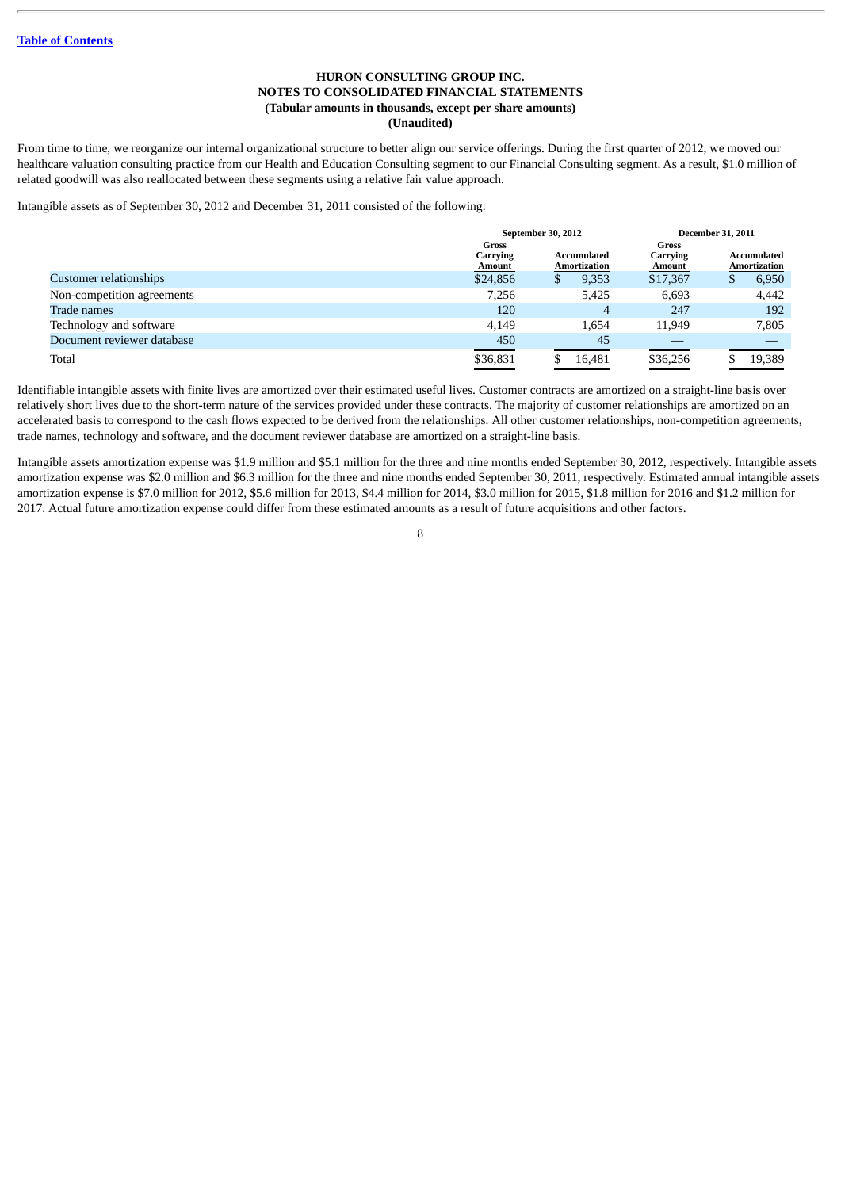**HURON CONSULTING GROUP INC.**
**NOTES TO CONSOLIDATED FINANCIAL STATEMENTS**
**(Tabular amounts in thousands, except per share amounts)**
**(Unaudited)**

From time to time, we reorganize our internal organizational structure to better align our service offerings. During the first quarter of 2012, we moved our healthcare valuation consulting practice from our Health and Education Consulting segment to our Financial Consulting segment. As a result, $1.0 million of related goodwill was also reallocated between these segments using a relative fair value approach.

Intangible assets as of September 30, 2012 and December 31, 2011 consisted of the following:

| | September 30, 2012 | | December 31, 2011 | |
|---|---|---|---|---|
| | Gross Carrying Amount | Accumulated Amortization | Gross Carrying Amount | Accumulated Amortization |
| Customer relationships | $24,856 | $ 9,353 | $17,367 | $ 6,950 |
| Non-competition agreements | 7,256 | 5,425 | 6,693 | 4,442 |
| Trade names | 120 | 4 | 247 | 192 |
| Technology and software | 4,149 | 1,654 | 11,949 | 7,805 |
| Document reviewer database | 450 | 45 | — | — |
| Total | $36,831 | $ 16,481 | $36,256 | $ 19,389 |

Identifiable intangible assets with finite lives are amortized over their estimated useful lives. Customer contracts are amortized on a straight-line basis over relatively short lives due to the short-term nature of the services provided under these contracts. The majority of customer relationships are amortized on an accelerated basis to correspond to the cash flows expected to be derived from the relationships. All other customer relationships, non-competition agreements, trade names, technology and software, and the document reviewer database are amortized on a straight-line basis.

Intangible assets amortization expense was $1.9 million and $5.1 million for the three and nine months ended September 30, 2012, respectively. Intangible assets amortization expense was $2.0 million and $6.3 million for the three and nine months ended September 30, 2011, respectively. Estimated annual intangible assets amortization expense is $7.0 million for 2012, $5.6 million for 2013, $4.4 million for 2014, $3.0 million for 2015, $1.8 million for 2016 and $1.2 million for 2017. Actual future amortization expense could differ from these estimated amounts as a result of future acquisitions and other factors.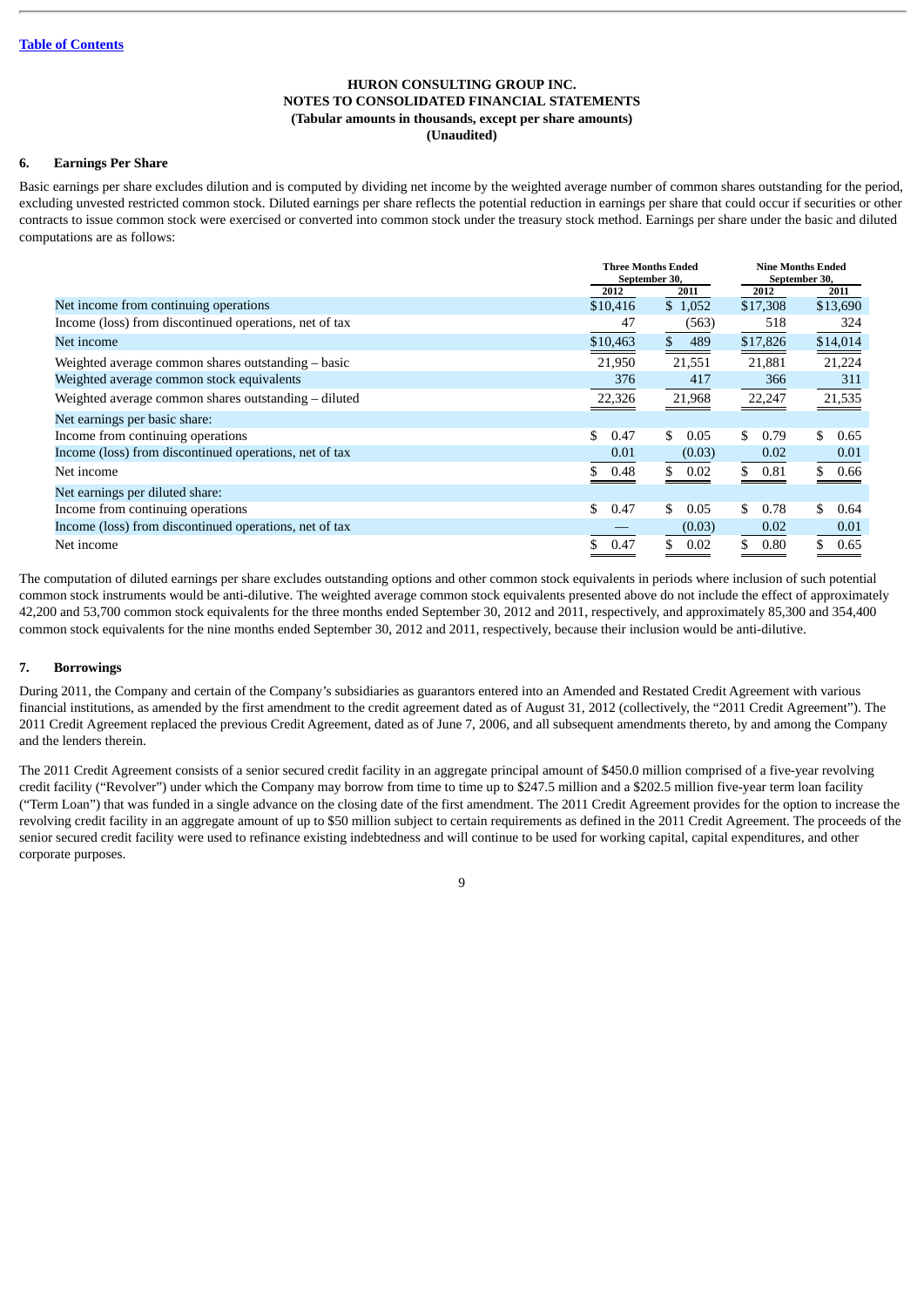HURON CONSULTING GROUP INC.
NOTES TO CONSOLIDATED FINANCIAL STATEMENTS
(Tabular amounts in thousands, except per share amounts)
(Unaudited)

## 6. Earnings Per Share

Basic earnings per share excludes dilution and is computed by dividing net income by the weighted average number of common shares outstanding for the period, excluding unvested restricted common stock. Diluted earnings per share reflects the potential reduction in earnings per share that could occur if securities or other contracts to issue common stock were exercised or converted into common stock under the treasury stock method. Earnings per share under the basic and diluted computations are as follows:

| | Three Months Ended September 30, | | Nine Months Ended September 30, | |
|---|---|---|---|---|
| | 2012 | 2011 | 2012 | 2011 |
| Net income from continuing operations | $10,416 | $ 1,052 | $17,308 | $13,690 |
| Income (loss) from discontinued operations, net of tax | 47 | (563) | 518 | 324 |
| Net income | $10,463 | $ 489 | $17,826 | $14,014 |
| Weighted average common shares outstanding – basic | 21,950 | 21,551 | 21,881 | 21,224 |
| Weighted average common stock equivalents | 376 | 417 | 366 | 311 |
| Weighted average common shares outstanding – diluted | 22,326 | 21,968 | 22,247 | 21,535 |
| Net earnings per basic share: | | | | |
| Income from continuing operations | $ 0.47 | $ 0.05 | $ 0.79 | $ 0.65 |
| Income (loss) from discontinued operations, net of tax | 0.01 | (0.03) | 0.02 | 0.01 |
| Net income | $ 0.48 | $ 0.02 | $ 0.81 | $ 0.66 |
| Net earnings per diluted share: | | | | |
| Income from continuing operations | $ 0.47 | $ 0.05 | $ 0.78 | $ 0.64 |
| Income (loss) from discontinued operations, net of tax | — | (0.03) | 0.02 | 0.01 |
| Net income | $ 0.47 | $ 0.02 | $ 0.80 | $ 0.65 |

The computation of diluted earnings per share excludes outstanding options and other common stock equivalents in periods where inclusion of such potential common stock instruments would be anti-dilutive. The weighted average common stock equivalents presented above do not include the effect of approximately 42,200 and 53,700 common stock equivalents for the three months ended September 30, 2012 and 2011, respectively, and approximately 85,300 and 354,400 common stock equivalents for the nine months ended September 30, 2012 and 2011, respectively, because their inclusion would be anti-dilutive.

## 7. Borrowings

During 2011, the Company and certain of the Company's subsidiaries as guarantors entered into an Amended and Restated Credit Agreement with various financial institutions, as amended by the first amendment to the credit agreement dated as of August 31, 2012 (collectively, the "2011 Credit Agreement"). The 2011 Credit Agreement replaced the previous Credit Agreement, dated as of June 7, 2006, and all subsequent amendments thereto, by and among the Company and the lenders therein.

The 2011 Credit Agreement consists of a senior secured credit facility in an aggregate principal amount of $450.0 million comprised of a five-year revolving credit facility ("Revolver") under which the Company may borrow from time to time up to $247.5 million and a $202.5 million five-year term loan facility ("Term Loan") that was funded in a single advance on the closing date of the first amendment. The 2011 Credit Agreement provides for the option to increase the revolving credit facility in an aggregate amount of up to $50 million subject to certain requirements as defined in the 2011 Credit Agreement. The proceeds of the senior secured credit facility were used to refinance existing indebtedness and will continue to be used for working capital, capital expenditures, and other corporate purposes.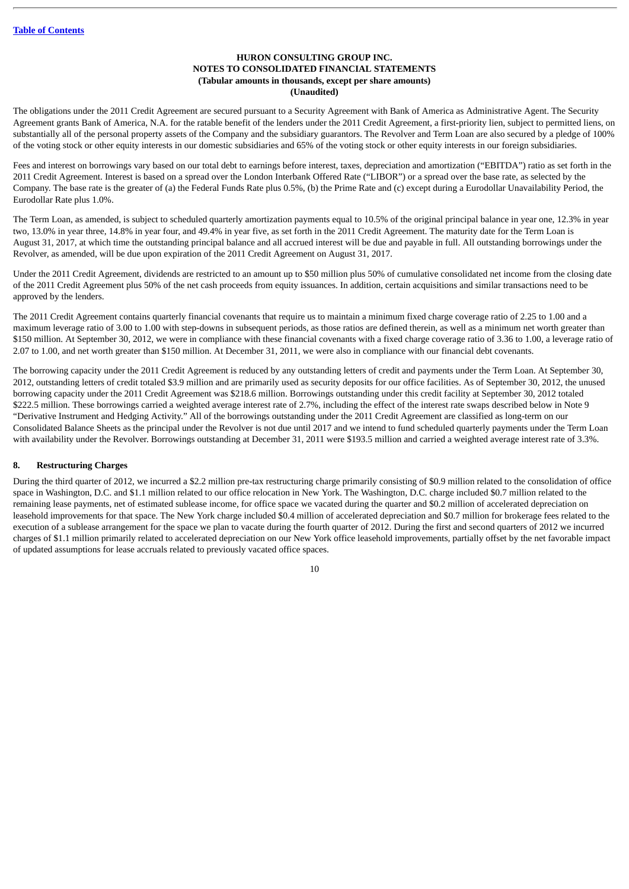The obligations under the 2011 Credit Agreement are secured pursuant to a Security Agreement with Bank of America as Administrative Agent. The Security Agreement grants Bank of America, N.A. for the ratable benefit of the lenders under the 2011 Credit Agreement, a first-priority lien, subject to permitted liens, on substantially all of the personal property assets of the Company and the subsidiary guarantors. The Revolver and Term Loan are also secured by a pledge of 100% of the voting stock or other equity interests in our domestic subsidiaries and 65% of the voting stock or other equity interests in our foreign subsidiaries.

Fees and interest on borrowings vary based on our total debt to earnings before interest, taxes, depreciation and amortization ("EBITDA") ratio as set forth in the 2011 Credit Agreement. Interest is based on a spread over the London Interbank Offered Rate ("LIBOR") or a spread over the base rate, as selected by the Company. The base rate is the greater of (a) the Federal Funds Rate plus 0.5%, (b) the Prime Rate and (c) except during a Eurodollar Unavailability Period, the Eurodollar Rate plus 1.0%.

The Term Loan, as amended, is subject to scheduled quarterly amortization payments equal to 10.5% of the original principal balance in year one, 12.3% in year two, 13.0% in year three, 14.8% in year four, and 49.4% in year five, as set forth in the 2011 Credit Agreement. The maturity date for the Term Loan is August 31, 2017, at which time the outstanding principal balance and all accrued interest will be due and payable in full. All outstanding borrowings under the Revolver, as amended, will be due upon expiration of the 2011 Credit Agreement on August 31, 2017.

Under the 2011 Credit Agreement, dividends are restricted to an amount up to $50 million plus 50% of cumulative consolidated net income from the closing date of the 2011 Credit Agreement plus 50% of the net cash proceeds from equity issuances. In addition, certain acquisitions and similar transactions need to be approved by the lenders.

The 2011 Credit Agreement contains quarterly financial covenants that require us to maintain a minimum fixed charge coverage ratio of 2.25 to 1.00 and a maximum leverage ratio of 3.00 to 1.00 with step-downs in subsequent periods, as those ratios are defined therein, as well as a minimum net worth greater than $150 million. At September 30, 2012, we were in compliance with these financial covenants with a fixed charge coverage ratio of 3.36 to 1.00, a leverage ratio of 2.07 to 1.00, and net worth greater than $150 million. At December 31, 2011, we were also in compliance with our financial debt covenants.

The borrowing capacity under the 2011 Credit Agreement is reduced by any outstanding letters of credit and payments under the Term Loan. At September 30, 2012, outstanding letters of credit totaled $3.9 million and are primarily used as security deposits for our office facilities. As of September 30, 2012, the unused borrowing capacity under the 2011 Credit Agreement was $218.6 million. Borrowings outstanding under this credit facility at September 30, 2012 totaled $222.5 million. These borrowings carried a weighted average interest rate of 2.7%, including the effect of the interest rate swaps described below in Note 9 "Derivative Instrument and Hedging Activity." All of the borrowings outstanding under the 2011 Credit Agreement are classified as long-term on our Consolidated Balance Sheets as the principal under the Revolver is not due until 2017 and we intend to fund scheduled quarterly payments under the Term Loan with availability under the Revolver. Borrowings outstanding at December 31, 2011 were $193.5 million and carried a weighted average interest rate of 3.3%.

## 8. Restructuring Charges

During the third quarter of 2012, we incurred a $2.2 million pre-tax restructuring charge primarily consisting of $0.9 million related to the consolidation of office space in Washington, D.C. and $1.1 million related to our office relocation in New York. The Washington, D.C. charge included $0.7 million related to the remaining lease payments, net of estimated sublease income, for office space we vacated during the quarter and $0.2 million of accelerated depreciation on leasehold improvements for that space. The New York charge included $0.4 million of accelerated depreciation and $0.7 million for brokerage fees related to the execution of a sublease arrangement for the space we plan to vacate during the fourth quarter of 2012. During the first and second quarters of 2012 we incurred charges of $1.1 million primarily related to accelerated depreciation on our New York office leasehold improvements, partially offset by the net favorable impact of updated assumptions for lease accruals related to previously vacated office spaces.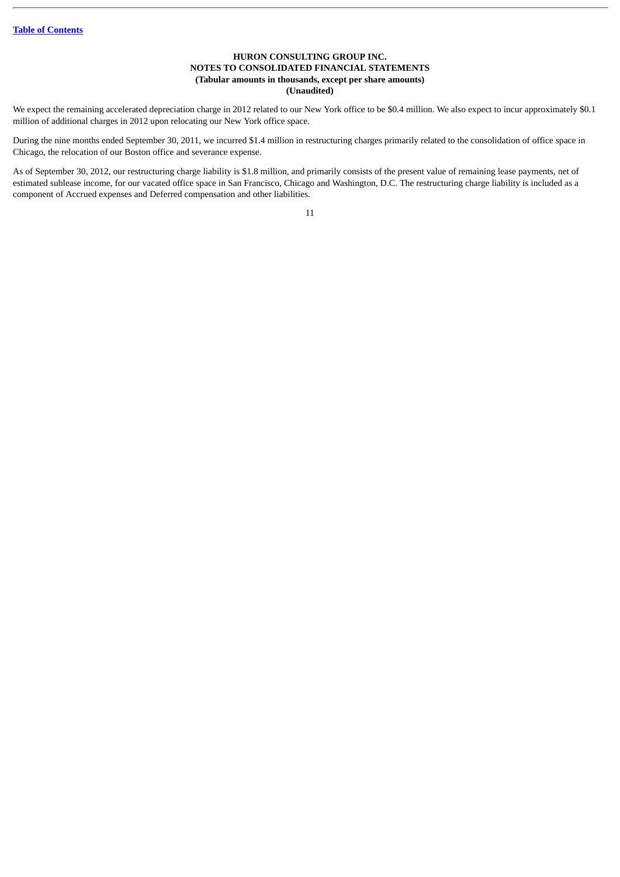We expect the remaining accelerated depreciation charge in 2012 related to our New York office to be $0.4 million. We also expect to incur approximately $0.1 million of additional charges in 2012 upon relocating our New York office space.

During the nine months ended September 30, 2011, we incurred $1.4 million in restructuring charges primarily related to the consolidation of office space in Chicago, the relocation of our Boston office and severance expense.

As of September 30, 2012, our restructuring charge liability is $1.8 million, and primarily consists of the present value of remaining lease payments, net of estimated sublease income, for our vacated office space in San Francisco, Chicago and Washington, D.C. The restructuring charge liability is included as a component of Accrued expenses and Deferred compensation and other liabilities.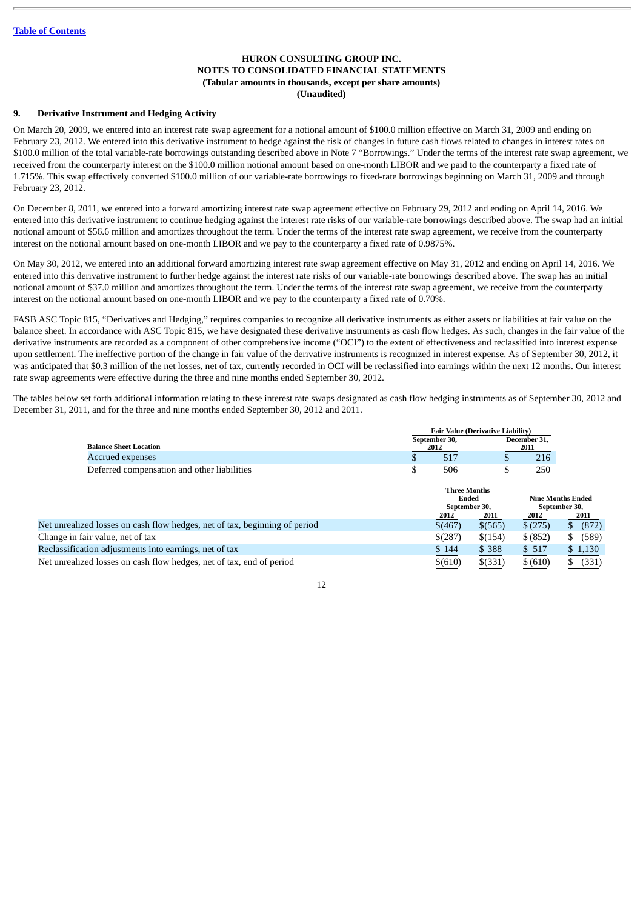[Table of Contents](#)

**HURON CONSULTING GROUP INC.**
**NOTES TO CONSOLIDATED FINANCIAL STATEMENTS**
**(Tabular amounts in thousands, except per share amounts)**
**(Unaudited)**

## 9. Derivative Instrument and Hedging Activity

On March 20, 2009, we entered into an interest rate swap agreement for a notional amount of $100.0 million effective on March 31, 2009 and ending on February 23, 2012. We entered into this derivative instrument to hedge against the risk of changes in future cash flows related to changes in interest rates on $100.0 million of the total variable-rate borrowings outstanding described above in Note 7 "Borrowings." Under the terms of the interest rate swap agreement, we received from the counterparty interest on the $100.0 million notional amount based on one-month LIBOR and we paid to the counterparty a fixed rate of 1.715%. This swap effectively converted $100.0 million of our variable-rate borrowings to fixed-rate borrowings beginning on March 31, 2009 and through February 23, 2012.

On December 8, 2011, we entered into a forward amortizing interest rate swap agreement effective on February 29, 2012 and ending on April 14, 2016. We entered into this derivative instrument to continue hedging against the interest rate risks of our variable-rate borrowings described above. The swap had an initial notional amount of $56.6 million and amortizes throughout the term. Under the terms of the interest rate swap agreement, we receive from the counterparty interest on the notional amount based on one-month LIBOR and we pay to the counterparty a fixed rate of 0.9875%.

On May 30, 2012, we entered into an additional forward amortizing interest rate swap agreement effective on May 31, 2012 and ending on April 14, 2016. We entered into this derivative instrument to further hedge against the interest rate risks of our variable-rate borrowings described above. The swap has an initial notional amount of $37.0 million and amortizes throughout the term. Under the terms of the interest rate swap agreement, we receive from the counterparty interest on the notional amount based on one-month LIBOR and we pay to the counterparty a fixed rate of 0.70%.

FASB ASC Topic 815, "Derivatives and Hedging," requires companies to recognize all derivative instruments as either assets or liabilities at fair value on the balance sheet. In accordance with ASC Topic 815, we have designated these derivative instruments as cash flow hedges. As such, changes in the fair value of the derivative instruments are recorded as a component of other comprehensive income ("OCI") to the extent of effectiveness and reclassified into interest expense upon settlement. The ineffective portion of the change in fair value of the derivative instruments is recognized in interest expense. As of September 30, 2012, it was anticipated that $0.3 million of the net losses, net of tax, currently recorded in OCI will be reclassified into earnings within the next 12 months. Our interest rate swap agreements were effective during the three and nine months ended September 30, 2012.

The tables below set forth additional information relating to these interest rate swaps designated as cash flow hedging instruments as of September 30, 2012 and December 31, 2011, and for the three and nine months ended September 30, 2012 and 2011.

| | Fair Value (Derivative Liability) | |
|---|---|---|
| **Balance Sheet Location** | September 30, 2012 | December 31, 2011 |
| Accrued expenses | $ 517 | $ 216 |
| Deferred compensation and other liabilities | $ 506 | $ 250 |

| | Three Months Ended September 30, | | Nine Months Ended September 30, | |
|---|---|---|---|---|
| | 2012 | 2011 | 2012 | 2011 |
| Net unrealized losses on cash flow hedges, net of tax, beginning of period | $(467) | $(565) | $ (275) | $ (872) |
| Change in fair value, net of tax | $(287) | $(154) | $ (852) | $ (589) |
| Reclassification adjustments into earnings, net of tax | $ 144 | $ 388 | $ 517 | $ 1,130 |
| Net unrealized losses on cash flow hedges, net of tax, end of period | $(610) | $(331) | $ (610) | $ (331) |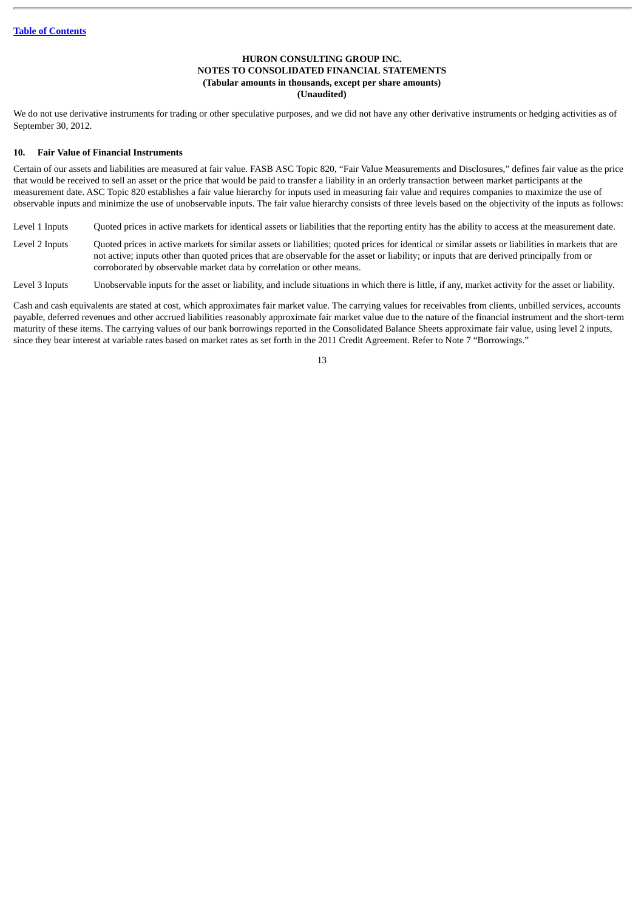We do not use derivative instruments for trading or other speculative purposes, and we did not have any other derivative instruments or hedging activities as of September 30, 2012.

## 10. Fair Value of Financial Instruments

Certain of our assets and liabilities are measured at fair value. FASB ASC Topic 820, "Fair Value Measurements and Disclosures," defines fair value as the price that would be received to sell an asset or the price that would be paid to transfer a liability in an orderly transaction between market participants at the measurement date. ASC Topic 820 establishes a fair value hierarchy for inputs used in measuring fair value and requires companies to maximize the use of observable inputs and minimize the use of unobservable inputs. The fair value hierarchy consists of three levels based on the objectivity of the inputs as follows:

| | |
|---|---|
| Level 1 Inputs | Quoted prices in active markets for identical assets or liabilities that the reporting entity has the ability to access at the measurement date. |
| Level 2 Inputs | Quoted prices in active markets for similar assets or liabilities; quoted prices for identical or similar assets or liabilities in markets that are not active; inputs other than quoted prices that are observable for the asset or liability; or inputs that are derived principally from or corroborated by observable market data by correlation or other means. |
| Level 3 Inputs | Unobservable inputs for the asset or liability, and include situations in which there is little, if any, market activity for the asset or liability. |

Cash and cash equivalents are stated at cost, which approximates fair market value. The carrying values for receivables from clients, unbilled services, accounts payable, deferred revenues and other accrued liabilities reasonably approximate fair market value due to the nature of the financial instrument and the short-term maturity of these items. The carrying values of our bank borrowings reported in the Consolidated Balance Sheets approximate fair value, using level 2 inputs, since they bear interest at variable rates based on market rates as set forth in the 2011 Credit Agreement. Refer to Note 7 "Borrowings."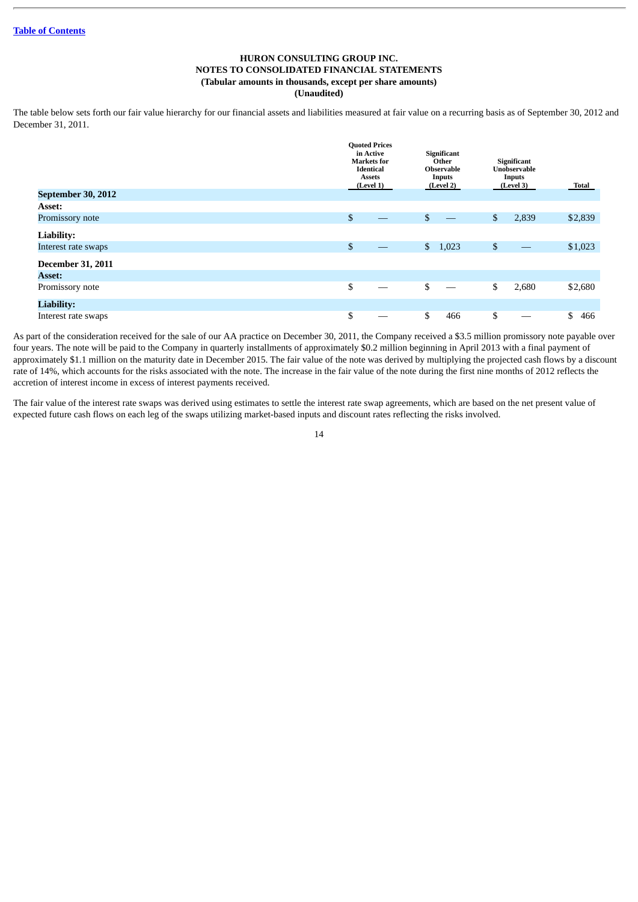HURON CONSULTING GROUP INC.
NOTES TO CONSOLIDATED FINANCIAL STATEMENTS
(Tabular amounts in thousands, except per share amounts)
(Unaudited)

The table below sets forth our fair value hierarchy for our financial assets and liabilities measured at fair value on a recurring basis as of September 30, 2012 and December 31, 2011.

| | Quoted Prices in Active Markets for Identical Assets (Level 1) | Significant Other Observable Inputs (Level 2) | Significant Unobservable Inputs (Level 3) | Total |
|---|---|---|---|---|
| **September 30, 2012** | | | | |
| **Asset:** | | | | |
| Promissory note | $ — | $ — | $ 2,839 | $2,839 |
| **Liability:** | | | | |
| Interest rate swaps | $ — | $ 1,023 | $ — | $1,023 |
| **December 31, 2011** | | | | |
| **Asset:** | | | | |
| Promissory note | $ — | $ — | $ 2,680 | $2,680 |
| **Liability:** | | | | |
| Interest rate swaps | $ — | $ 466 | $ — | $ 466 |

As part of the consideration received for the sale of our AA practice on December 30, 2011, the Company received a $3.5 million promissory note payable over four years. The note will be paid to the Company in quarterly installments of approximately $0.2 million beginning in April 2013 with a final payment of approximately $1.1 million on the maturity date in December 2015. The fair value of the note was derived by multiplying the projected cash flows by a discount rate of 14%, which accounts for the risks associated with the note. The increase in the fair value of the note during the first nine months of 2012 reflects the accretion of interest income in excess of interest payments received.

The fair value of the interest rate swaps was derived using estimates to settle the interest rate swap agreements, which are based on the net present value of expected future cash flows on each leg of the swaps utilizing market-based inputs and discount rates reflecting the risks involved.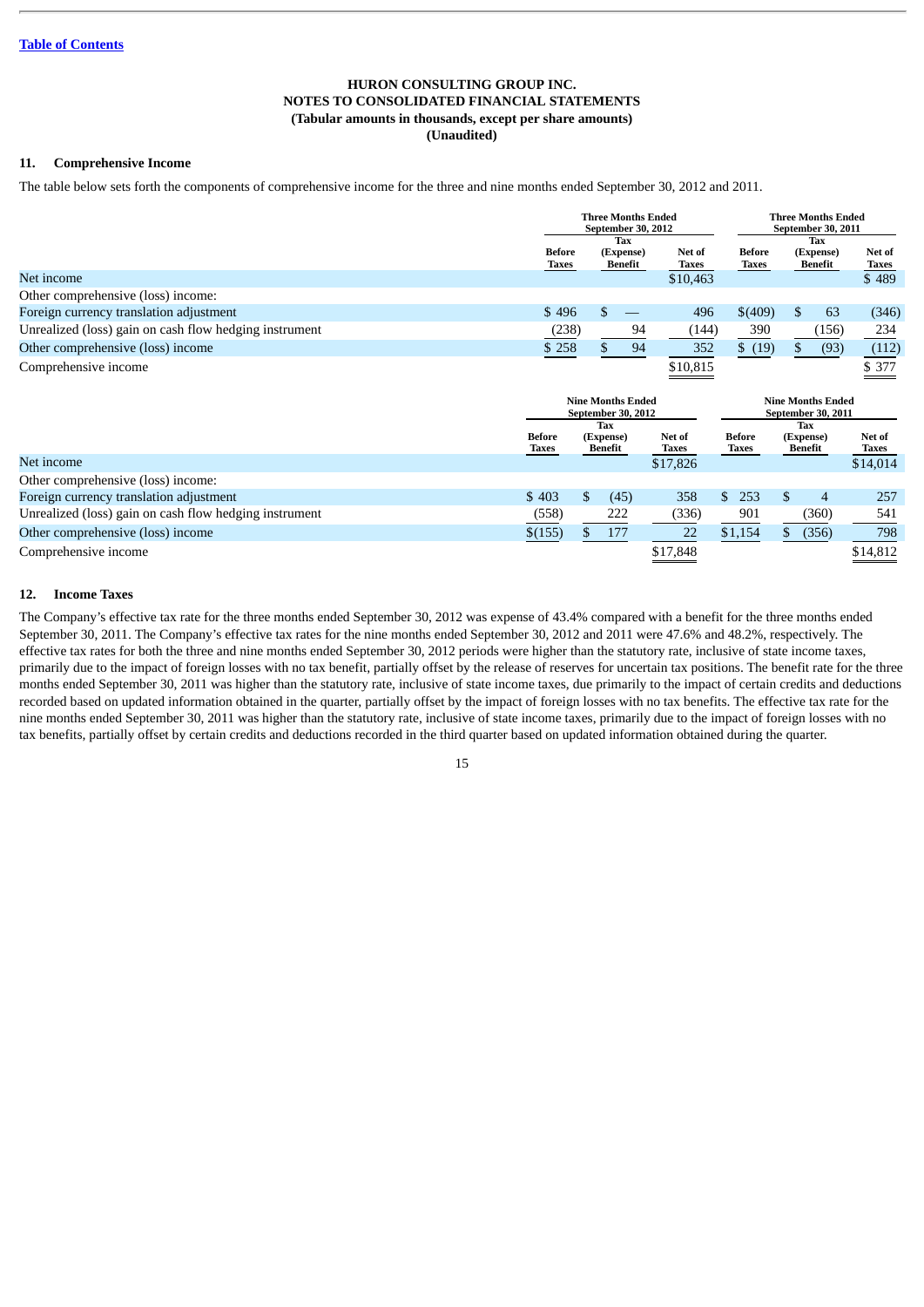**HURON CONSULTING GROUP INC.**
**NOTES TO CONSOLIDATED FINANCIAL STATEMENTS**
**(Tabular amounts in thousands, except per share amounts)**
**(Unaudited)**

## 11. Comprehensive Income

The table below sets forth the components of comprehensive income for the three and nine months ended September 30, 2012 and 2011.

| | Three Months Ended September 30, 2012 | | | Three Months Ended September 30, 2011 | | |
|---|---|---|---|---|---|---|
| | Before Taxes | Tax (Expense) Benefit | Net of Taxes | Before Taxes | Tax (Expense) Benefit | Net of Taxes |
| Net income | | | $10,463 | | | $ 489 |
| Other comprehensive (loss) income: | | | | | | |
| Foreign currency translation adjustment | $ 496 | $ — | 496 | $(409) | $ 63 | (346) |
| Unrealized (loss) gain on cash flow hedging instrument | (238) | 94 | (144) | 390 | (156) | 234 |
| Other comprehensive (loss) income | $ 258 | $ 94 | 352 | $ (19) | $ (93) | (112) |
| Comprehensive income | | | $10,815 | | | $ 377 |

| | Nine Months Ended September 30, 2012 | | | Nine Months Ended September 30, 2011 | | |
|---|---|---|---|---|---|---|
| | Before Taxes | Tax (Expense) Benefit | Net of Taxes | Before Taxes | Tax (Expense) Benefit | Net of Taxes |
| Net income | | | $17,826 | | | $14,014 |
| Other comprehensive (loss) income: | | | | | | |
| Foreign currency translation adjustment | $ 403 | $ (45) | 358 | $ 253 | $ 4 | 257 |
| Unrealized (loss) gain on cash flow hedging instrument | (558) | 222 | (336) | 901 | (360) | 541 |
| Other comprehensive (loss) income | $(155) | $ 177 | 22 | $1,154 | $ (356) | 798 |
| Comprehensive income | | | $17,848 | | | $14,812 |

## 12. Income Taxes

The Company's effective tax rate for the three months ended September 30, 2012 was expense of 43.4% compared with a benefit for the three months ended September 30, 2011. The Company's effective tax rates for the nine months ended September 30, 2012 and 2011 were 47.6% and 48.2%, respectively. The effective tax rates for both the three and nine months ended September 30, 2012 periods were higher than the statutory rate, inclusive of state income taxes, primarily due to the impact of foreign losses with no tax benefit, partially offset by the release of reserves for uncertain tax positions. The benefit rate for the three months ended September 30, 2011 was higher than the statutory rate, inclusive of state income taxes, due primarily to the impact of certain credits and deductions recorded based on updated information obtained in the quarter, partially offset by the impact of foreign losses with no tax benefits. The effective tax rate for the nine months ended September 30, 2011 was higher than the statutory rate, inclusive of state income taxes, primarily due to the impact of foreign losses with no tax benefits, partially offset by certain credits and deductions recorded in the third quarter based on updated information obtained during the quarter.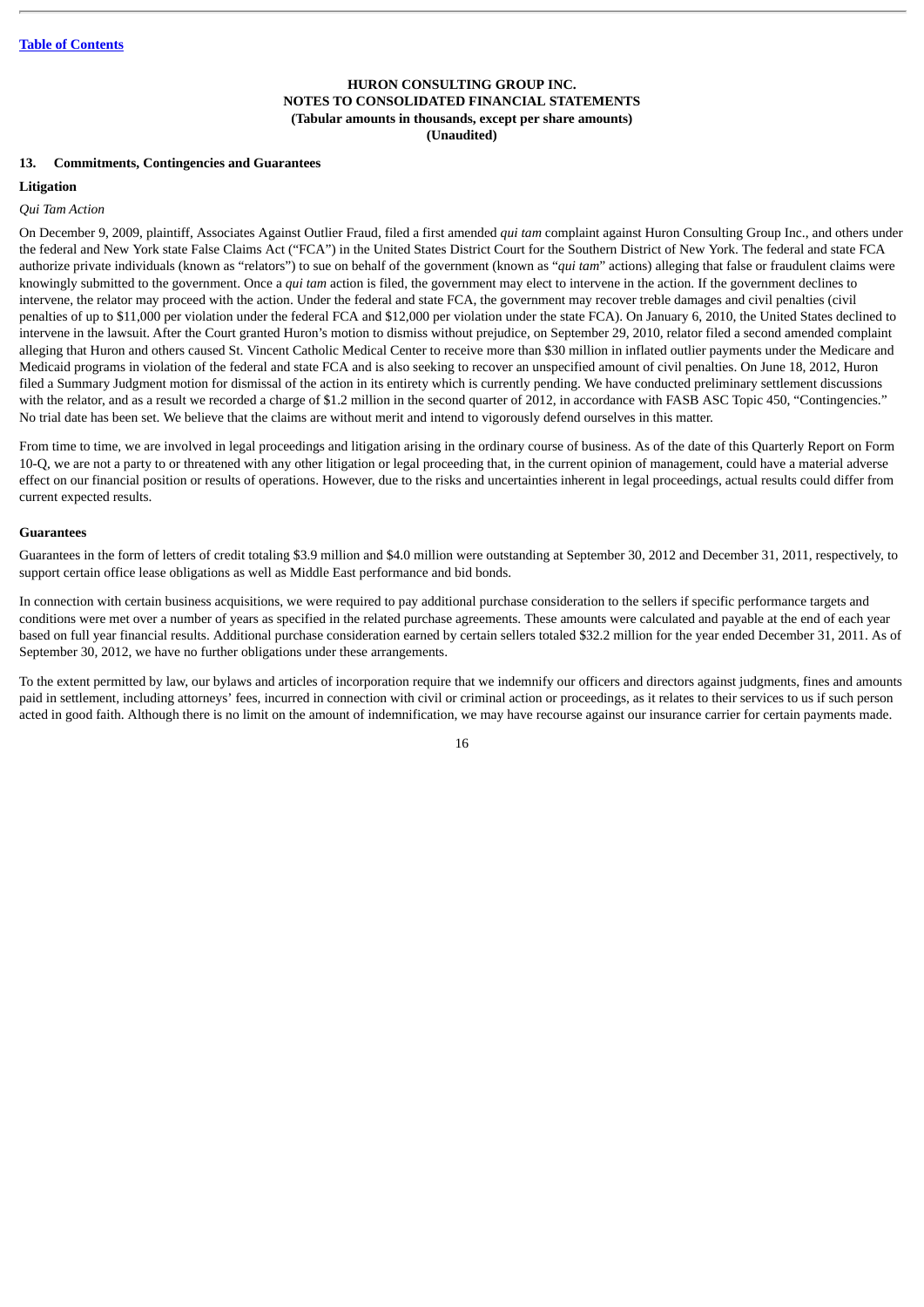**HURON CONSULTING GROUP INC.**
**NOTES TO CONSOLIDATED FINANCIAL STATEMENTS**
**(Tabular amounts in thousands, except per share amounts)**
**(Unaudited)**

## 13. Commitments, Contingencies and Guarantees

### Litigation

*Qui Tam Action*

On December 9, 2009, plaintiff, Associates Against Outlier Fraud, filed a first amended *qui tam* complaint against Huron Consulting Group Inc., and others under the federal and New York state False Claims Act ("FCA") in the United States District Court for the Southern District of New York. The federal and state FCA authorize private individuals (known as "relators") to sue on behalf of the government (known as "*qui tam*" actions) alleging that false or fraudulent claims were knowingly submitted to the government. Once a *qui tam* action is filed, the government may elect to intervene in the action. If the government declines to intervene, the relator may proceed with the action. Under the federal and state FCA, the government may recover treble damages and civil penalties (civil penalties of up to $11,000 per violation under the federal FCA and $12,000 per violation under the state FCA). On January 6, 2010, the United States declined to intervene in the lawsuit. After the Court granted Huron's motion to dismiss without prejudice, on September 29, 2010, relator filed a second amended complaint alleging that Huron and others caused St. Vincent Catholic Medical Center to receive more than $30 million in inflated outlier payments under the Medicare and Medicaid programs in violation of the federal and state FCA and is also seeking to recover an unspecified amount of civil penalties. On June 18, 2012, Huron filed a Summary Judgment motion for dismissal of the action in its entirety which is currently pending. We have conducted preliminary settlement discussions with the relator, and as a result we recorded a charge of $1.2 million in the second quarter of 2012, in accordance with FASB ASC Topic 450, "Contingencies." No trial date has been set. We believe that the claims are without merit and intend to vigorously defend ourselves in this matter.

From time to time, we are involved in legal proceedings and litigation arising in the ordinary course of business. As of the date of this Quarterly Report on Form 10-Q, we are not a party to or threatened with any other litigation or legal proceeding that, in the current opinion of management, could have a material adverse effect on our financial position or results of operations. However, due to the risks and uncertainties inherent in legal proceedings, actual results could differ from current expected results.

### Guarantees

Guarantees in the form of letters of credit totaling $3.9 million and $4.0 million were outstanding at September 30, 2012 and December 31, 2011, respectively, to support certain office lease obligations as well as Middle East performance and bid bonds.

In connection with certain business acquisitions, we were required to pay additional purchase consideration to the sellers if specific performance targets and conditions were met over a number of years as specified in the related purchase agreements. These amounts were calculated and payable at the end of each year based on full year financial results. Additional purchase consideration earned by certain sellers totaled $32.2 million for the year ended December 31, 2011. As of September 30, 2012, we have no further obligations under these arrangements.

To the extent permitted by law, our bylaws and articles of incorporation require that we indemnify our officers and directors against judgments, fines and amounts paid in settlement, including attorneys' fees, incurred in connection with civil or criminal action or proceedings, as it relates to their services to us if such person acted in good faith. Although there is no limit on the amount of indemnification, we may have recourse against our insurance carrier for certain payments made.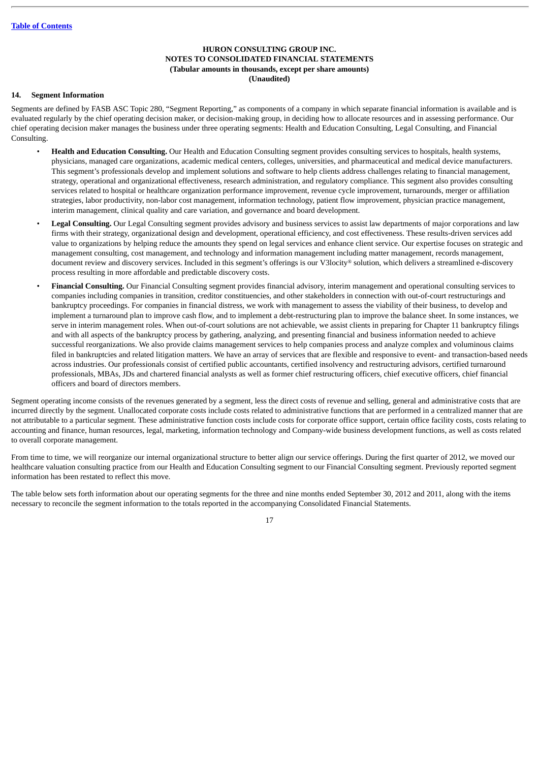**HURON CONSULTING GROUP INC.**
**NOTES TO CONSOLIDATED FINANCIAL STATEMENTS**
**(Tabular amounts in thousands, except per share amounts)**
**(Unaudited)**

## 14. Segment Information

Segments are defined by FASB ASC Topic 280, "Segment Reporting," as components of a company in which separate financial information is available and is evaluated regularly by the chief operating decision maker, or decision-making group, in deciding how to allocate resources and in assessing performance. Our chief operating decision maker manages the business under three operating segments: Health and Education Consulting, Legal Consulting, and Financial Consulting.

- **Health and Education Consulting.** Our Health and Education Consulting segment provides consulting services to hospitals, health systems, physicians, managed care organizations, academic medical centers, colleges, universities, and pharmaceutical and medical device manufacturers. This segment's professionals develop and implement solutions and software to help clients address challenges relating to financial management, strategy, operational and organizational effectiveness, research administration, and regulatory compliance. This segment also provides consulting services related to hospital or healthcare organization performance improvement, revenue cycle improvement, turnarounds, merger or affiliation strategies, labor productivity, non-labor cost management, information technology, patient flow improvement, physician practice management, interim management, clinical quality and care variation, and governance and board development.
- **Legal Consulting.** Our Legal Consulting segment provides advisory and business services to assist law departments of major corporations and law firms with their strategy, organizational design and development, operational efficiency, and cost effectiveness. These results-driven services add value to organizations by helping reduce the amounts they spend on legal services and enhance client service. Our expertise focuses on strategic and management consulting, cost management, and technology and information management including matter management, records management, document review and discovery services. Included in this segment's offerings is our V3locity® solution, which delivers a streamlined e-discovery process resulting in more affordable and predictable discovery costs.
- **Financial Consulting.** Our Financial Consulting segment provides financial advisory, interim management and operational consulting services to companies including companies in transition, creditor constituencies, and other stakeholders in connection with out-of-court restructurings and bankruptcy proceedings. For companies in financial distress, we work with management to assess the viability of their business, to develop and implement a turnaround plan to improve cash flow, and to implement a debt-restructuring plan to improve the balance sheet. In some instances, we serve in interim management roles. When out-of-court solutions are not achievable, we assist clients in preparing for Chapter 11 bankruptcy filings and with all aspects of the bankruptcy process by gathering, analyzing, and presenting financial and business information needed to achieve successful reorganizations. We also provide claims management services to help companies process and analyze complex and voluminous claims filed in bankruptcies and related litigation matters. We have an array of services that are flexible and responsive to event- and transaction-based needs across industries. Our professionals consist of certified public accountants, certified insolvency and restructuring advisors, certified turnaround professionals, MBAs, JDs and chartered financial analysts as well as former chief restructuring officers, chief executive officers, chief financial officers and board of directors members.

Segment operating income consists of the revenues generated by a segment, less the direct costs of revenue and selling, general and administrative costs that are incurred directly by the segment. Unallocated corporate costs include costs related to administrative functions that are performed in a centralized manner that are not attributable to a particular segment. These administrative function costs include costs for corporate office support, certain office facility costs, costs relating to accounting and finance, human resources, legal, marketing, information technology and Company-wide business development functions, as well as costs related to overall corporate management.

From time to time, we will reorganize our internal organizational structure to better align our service offerings. During the first quarter of 2012, we moved our healthcare valuation consulting practice from our Health and Education Consulting segment to our Financial Consulting segment. Previously reported segment information has been restated to reflect this move.

The table below sets forth information about our operating segments for the three and nine months ended September 30, 2012 and 2011, along with the items necessary to reconcile the segment information to the totals reported in the accompanying Consolidated Financial Statements.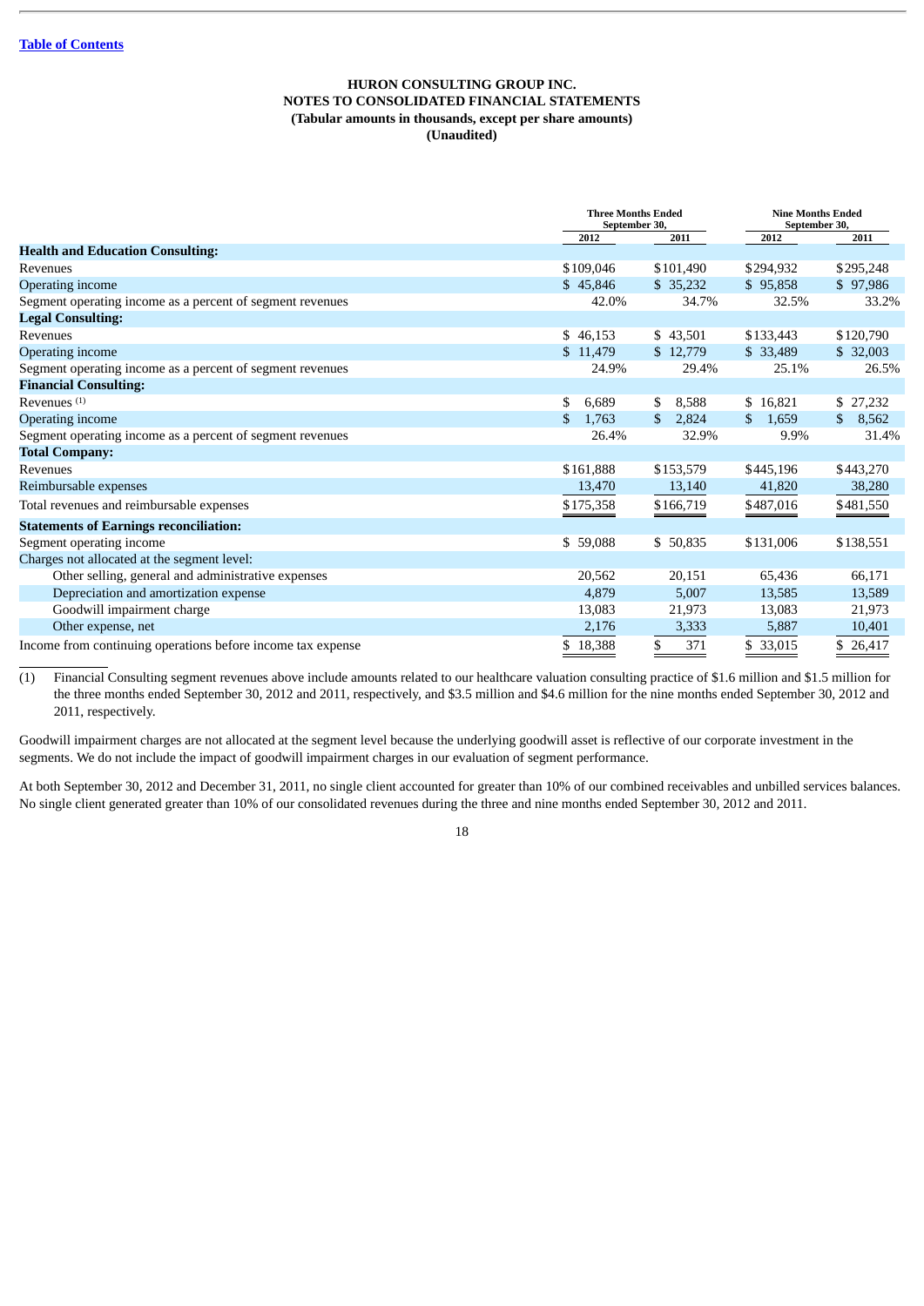[Table of Contents](#)

**HURON CONSULTING GROUP INC.**
**NOTES TO CONSOLIDATED FINANCIAL STATEMENTS**
**(Tabular amounts in thousands, except per share amounts)**
**(Unaudited)**

| | Three Months Ended September 30, | | Nine Months Ended September 30, | |
|---|---|---|---|---|
| | 2012 | 2011 | 2012 | 2011 |
| **Health and Education Consulting:** | | | | |
| Revenues | $109,046 | $101,490 | $294,932 | $295,248 |
| Operating income | $ 45,846 | $ 35,232 | $ 95,858 | $ 97,986 |
| Segment operating income as a percent of segment revenues | 42.0% | 34.7% | 32.5% | 33.2% |
| **Legal Consulting:** | | | | |
| Revenues | $ 46,153 | $ 43,501 | $133,443 | $120,790 |
| Operating income | $ 11,479 | $ 12,779 | $ 33,489 | $ 32,003 |
| Segment operating income as a percent of segment revenues | 24.9% | 29.4% | 25.1% | 26.5% |
| **Financial Consulting:** | | | | |
| Revenues [(1)] | $ 6,689 | $ 8,588 | $ 16,821 | $ 27,232 |
| Operating income | $ 1,763 | $ 2,824 | $ 1,659 | $ 8,562 |
| Segment operating income as a percent of segment revenues | 26.4% | 32.9% | 9.9% | 31.4% |
| **Total Company:** | | | | |
| Revenues | $161,888 | $153,579 | $445,196 | $443,270 |
| Reimbursable expenses | 13,470 | 13,140 | 41,820 | 38,280 |
| Total revenues and reimbursable expenses | $175,358 | $166,719 | $487,016 | $481,550 |
| **Statements of Earnings reconciliation:** | | | | |
| Segment operating income | $ 59,088 | $ 50,835 | $131,006 | $138,551 |
| Charges not allocated at the segment level: | | | | |
| Other selling, general and administrative expenses | 20,562 | 20,151 | 65,436 | 66,171 |
| Depreciation and amortization expense | 4,879 | 5,007 | 13,585 | 13,589 |
| Goodwill impairment charge | 13,083 | 21,973 | 13,083 | 21,973 |
| Other expense, net | 2,176 | 3,333 | 5,887 | 10,401 |
| Income from continuing operations before income tax expense | $ 18,388 | $ 371 | $ 33,015 | $ 26,417 |

(1) Financial Consulting segment revenues above include amounts related to our healthcare valuation consulting practice of $1.6 million and $1.5 million for the three months ended September 30, 2012 and 2011, respectively, and $3.5 million and $4.6 million for the nine months ended September 30, 2012 and 2011, respectively.

Goodwill impairment charges are not allocated at the segment level because the underlying goodwill asset is reflective of our corporate investment in the segments. We do not include the impact of goodwill impairment charges in our evaluation of segment performance.

At both September 30, 2012 and December 31, 2011, no single client accounted for greater than 10% of our combined receivables and unbilled services balances. No single client generated greater than 10% of our consolidated revenues during the three and nine months ended September 30, 2012 and 2011.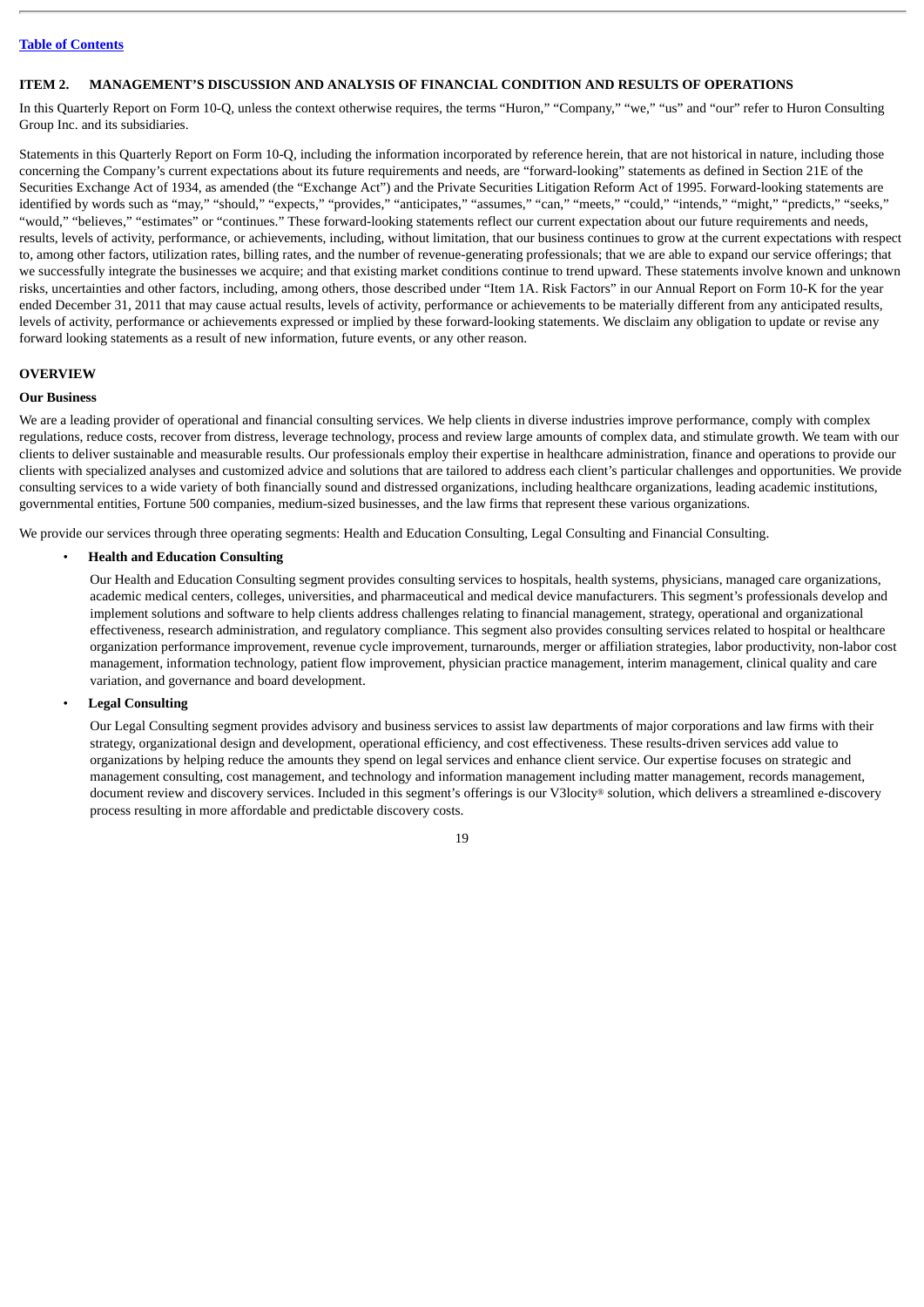## ITEM 2. MANAGEMENT'S DISCUSSION AND ANALYSIS OF FINANCIAL CONDITION AND RESULTS OF OPERATIONS

In this Quarterly Report on Form 10-Q, unless the context otherwise requires, the terms "Huron," "Company," "we," "us" and "our" refer to Huron Consulting Group Inc. and its subsidiaries.

Statements in this Quarterly Report on Form 10-Q, including the information incorporated by reference herein, that are not historical in nature, including those concerning the Company's current expectations about its future requirements and needs, are "forward-looking" statements as defined in Section 21E of the Securities Exchange Act of 1934, as amended (the "Exchange Act") and the Private Securities Litigation Reform Act of 1995. Forward-looking statements are identified by words such as "may," "should," "expects," "provides," "anticipates," "assumes," "can," "meets," "could," "intends," "might," "predicts," "seeks," "would," "believes," "estimates" or "continues." These forward-looking statements reflect our current expectation about our future requirements and needs, results, levels of activity, performance, or achievements, including, without limitation, that our business continues to grow at the current expectations with respect to, among other factors, utilization rates, billing rates, and the number of revenue-generating professionals; that we are able to expand our service offerings; that we successfully integrate the businesses we acquire; and that existing market conditions continue to trend upward. These statements involve known and unknown risks, uncertainties and other factors, including, among others, those described under "Item 1A. Risk Factors" in our Annual Report on Form 10-K for the year ended December 31, 2011 that may cause actual results, levels of activity, performance or achievements to be materially different from any anticipated results, levels of activity, performance or achievements expressed or implied by these forward-looking statements. We disclaim any obligation to update or revise any forward looking statements as a result of new information, future events, or any other reason.

### OVERVIEW

#### Our Business

We are a leading provider of operational and financial consulting services. We help clients in diverse industries improve performance, comply with complex regulations, reduce costs, recover from distress, leverage technology, process and review large amounts of complex data, and stimulate growth. We team with our clients to deliver sustainable and measurable results. Our professionals employ their expertise in healthcare administration, finance and operations to provide our clients with specialized analyses and customized advice and solutions that are tailored to address each client's particular challenges and opportunities. We provide consulting services to a wide variety of both financially sound and distressed organizations, including healthcare organizations, leading academic institutions, governmental entities, Fortune 500 companies, medium-sized businesses, and the law firms that represent these various organizations.

We provide our services through three operating segments: Health and Education Consulting, Legal Consulting and Financial Consulting.

- **Health and Education Consulting**

  Our Health and Education Consulting segment provides consulting services to hospitals, health systems, physicians, managed care organizations, academic medical centers, colleges, universities, and pharmaceutical and medical device manufacturers. This segment's professionals develop and implement solutions and software to help clients address challenges relating to financial management, strategy, operational and organizational effectiveness, research administration, and regulatory compliance. This segment also provides consulting services related to hospital or healthcare organization performance improvement, revenue cycle improvement, turnarounds, merger or affiliation strategies, labor productivity, non-labor cost management, information technology, patient flow improvement, physician practice management, interim management, clinical quality and care variation, and governance and board development.

- **Legal Consulting**

  Our Legal Consulting segment provides advisory and business services to assist law departments of major corporations and law firms with their strategy, organizational design and development, operational efficiency, and cost effectiveness. These results-driven services add value to organizations by helping reduce the amounts they spend on legal services and enhance client service. Our expertise focuses on strategic and management consulting, cost management, and technology and information management including matter management, records management, document review and discovery services. Included in this segment's offerings is our V3locity® solution, which delivers a streamlined e-discovery process resulting in more affordable and predictable discovery costs.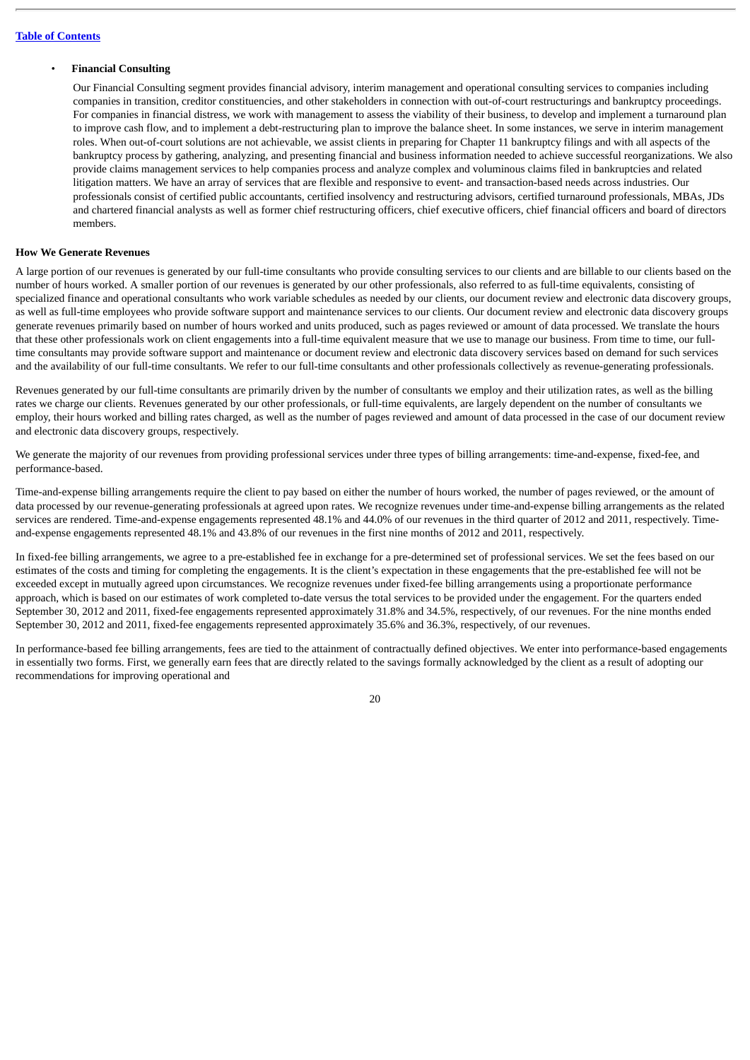- **Financial Consulting**

  Our Financial Consulting segment provides financial advisory, interim management and operational consulting services to companies including companies in transition, creditor constituencies, and other stakeholders in connection with out-of-court restructurings and bankruptcy proceedings. For companies in financial distress, we work with management to assess the viability of their business, to develop and implement a turnaround plan to improve cash flow, and to implement a debt-restructuring plan to improve the balance sheet. In some instances, we serve in interim management roles. When out-of-court solutions are not achievable, we assist clients in preparing for Chapter 11 bankruptcy filings and with all aspects of the bankruptcy process by gathering, analyzing, and presenting financial and business information needed to achieve successful reorganizations. We also provide claims management services to help companies process and analyze complex and voluminous claims filed in bankruptcies and related litigation matters. We have an array of services that are flexible and responsive to event- and transaction-based needs across industries. Our professionals consist of certified public accountants, certified insolvency and restructuring advisors, certified turnaround professionals, MBAs, JDs and chartered financial analysts as well as former chief restructuring officers, chief executive officers, chief financial officers and board of directors members.

**How We Generate Revenues**

A large portion of our revenues is generated by our full-time consultants who provide consulting services to our clients and are billable to our clients based on the number of hours worked. A smaller portion of our revenues is generated by our other professionals, also referred to as full-time equivalents, consisting of specialized finance and operational consultants who work variable schedules as needed by our clients, our document review and electronic data discovery groups, as well as full-time employees who provide software support and maintenance services to our clients. Our document review and electronic data discovery groups generate revenues primarily based on number of hours worked and units produced, such as pages reviewed or amount of data processed. We translate the hours that these other professionals work on client engagements into a full-time equivalent measure that we use to manage our business. From time to time, our full-time consultants may provide software support and maintenance or document review and electronic data discovery services based on demand for such services and the availability of our full-time consultants. We refer to our full-time consultants and other professionals collectively as revenue-generating professionals.

Revenues generated by our full-time consultants are primarily driven by the number of consultants we employ and their utilization rates, as well as the billing rates we charge our clients. Revenues generated by our other professionals, or full-time equivalents, are largely dependent on the number of consultants we employ, their hours worked and billing rates charged, as well as the number of pages reviewed and amount of data processed in the case of our document review and electronic data discovery groups, respectively.

We generate the majority of our revenues from providing professional services under three types of billing arrangements: time-and-expense, fixed-fee, and performance-based.

Time-and-expense billing arrangements require the client to pay based on either the number of hours worked, the number of pages reviewed, or the amount of data processed by our revenue-generating professionals at agreed upon rates. We recognize revenues under time-and-expense billing arrangements as the related services are rendered. Time-and-expense engagements represented 48.1% and 44.0% of our revenues in the third quarter of 2012 and 2011, respectively. Time-and-expense engagements represented 48.1% and 43.8% of our revenues in the first nine months of 2012 and 2011, respectively.

In fixed-fee billing arrangements, we agree to a pre-established fee in exchange for a pre-determined set of professional services. We set the fees based on our estimates of the costs and timing for completing the engagements. It is the client's expectation in these engagements that the pre-established fee will not be exceeded except in mutually agreed upon circumstances. We recognize revenues under fixed-fee billing arrangements using a proportionate performance approach, which is based on our estimates of work completed to-date versus the total services to be provided under the engagement. For the quarters ended September 30, 2012 and 2011, fixed-fee engagements represented approximately 31.8% and 34.5%, respectively, of our revenues. For the nine months ended September 30, 2012 and 2011, fixed-fee engagements represented approximately 35.6% and 36.3%, respectively, of our revenues.

In performance-based fee billing arrangements, fees are tied to the attainment of contractually defined objectives. We enter into performance-based engagements in essentially two forms. First, we generally earn fees that are directly related to the savings formally acknowledged by the client as a result of adopting our recommendations for improving operational and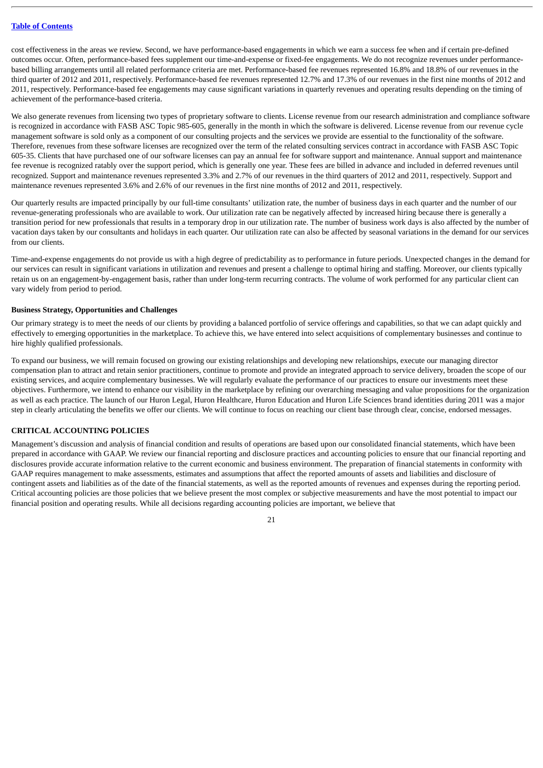cost effectiveness in the areas we review. Second, we have performance-based engagements in which we earn a success fee when and if certain pre-defined outcomes occur. Often, performance-based fees supplement our time-and-expense or fixed-fee engagements. We do not recognize revenues under performance-based billing arrangements until all related performance criteria are met. Performance-based fee revenues represented 16.8% and 18.8% of our revenues in the third quarter of 2012 and 2011, respectively. Performance-based fee revenues represented 12.7% and 17.3% of our revenues in the first nine months of 2012 and 2011, respectively. Performance-based fee engagements may cause significant variations in quarterly revenues and operating results depending on the timing of achievement of the performance-based criteria.

We also generate revenues from licensing two types of proprietary software to clients. License revenue from our research administration and compliance software is recognized in accordance with FASB ASC Topic 985-605, generally in the month in which the software is delivered. License revenue from our revenue cycle management software is sold only as a component of our consulting projects and the services we provide are essential to the functionality of the software. Therefore, revenues from these software licenses are recognized over the term of the related consulting services contract in accordance with FASB ASC Topic 605-35. Clients that have purchased one of our software licenses can pay an annual fee for software support and maintenance. Annual support and maintenance fee revenue is recognized ratably over the support period, which is generally one year. These fees are billed in advance and included in deferred revenues until recognized. Support and maintenance revenues represented 3.3% and 2.7% of our revenues in the third quarters of 2012 and 2011, respectively. Support and maintenance revenues represented 3.6% and 2.6% of our revenues in the first nine months of 2012 and 2011, respectively.

Our quarterly results are impacted principally by our full-time consultants' utilization rate, the number of business days in each quarter and the number of our revenue-generating professionals who are available to work. Our utilization rate can be negatively affected by increased hiring because there is generally a transition period for new professionals that results in a temporary drop in our utilization rate. The number of business work days is also affected by the number of vacation days taken by our consultants and holidays in each quarter. Our utilization rate can also be affected by seasonal variations in the demand for our services from our clients.

Time-and-expense engagements do not provide us with a high degree of predictability as to performance in future periods. Unexpected changes in the demand for our services can result in significant variations in utilization and revenues and present a challenge to optimal hiring and staffing. Moreover, our clients typically retain us on an engagement-by-engagement basis, rather than under long-term recurring contracts. The volume of work performed for any particular client can vary widely from period to period.

**Business Strategy, Opportunities and Challenges**

Our primary strategy is to meet the needs of our clients by providing a balanced portfolio of service offerings and capabilities, so that we can adapt quickly and effectively to emerging opportunities in the marketplace. To achieve this, we have entered into select acquisitions of complementary businesses and continue to hire highly qualified professionals.

To expand our business, we will remain focused on growing our existing relationships and developing new relationships, execute our managing director compensation plan to attract and retain senior practitioners, continue to promote and provide an integrated approach to service delivery, broaden the scope of our existing services, and acquire complementary businesses. We will regularly evaluate the performance of our practices to ensure our investments meet these objectives. Furthermore, we intend to enhance our visibility in the marketplace by refining our overarching messaging and value propositions for the organization as well as each practice. The launch of our Huron Legal, Huron Healthcare, Huron Education and Huron Life Sciences brand identities during 2011 was a major step in clearly articulating the benefits we offer our clients. We will continue to focus on reaching our client base through clear, concise, endorsed messages.

## CRITICAL ACCOUNTING POLICIES

Management's discussion and analysis of financial condition and results of operations are based upon our consolidated financial statements, which have been prepared in accordance with GAAP. We review our financial reporting and disclosure practices and accounting policies to ensure that our financial reporting and disclosures provide accurate information relative to the current economic and business environment. The preparation of financial statements in conformity with GAAP requires management to make assessments, estimates and assumptions that affect the reported amounts of assets and liabilities and disclosure of contingent assets and liabilities as of the date of the financial statements, as well as the reported amounts of revenues and expenses during the reporting period. Critical accounting policies are those policies that we believe present the most complex or subjective measurements and have the most potential to impact our financial position and operating results. While all decisions regarding accounting policies are important, we believe that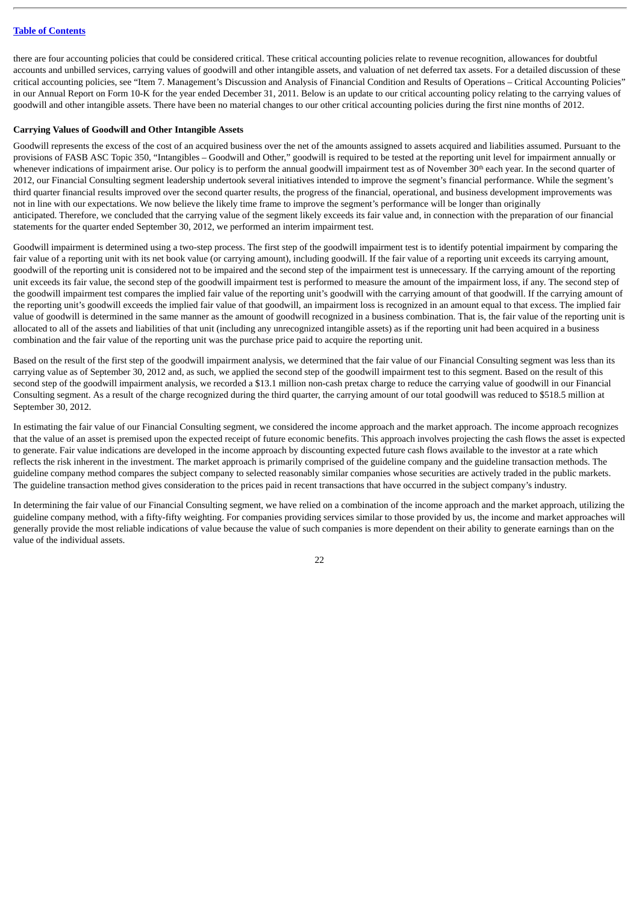there are four accounting policies that could be considered critical. These critical accounting policies relate to revenue recognition, allowances for doubtful accounts and unbilled services, carrying values of goodwill and other intangible assets, and valuation of net deferred tax assets. For a detailed discussion of these critical accounting policies, see "Item 7. Management's Discussion and Analysis of Financial Condition and Results of Operations – Critical Accounting Policies" in our Annual Report on Form 10-K for the year ended December 31, 2011. Below is an update to our critical accounting policy relating to the carrying values of goodwill and other intangible assets. There have been no material changes to our other critical accounting policies during the first nine months of 2012.

**Carrying Values of Goodwill and Other Intangible Assets**

Goodwill represents the excess of the cost of an acquired business over the net of the amounts assigned to assets acquired and liabilities assumed. Pursuant to the provisions of FASB ASC Topic 350, "Intangibles – Goodwill and Other," goodwill is required to be tested at the reporting unit level for impairment annually or whenever indications of impairment arise. Our policy is to perform the annual goodwill impairment test as of November 30th each year. In the second quarter of 2012, our Financial Consulting segment leadership undertook several initiatives intended to improve the segment's financial performance. While the segment's third quarter financial results improved over the second quarter results, the progress of the financial, operational, and business development improvements was not in line with our expectations. We now believe the likely time frame to improve the segment's performance will be longer than originally anticipated. Therefore, we concluded that the carrying value of the segment likely exceeds its fair value and, in connection with the preparation of our financial statements for the quarter ended September 30, 2012, we performed an interim impairment test.

Goodwill impairment is determined using a two-step process. The first step of the goodwill impairment test is to identify potential impairment by comparing the fair value of a reporting unit with its net book value (or carrying amount), including goodwill. If the fair value of a reporting unit exceeds its carrying amount, goodwill of the reporting unit is considered not to be impaired and the second step of the impairment test is unnecessary. If the carrying amount of the reporting unit exceeds its fair value, the second step of the goodwill impairment test is performed to measure the amount of the impairment loss, if any. The second step of the goodwill impairment test compares the implied fair value of the reporting unit's goodwill with the carrying amount of that goodwill. If the carrying amount of the reporting unit's goodwill exceeds the implied fair value of that goodwill, an impairment loss is recognized in an amount equal to that excess. The implied fair value of goodwill is determined in the same manner as the amount of goodwill recognized in a business combination. That is, the fair value of the reporting unit is allocated to all of the assets and liabilities of that unit (including any unrecognized intangible assets) as if the reporting unit had been acquired in a business combination and the fair value of the reporting unit was the purchase price paid to acquire the reporting unit.

Based on the result of the first step of the goodwill impairment analysis, we determined that the fair value of our Financial Consulting segment was less than its carrying value as of September 30, 2012 and, as such, we applied the second step of the goodwill impairment test to this segment. Based on the result of this second step of the goodwill impairment analysis, we recorded a $13.1 million non-cash pretax charge to reduce the carrying value of goodwill in our Financial Consulting segment. As a result of the charge recognized during the third quarter, the carrying amount of our total goodwill was reduced to $518.5 million at September 30, 2012.

In estimating the fair value of our Financial Consulting segment, we considered the income approach and the market approach. The income approach recognizes that the value of an asset is premised upon the expected receipt of future economic benefits. This approach involves projecting the cash flows the asset is expected to generate. Fair value indications are developed in the income approach by discounting expected future cash flows available to the investor at a rate which reflects the risk inherent in the investment. The market approach is primarily comprised of the guideline company and the guideline transaction methods. The guideline company method compares the subject company to selected reasonably similar companies whose securities are actively traded in the public markets. The guideline transaction method gives consideration to the prices paid in recent transactions that have occurred in the subject company's industry.

In determining the fair value of our Financial Consulting segment, we have relied on a combination of the income approach and the market approach, utilizing the guideline company method, with a fifty-fifty weighting. For companies providing services similar to those provided by us, the income and market approaches will generally provide the most reliable indications of value because the value of such companies is more dependent on their ability to generate earnings than on the value of the individual assets.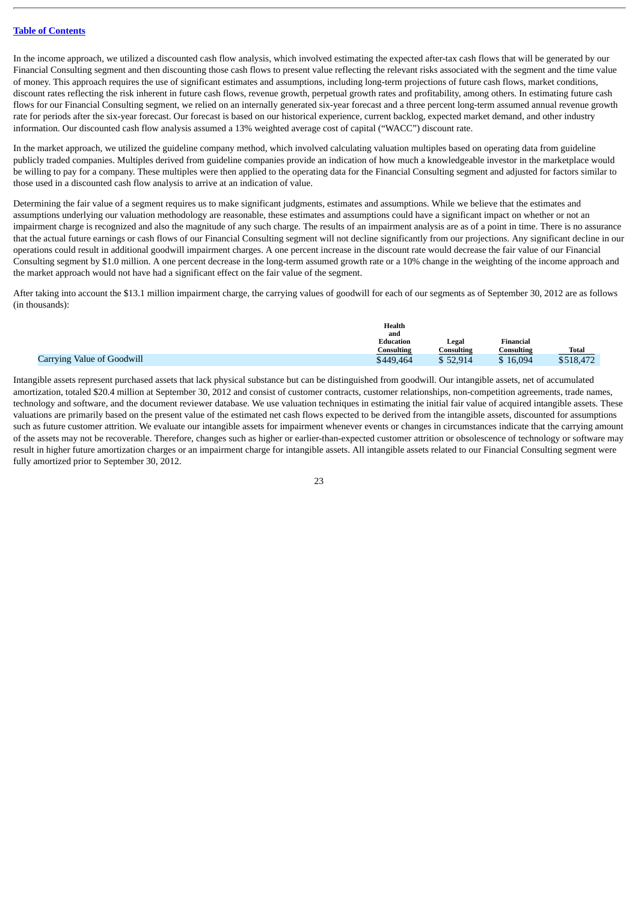In the income approach, we utilized a discounted cash flow analysis, which involved estimating the expected after-tax cash flows that will be generated by our Financial Consulting segment and then discounting those cash flows to present value reflecting the relevant risks associated with the segment and the time value of money. This approach requires the use of significant estimates and assumptions, including long-term projections of future cash flows, market conditions, discount rates reflecting the risk inherent in future cash flows, revenue growth, perpetual growth rates and profitability, among others. In estimating future cash flows for our Financial Consulting segment, we relied on an internally generated six-year forecast and a three percent long-term assumed annual revenue growth rate for periods after the six-year forecast. Our forecast is based on our historical experience, current backlog, expected market demand, and other industry information. Our discounted cash flow analysis assumed a 13% weighted average cost of capital ("WACC") discount rate.

In the market approach, we utilized the guideline company method, which involved calculating valuation multiples based on operating data from guideline publicly traded companies. Multiples derived from guideline companies provide an indication of how much a knowledgeable investor in the marketplace would be willing to pay for a company. These multiples were then applied to the operating data for the Financial Consulting segment and adjusted for factors similar to those used in a discounted cash flow analysis to arrive at an indication of value.

Determining the fair value of a segment requires us to make significant judgments, estimates and assumptions. While we believe that the estimates and assumptions underlying our valuation methodology are reasonable, these estimates and assumptions could have a significant impact on whether or not an impairment charge is recognized and also the magnitude of any such charge. The results of an impairment analysis are as of a point in time. There is no assurance that the actual future earnings or cash flows of our Financial Consulting segment will not decline significantly from our projections. Any significant decline in our operations could result in additional goodwill impairment charges. A one percent increase in the discount rate would decrease the fair value of our Financial Consulting segment by $1.0 million. A one percent decrease in the long-term assumed growth rate or a 10% change in the weighting of the income approach and the market approach would not have had a significant effect on the fair value of the segment.

After taking into account the $13.1 million impairment charge, the carrying values of goodwill for each of our segments as of September 30, 2012 are as follows (in thousands):

| | Health and Education Consulting | Legal Consulting | Financial Consulting | Total |
|---|---|---|---|---|
| Carrying Value of Goodwill | $449,464 | $ 52,914 | $ 16,094 | $518,472 |

Intangible assets represent purchased assets that lack physical substance but can be distinguished from goodwill. Our intangible assets, net of accumulated amortization, totaled $20.4 million at September 30, 2012 and consist of customer contracts, customer relationships, non-competition agreements, trade names, technology and software, and the document reviewer database. We use valuation techniques in estimating the initial fair value of acquired intangible assets. These valuations are primarily based on the present value of the estimated net cash flows expected to be derived from the intangible assets, discounted for assumptions such as future customer attrition. We evaluate our intangible assets for impairment whenever events or changes in circumstances indicate that the carrying amount of the assets may not be recoverable. Therefore, changes such as higher or earlier-than-expected customer attrition or obsolescence of technology or software may result in higher future amortization charges or an impairment charge for intangible assets. All intangible assets related to our Financial Consulting segment were fully amortized prior to September 30, 2012.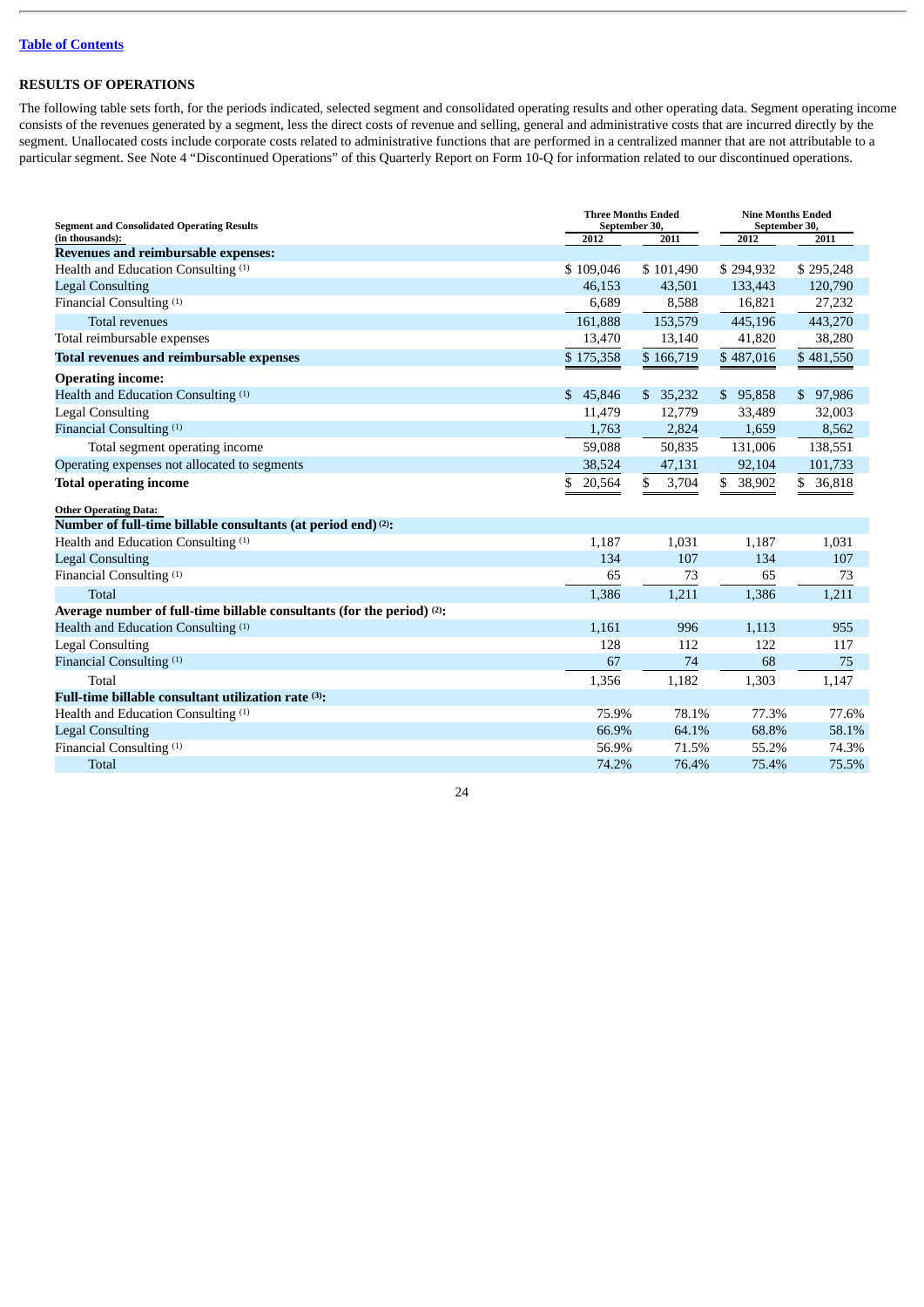## RESULTS OF OPERATIONS

The following table sets forth, for the periods indicated, selected segment and consolidated operating results and other operating data. Segment operating income consists of the revenues generated by a segment, less the direct costs of revenue and selling, general and administrative costs that are incurred directly by the segment. Unallocated costs include corporate costs related to administrative functions that are performed in a centralized manner that are not attributable to a particular segment. See Note 4 "Discontinued Operations" of this Quarterly Report on Form 10-Q for information related to our discontinued operations.

| Segment and Consolidated Operating Results (in thousands): | Three Months Ended September 30, 2012 | Three Months Ended September 30, 2011 | Nine Months Ended September 30, 2012 | Nine Months Ended September 30, 2011 |
|---|---|---|---|---|
| **Revenues and reimbursable expenses:** | | | | |
| Health and Education Consulting [(1)] | $ 109,046 | $ 101,490 | $ 294,932 | $ 295,248 |
| Legal Consulting | 46,153 | 43,501 | 133,443 | 120,790 |
| Financial Consulting [(1)] | 6,689 | 8,588 | 16,821 | 27,232 |
| Total revenues | 161,888 | 153,579 | 445,196 | 443,270 |
| Total reimbursable expenses | 13,470 | 13,140 | 41,820 | 38,280 |
| **Total revenues and reimbursable expenses** | $ 175,358 | $ 166,719 | $ 487,016 | $ 481,550 |
| **Operating income:** | | | | |
| Health and Education Consulting [(1)] | $ 45,846 | $ 35,232 | $ 95,858 | $ 97,986 |
| Legal Consulting | 11,479 | 12,779 | 33,489 | 32,003 |
| Financial Consulting [(1)] | 1,763 | 2,824 | 1,659 | 8,562 |
| Total segment operating income | 59,088 | 50,835 | 131,006 | 138,551 |
| Operating expenses not allocated to segments | 38,524 | 47,131 | 92,104 | 101,733 |
| **Total operating income** | $ 20,564 | $ 3,704 | $ 38,902 | $ 36,818 |
| **Other Operating Data:** | | | | |
| **Number of full-time billable consultants (at period end)** [(2)]**:** | | | | |
| Health and Education Consulting [(1)] | 1,187 | 1,031 | 1,187 | 1,031 |
| Legal Consulting | 134 | 107 | 134 | 107 |
| Financial Consulting [(1)] | 65 | 73 | 65 | 73 |
| Total | 1,386 | 1,211 | 1,386 | 1,211 |
| **Average number of full-time billable consultants (for the period)** [(2)]**:** | | | | |
| Health and Education Consulting [(1)] | 1,161 | 996 | 1,113 | 955 |
| Legal Consulting | 128 | 112 | 122 | 117 |
| Financial Consulting [(1)] | 67 | 74 | 68 | 75 |
| Total | 1,356 | 1,182 | 1,303 | 1,147 |
| **Full-time billable consultant utilization rate** [(3)]**:** | | | | |
| Health and Education Consulting [(1)] | 75.9% | 78.1% | 77.3% | 77.6% |
| Legal Consulting | 66.9% | 64.1% | 68.8% | 58.1% |
| Financial Consulting [(1)] | 56.9% | 71.5% | 55.2% | 74.3% |
| Total | 74.2% | 76.4% | 75.4% | 75.5% |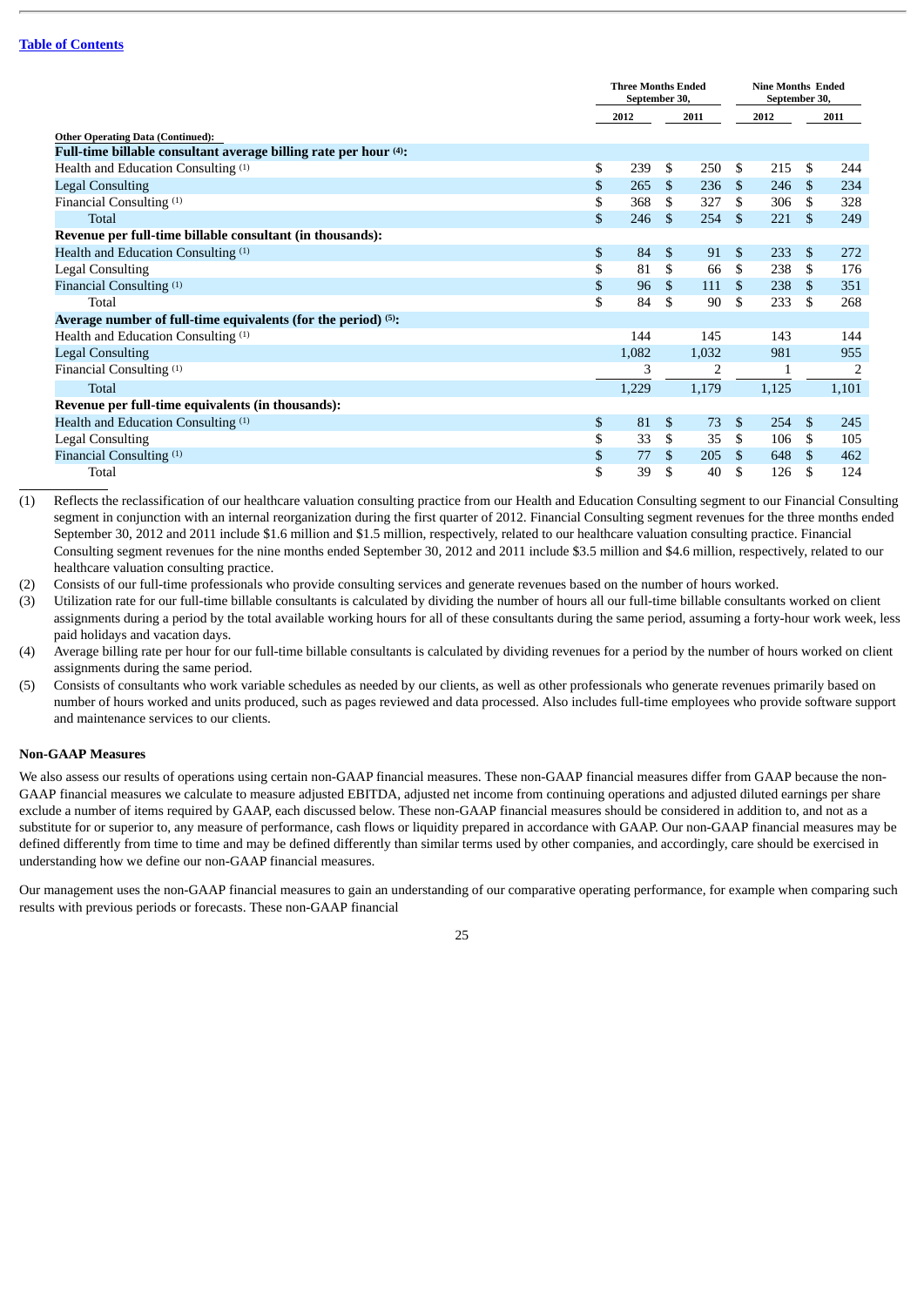| | Three Months Ended September 30, | | Nine Months Ended September 30, | |
|---|---|---|---|---|
| | 2012 | 2011 | 2012 | 2011 |
| **Other Operating Data (Continued):** | | | | |
| **Full-time billable consultant average billing rate per hour [4]:** | | | | |
| Health and Education Consulting [1] | $ 239 | $ 250 | $ 215 | $ 244 |
| Legal Consulting | $ 265 | $ 236 | $ 246 | $ 234 |
| Financial Consulting [1] | $ 368 | $ 327 | $ 306 | $ 328 |
| Total | $ 246 | $ 254 | $ 221 | $ 249 |
| **Revenue per full-time billable consultant (in thousands):** | | | | |
| Health and Education Consulting [1] | $ 84 | $ 91 | $ 233 | $ 272 |
| Legal Consulting | $ 81 | $ 66 | $ 238 | $ 176 |
| Financial Consulting [1] | $ 96 | $ 111 | $ 238 | $ 351 |
| Total | $ 84 | $ 90 | $ 233 | $ 268 |
| **Average number of full-time equivalents (for the period) [5]:** | | | | |
| Health and Education Consulting [1] | 144 | 145 | 143 | 144 |
| Legal Consulting | 1,082 | 1,032 | 981 | 955 |
| Financial Consulting [1] | 3 | 2 | 1 | 2 |
| Total | 1,229 | 1,179 | 1,125 | 1,101 |
| **Revenue per full-time equivalents (in thousands):** | | | | |
| Health and Education Consulting [1] | $ 81 | $ 73 | $ 254 | $ 245 |
| Legal Consulting | $ 33 | $ 35 | $ 106 | $ 105 |
| Financial Consulting [1] | $ 77 | $ 205 | $ 648 | $ 462 |
| Total | $ 39 | $ 40 | $ 126 | $ 124 |

(1) Reflects the reclassification of our healthcare valuation consulting practice from our Health and Education Consulting segment to our Financial Consulting segment in conjunction with an internal reorganization during the first quarter of 2012. Financial Consulting segment revenues for the three months ended September 30, 2012 and 2011 include $1.6 million and $1.5 million, respectively, related to our healthcare valuation consulting practice. Financial Consulting segment revenues for the nine months ended September 30, 2012 and 2011 include $3.5 million and $4.6 million, respectively, related to our healthcare valuation consulting practice.

(2) Consists of our full-time professionals who provide consulting services and generate revenues based on the number of hours worked.

(3) Utilization rate for our full-time billable consultants is calculated by dividing the number of hours all our full-time billable consultants worked on client assignments during a period by the total available working hours for all of these consultants during the same period, assuming a forty-hour work week, less paid holidays and vacation days.

(4) Average billing rate per hour for our full-time billable consultants is calculated by dividing revenues for a period by the number of hours worked on client assignments during the same period.

(5) Consists of consultants who work variable schedules as needed by our clients, as well as other professionals who generate revenues primarily based on number of hours worked and units produced, such as pages reviewed and data processed. Also includes full-time employees who provide software support and maintenance services to our clients.

**Non-GAAP Measures**

We also assess our results of operations using certain non-GAAP financial measures. These non-GAAP financial measures differ from GAAP because the non-GAAP financial measures we calculate to measure adjusted EBITDA, adjusted net income from continuing operations and adjusted diluted earnings per share exclude a number of items required by GAAP, each discussed below. These non-GAAP financial measures should be considered in addition to, and not as a substitute for or superior to, any measure of performance, cash flows or liquidity prepared in accordance with GAAP. Our non-GAAP financial measures may be defined differently from time to time and may be defined differently than similar terms used by other companies, and accordingly, care should be exercised in understanding how we define our non-GAAP financial measures.

Our management uses the non-GAAP financial measures to gain an understanding of our comparative operating performance, for example when comparing such results with previous periods or forecasts. These non-GAAP financial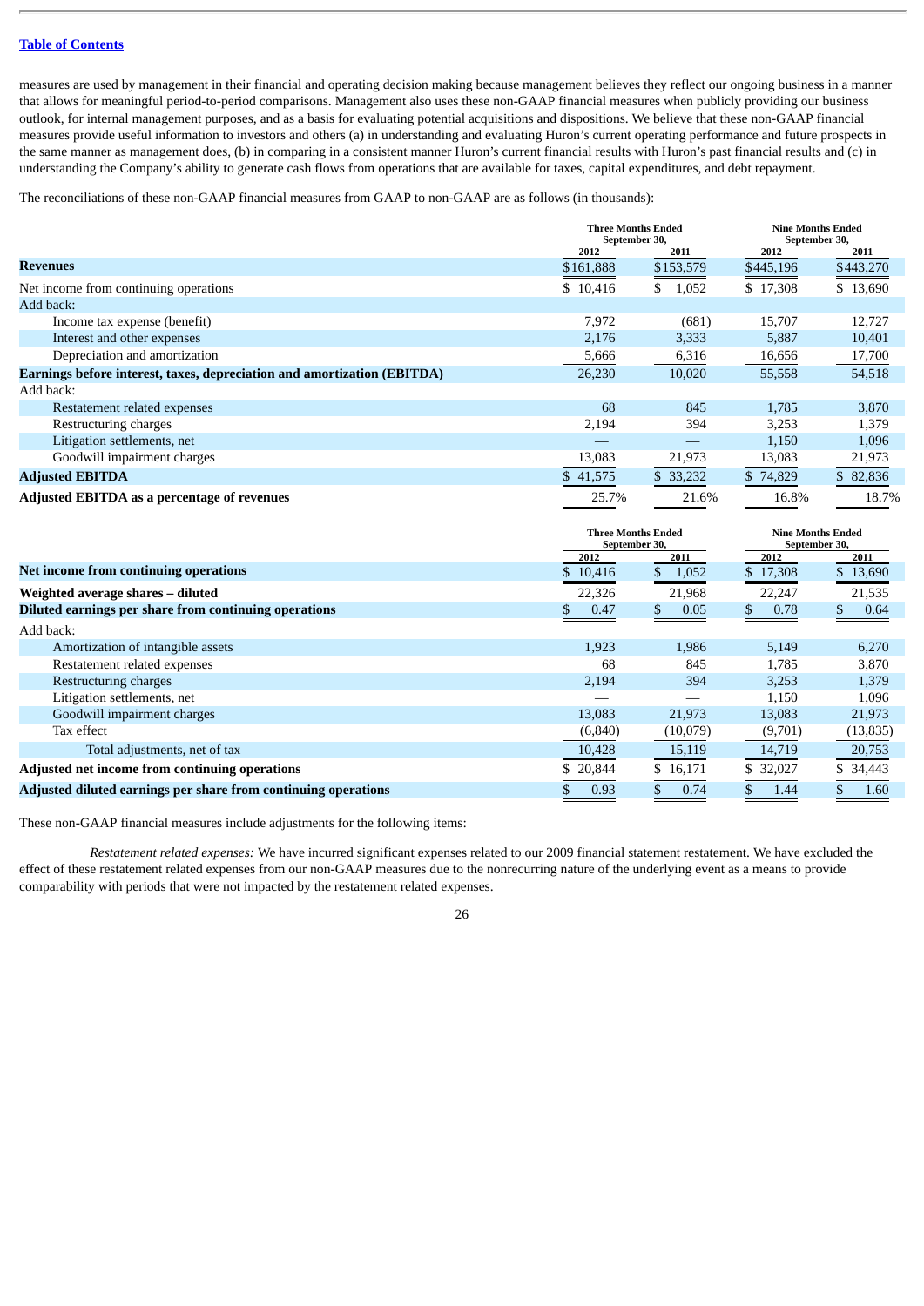measures are used by management in their financial and operating decision making because management believes they reflect our ongoing business in a manner that allows for meaningful period-to-period comparisons. Management also uses these non-GAAP financial measures when publicly providing our business outlook, for internal management purposes, and as a basis for evaluating potential acquisitions and dispositions. We believe that these non-GAAP financial measures provide useful information to investors and others (a) in understanding and evaluating Huron's current operating performance and future prospects in the same manner as management does, (b) in comparing in a consistent manner Huron's current financial results with Huron's past financial results and (c) in understanding the Company's ability to generate cash flows from operations that are available for taxes, capital expenditures, and debt repayment.

The reconciliations of these non-GAAP financial measures from GAAP to non-GAAP are as follows (in thousands):

| | Three Months Ended September 30, | | Nine Months Ended September 30, | |
|---|---|---|---|---|
| | 2012 | 2011 | 2012 | 2011 |
| **Revenues** | $161,888 | $153,579 | $445,196 | $443,270 |
| Net income from continuing operations | $ 10,416 | $ 1,052 | $ 17,308 | $ 13,690 |
| Add back: | | | | |
| Income tax expense (benefit) | 7,972 | (681) | 15,707 | 12,727 |
| Interest and other expenses | 2,176 | 3,333 | 5,887 | 10,401 |
| Depreciation and amortization | 5,666 | 6,316 | 16,656 | 17,700 |
| **Earnings before interest, taxes, depreciation and amortization (EBITDA)** | 26,230 | 10,020 | 55,558 | 54,518 |
| Add back: | | | | |
| Restatement related expenses | 68 | 845 | 1,785 | 3,870 |
| Restructuring charges | 2,194 | 394 | 3,253 | 1,379 |
| Litigation settlements, net | — | — | 1,150 | 1,096 |
| Goodwill impairment charges | 13,083 | 21,973 | 13,083 | 21,973 |
| **Adjusted EBITDA** | $ 41,575 | $ 33,232 | $ 74,829 | $ 82,836 |
| **Adjusted EBITDA as a percentage of revenues** | 25.7% | 21.6% | 16.8% | 18.7% |

| | Three Months Ended September 30, | | Nine Months Ended September 30, | |
|---|---|---|---|---|
| | 2012 | 2011 | 2012 | 2011 |
| **Net income from continuing operations** | $ 10,416 | $ 1,052 | $ 17,308 | $ 13,690 |
| **Weighted average shares – diluted** | 22,326 | 21,968 | 22,247 | 21,535 |
| **Diluted earnings per share from continuing operations** | $ 0.47 | $ 0.05 | $ 0.78 | $ 0.64 |
| Add back: | | | | |
| Amortization of intangible assets | 1,923 | 1,986 | 5,149 | 6,270 |
| Restatement related expenses | 68 | 845 | 1,785 | 3,870 |
| Restructuring charges | 2,194 | 394 | 3,253 | 1,379 |
| Litigation settlements, net | — | — | 1,150 | 1,096 |
| Goodwill impairment charges | 13,083 | 21,973 | 13,083 | 21,973 |
| Tax effect | (6,840) | (10,079) | (9,701) | (13,835) |
| Total adjustments, net of tax | 10,428 | 15,119 | 14,719 | 20,753 |
| **Adjusted net income from continuing operations** | $ 20,844 | $ 16,171 | $ 32,027 | $ 34,443 |
| **Adjusted diluted earnings per share from continuing operations** | $ 0.93 | $ 0.74 | $ 1.44 | $ 1.60 |

These non-GAAP financial measures include adjustments for the following items:

*Restatement related expenses:* We have incurred significant expenses related to our 2009 financial statement restatement. We have excluded the effect of these restatement related expenses from our non-GAAP measures due to the nonrecurring nature of the underlying event as a means to provide comparability with periods that were not impacted by the restatement related expenses.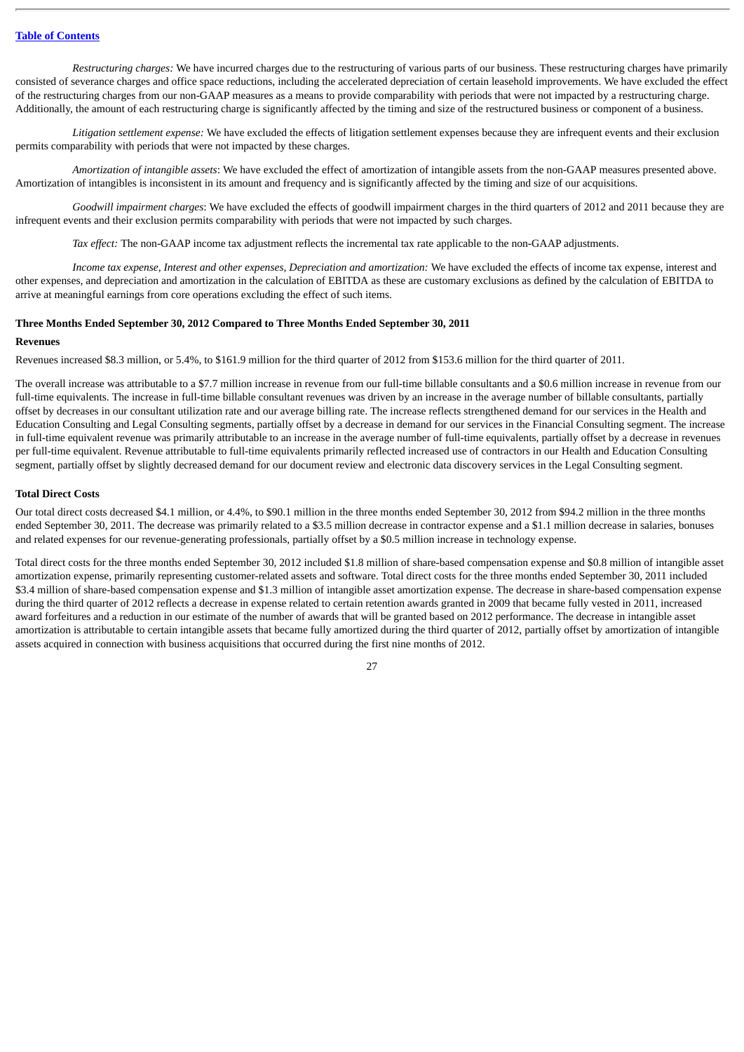*Restructuring charges:* We have incurred charges due to the restructuring of various parts of our business. These restructuring charges have primarily consisted of severance charges and office space reductions, including the accelerated depreciation of certain leasehold improvements. We have excluded the effect of the restructuring charges from our non-GAAP measures as a means to provide comparability with periods that were not impacted by a restructuring charge. Additionally, the amount of each restructuring charge is significantly affected by the timing and size of the restructured business or component of a business.

*Litigation settlement expense:* We have excluded the effects of litigation settlement expenses because they are infrequent events and their exclusion permits comparability with periods that were not impacted by these charges.

*Amortization of intangible assets*: We have excluded the effect of amortization of intangible assets from the non-GAAP measures presented above. Amortization of intangibles is inconsistent in its amount and frequency and is significantly affected by the timing and size of our acquisitions.

*Goodwill impairment charges*: We have excluded the effects of goodwill impairment charges in the third quarters of 2012 and 2011 because they are infrequent events and their exclusion permits comparability with periods that were not impacted by such charges.

*Tax effect:* The non-GAAP income tax adjustment reflects the incremental tax rate applicable to the non-GAAP adjustments.

*Income tax expense, Interest and other expenses, Depreciation and amortization:* We have excluded the effects of income tax expense, interest and other expenses, and depreciation and amortization in the calculation of EBITDA as these are customary exclusions as defined by the calculation of EBITDA to arrive at meaningful earnings from core operations excluding the effect of such items.

**Three Months Ended September 30, 2012 Compared to Three Months Ended September 30, 2011**

**Revenues**

Revenues increased $8.3 million, or 5.4%, to $161.9 million for the third quarter of 2012 from $153.6 million for the third quarter of 2011.

The overall increase was attributable to a $7.7 million increase in revenue from our full-time billable consultants and a $0.6 million increase in revenue from our full-time equivalents. The increase in full-time billable consultant revenues was driven by an increase in the average number of billable consultants, partially offset by decreases in our consultant utilization rate and our average billing rate. The increase reflects strengthened demand for our services in the Health and Education Consulting and Legal Consulting segments, partially offset by a decrease in demand for our services in the Financial Consulting segment. The increase in full-time equivalent revenue was primarily attributable to an increase in the average number of full-time equivalents, partially offset by a decrease in revenues per full-time equivalent. Revenue attributable to full-time equivalents primarily reflected increased use of contractors in our Health and Education Consulting segment, partially offset by slightly decreased demand for our document review and electronic data discovery services in the Legal Consulting segment.

**Total Direct Costs**

Our total direct costs decreased $4.1 million, or 4.4%, to $90.1 million in the three months ended September 30, 2012 from $94.2 million in the three months ended September 30, 2011. The decrease was primarily related to a $3.5 million decrease in contractor expense and a $1.1 million decrease in salaries, bonuses and related expenses for our revenue-generating professionals, partially offset by a $0.5 million increase in technology expense.

Total direct costs for the three months ended September 30, 2012 included $1.8 million of share-based compensation expense and $0.8 million of intangible asset amortization expense, primarily representing customer-related assets and software. Total direct costs for the three months ended September 30, 2011 included $3.4 million of share-based compensation expense and $1.3 million of intangible asset amortization expense. The decrease in share-based compensation expense during the third quarter of 2012 reflects a decrease in expense related to certain retention awards granted in 2009 that became fully vested in 2011, increased award forfeitures and a reduction in our estimate of the number of awards that will be granted based on 2012 performance. The decrease in intangible asset amortization is attributable to certain intangible assets that became fully amortized during the third quarter of 2012, partially offset by amortization of intangible assets acquired in connection with business acquisitions that occurred during the first nine months of 2012.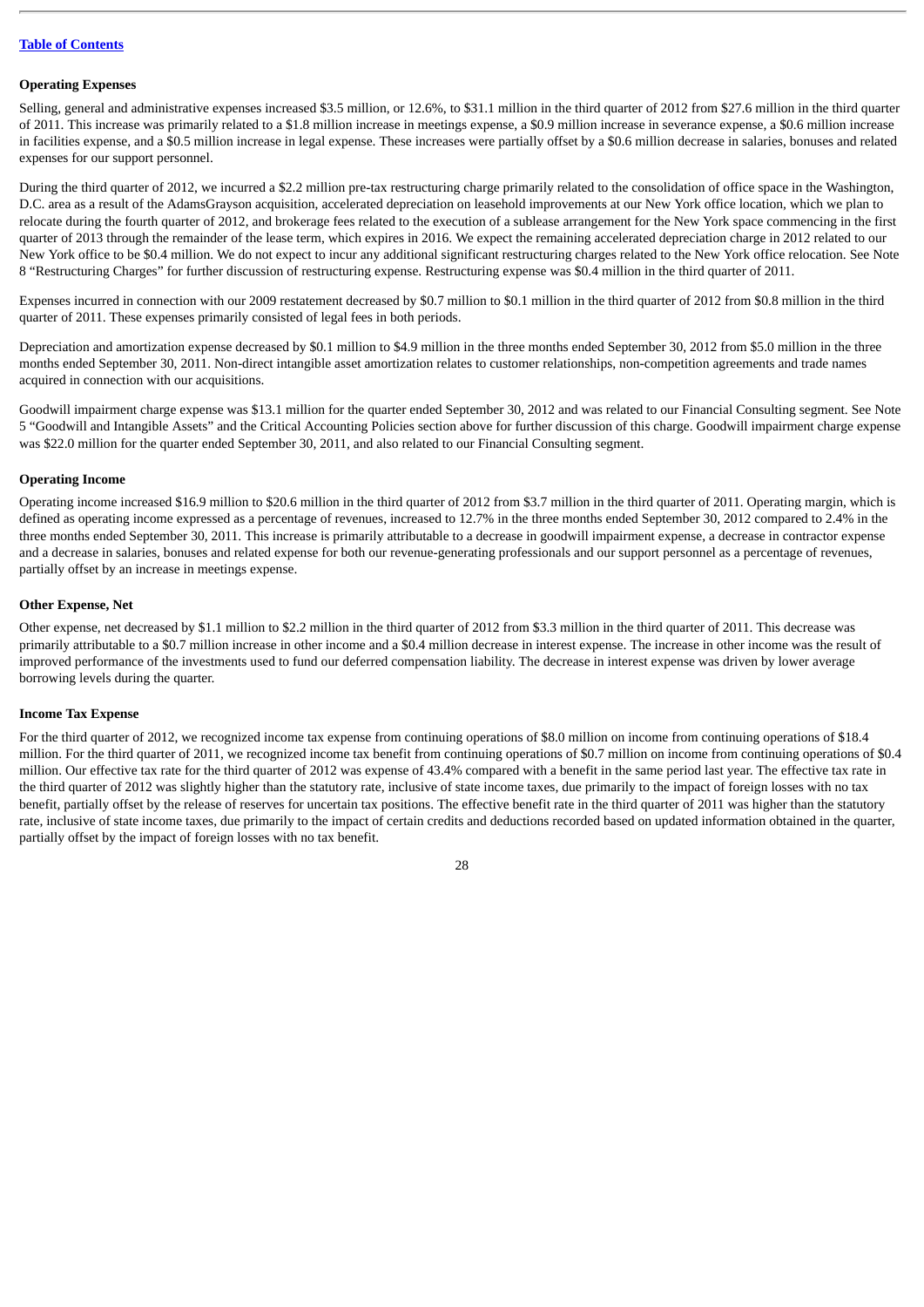### Operating Expenses

Selling, general and administrative expenses increased $3.5 million, or 12.6%, to $31.1 million in the third quarter of 2012 from $27.6 million in the third quarter of 2011. This increase was primarily related to a $1.8 million increase in meetings expense, a $0.9 million increase in severance expense, a $0.6 million increase in facilities expense, and a $0.5 million increase in legal expense. These increases were partially offset by a $0.6 million decrease in salaries, bonuses and related expenses for our support personnel.

During the third quarter of 2012, we incurred a $2.2 million pre-tax restructuring charge primarily related to the consolidation of office space in the Washington, D.C. area as a result of the AdamsGrayson acquisition, accelerated depreciation on leasehold improvements at our New York office location, which we plan to relocate during the fourth quarter of 2012, and brokerage fees related to the execution of a sublease arrangement for the New York space commencing in the first quarter of 2013 through the remainder of the lease term, which expires in 2016. We expect the remaining accelerated depreciation charge in 2012 related to our New York office to be $0.4 million. We do not expect to incur any additional significant restructuring charges related to the New York office relocation. See Note 8 "Restructuring Charges" for further discussion of restructuring expense. Restructuring expense was $0.4 million in the third quarter of 2011.

Expenses incurred in connection with our 2009 restatement decreased by $0.7 million to $0.1 million in the third quarter of 2012 from $0.8 million in the third quarter of 2011. These expenses primarily consisted of legal fees in both periods.

Depreciation and amortization expense decreased by $0.1 million to $4.9 million in the three months ended September 30, 2012 from $5.0 million in the three months ended September 30, 2011. Non-direct intangible asset amortization relates to customer relationships, non-competition agreements and trade names acquired in connection with our acquisitions.

Goodwill impairment charge expense was $13.1 million for the quarter ended September 30, 2012 and was related to our Financial Consulting segment. See Note 5 "Goodwill and Intangible Assets" and the Critical Accounting Policies section above for further discussion of this charge. Goodwill impairment charge expense was $22.0 million for the quarter ended September 30, 2011, and also related to our Financial Consulting segment.

### Operating Income

Operating income increased $16.9 million to $20.6 million in the third quarter of 2012 from $3.7 million in the third quarter of 2011. Operating margin, which is defined as operating income expressed as a percentage of revenues, increased to 12.7% in the three months ended September 30, 2012 compared to 2.4% in the three months ended September 30, 2011. This increase is primarily attributable to a decrease in goodwill impairment expense, a decrease in contractor expense and a decrease in salaries, bonuses and related expense for both our revenue-generating professionals and our support personnel as a percentage of revenues, partially offset by an increase in meetings expense.

### Other Expense, Net

Other expense, net decreased by $1.1 million to $2.2 million in the third quarter of 2012 from $3.3 million in the third quarter of 2011. This decrease was primarily attributable to a $0.7 million increase in other income and a $0.4 million decrease in interest expense. The increase in other income was the result of improved performance of the investments used to fund our deferred compensation liability. The decrease in interest expense was driven by lower average borrowing levels during the quarter.

### Income Tax Expense

For the third quarter of 2012, we recognized income tax expense from continuing operations of $8.0 million on income from continuing operations of $18.4 million. For the third quarter of 2011, we recognized income tax benefit from continuing operations of $0.7 million on income from continuing operations of $0.4 million. Our effective tax rate for the third quarter of 2012 was expense of 43.4% compared with a benefit in the same period last year. The effective tax rate in the third quarter of 2012 was slightly higher than the statutory rate, inclusive of state income taxes, due primarily to the impact of foreign losses with no tax benefit, partially offset by the release of reserves for uncertain tax positions. The effective benefit rate in the third quarter of 2011 was higher than the statutory rate, inclusive of state income taxes, due primarily to the impact of certain credits and deductions recorded based on updated information obtained in the quarter, partially offset by the impact of foreign losses with no tax benefit.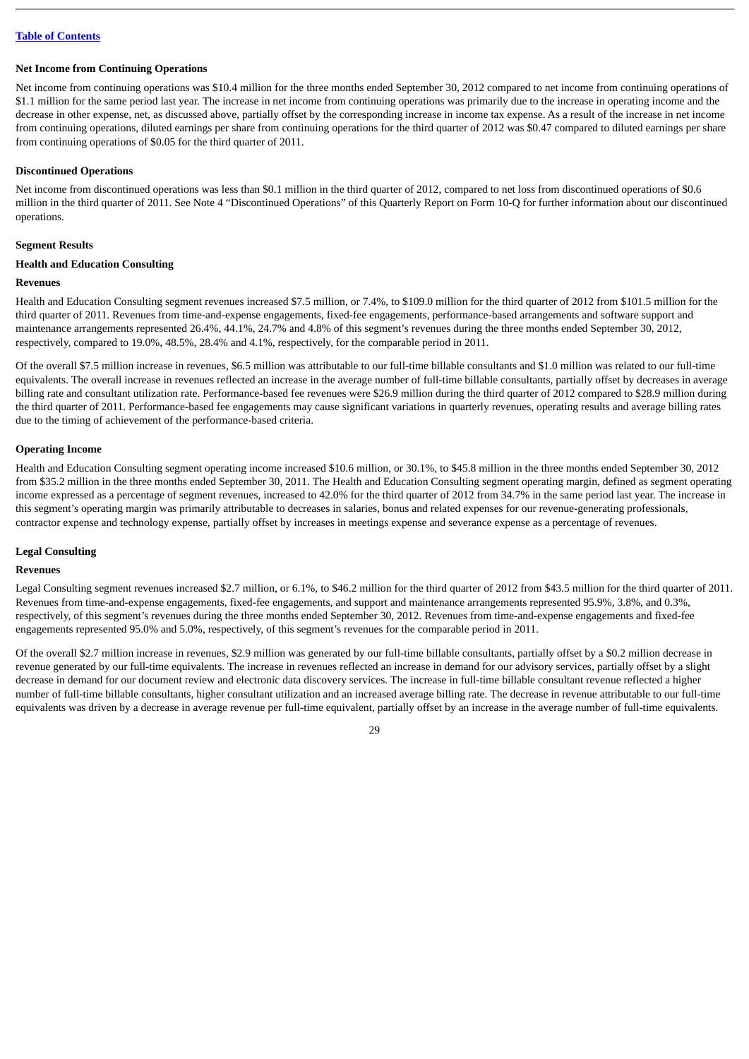**Net Income from Continuing Operations**

Net income from continuing operations was $10.4 million for the three months ended September 30, 2012 compared to net income from continuing operations of $1.1 million for the same period last year. The increase in net income from continuing operations was primarily due to the increase in operating income and the decrease in other expense, net, as discussed above, partially offset by the corresponding increase in income tax expense. As a result of the increase in net income from continuing operations, diluted earnings per share from continuing operations for the third quarter of 2012 was $0.47 compared to diluted earnings per share from continuing operations of $0.05 for the third quarter of 2011.

**Discontinued Operations**

Net income from discontinued operations was less than $0.1 million in the third quarter of 2012, compared to net loss from discontinued operations of $0.6 million in the third quarter of 2011. See Note 4 "Discontinued Operations" of this Quarterly Report on Form 10-Q for further information about our discontinued operations.

**Segment Results**

**Health and Education Consulting**

**Revenues**

Health and Education Consulting segment revenues increased $7.5 million, or 7.4%, to $109.0 million for the third quarter of 2012 from $101.5 million for the third quarter of 2011. Revenues from time-and-expense engagements, fixed-fee engagements, performance-based arrangements and software support and maintenance arrangements represented 26.4%, 44.1%, 24.7% and 4.8% of this segment's revenues during the three months ended September 30, 2012, respectively, compared to 19.0%, 48.5%, 28.4% and 4.1%, respectively, for the comparable period in 2011.

Of the overall $7.5 million increase in revenues, $6.5 million was attributable to our full-time billable consultants and $1.0 million was related to our full-time equivalents. The overall increase in revenues reflected an increase in the average number of full-time billable consultants, partially offset by decreases in average billing rate and consultant utilization rate. Performance-based fee revenues were $26.9 million during the third quarter of 2012 compared to $28.9 million during the third quarter of 2011. Performance-based fee engagements may cause significant variations in quarterly revenues, operating results and average billing rates due to the timing of achievement of the performance-based criteria.

**Operating Income**

Health and Education Consulting segment operating income increased $10.6 million, or 30.1%, to $45.8 million in the three months ended September 30, 2012 from $35.2 million in the three months ended September 30, 2011. The Health and Education Consulting segment operating margin, defined as segment operating income expressed as a percentage of segment revenues, increased to 42.0% for the third quarter of 2012 from 34.7% in the same period last year. The increase in this segment's operating margin was primarily attributable to decreases in salaries, bonus and related expenses for our revenue-generating professionals, contractor expense and technology expense, partially offset by increases in meetings expense and severance expense as a percentage of revenues.

**Legal Consulting**

**Revenues**

Legal Consulting segment revenues increased $2.7 million, or 6.1%, to $46.2 million for the third quarter of 2012 from $43.5 million for the third quarter of 2011. Revenues from time-and-expense engagements, fixed-fee engagements, and support and maintenance arrangements represented 95.9%, 3.8%, and 0.3%, respectively, of this segment's revenues during the three months ended September 30, 2012. Revenues from time-and-expense engagements and fixed-fee engagements represented 95.0% and 5.0%, respectively, of this segment's revenues for the comparable period in 2011.

Of the overall $2.7 million increase in revenues, $2.9 million was generated by our full-time billable consultants, partially offset by a $0.2 million decrease in revenue generated by our full-time equivalents. The increase in revenues reflected an increase in demand for our advisory services, partially offset by a slight decrease in demand for our document review and electronic data discovery services. The increase in full-time billable consultant revenue reflected a higher number of full-time billable consultants, higher consultant utilization and an increased average billing rate. The decrease in revenue attributable to our full-time equivalents was driven by a decrease in average revenue per full-time equivalent, partially offset by an increase in the average number of full-time equivalents.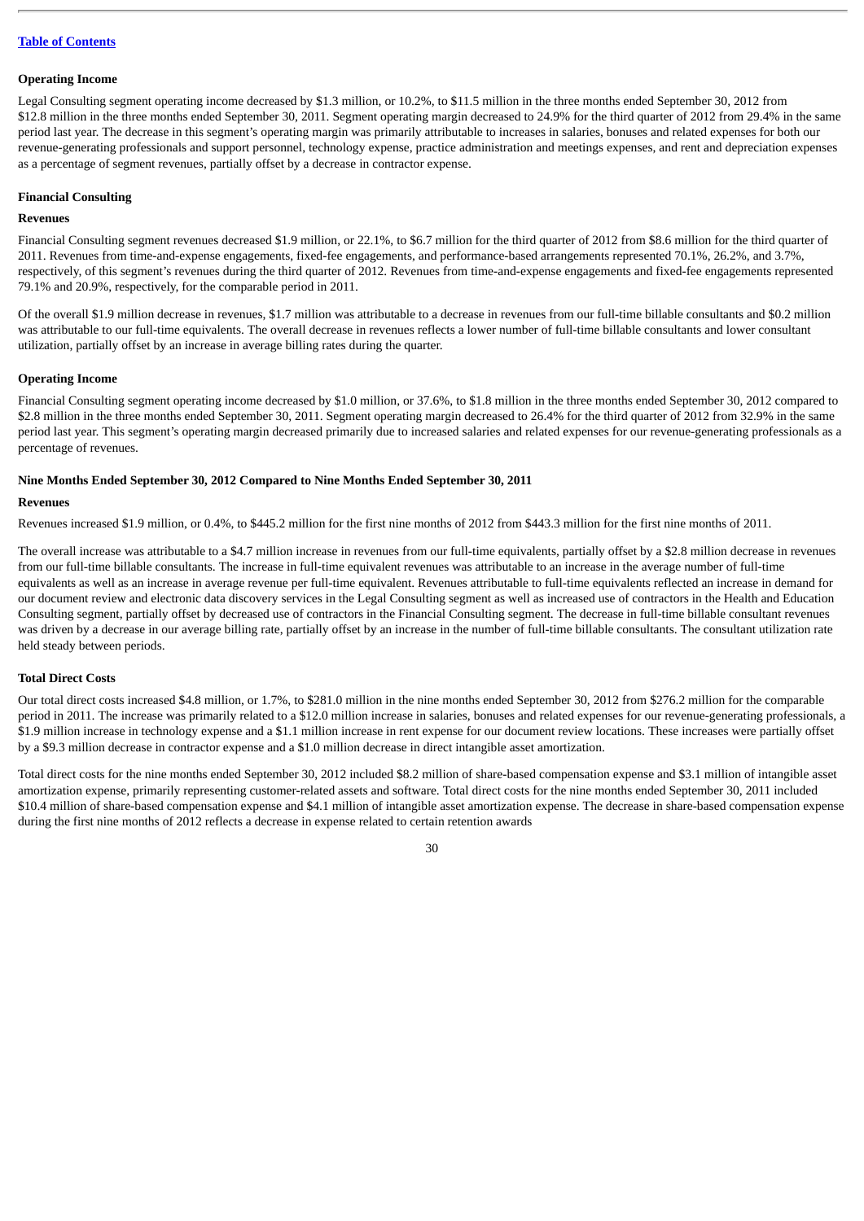**Operating Income**

Legal Consulting segment operating income decreased by $1.3 million, or 10.2%, to $11.5 million in the three months ended September 30, 2012 from $12.8 million in the three months ended September 30, 2011. Segment operating margin decreased to 24.9% for the third quarter of 2012 from 29.4% in the same period last year. The decrease in this segment's operating margin was primarily attributable to increases in salaries, bonuses and related expenses for both our revenue-generating professionals and support personnel, technology expense, practice administration and meetings expenses, and rent and depreciation expenses as a percentage of segment revenues, partially offset by a decrease in contractor expense.

**Financial Consulting**

**Revenues**

Financial Consulting segment revenues decreased $1.9 million, or 22.1%, to $6.7 million for the third quarter of 2012 from $8.6 million for the third quarter of 2011. Revenues from time-and-expense engagements, fixed-fee engagements, and performance-based arrangements represented 70.1%, 26.2%, and 3.7%, respectively, of this segment's revenues during the third quarter of 2012. Revenues from time-and-expense engagements and fixed-fee engagements represented 79.1% and 20.9%, respectively, for the comparable period in 2011.

Of the overall $1.9 million decrease in revenues, $1.7 million was attributable to a decrease in revenues from our full-time billable consultants and $0.2 million was attributable to our full-time equivalents. The overall decrease in revenues reflects a lower number of full-time billable consultants and lower consultant utilization, partially offset by an increase in average billing rates during the quarter.

**Operating Income**

Financial Consulting segment operating income decreased by $1.0 million, or 37.6%, to $1.8 million in the three months ended September 30, 2012 compared to $2.8 million in the three months ended September 30, 2011. Segment operating margin decreased to 26.4% for the third quarter of 2012 from 32.9% in the same period last year. This segment's operating margin decreased primarily due to increased salaries and related expenses for our revenue-generating professionals as a percentage of revenues.

**Nine Months Ended September 30, 2012 Compared to Nine Months Ended September 30, 2011**

**Revenues**

Revenues increased $1.9 million, or 0.4%, to $445.2 million for the first nine months of 2012 from $443.3 million for the first nine months of 2011.

The overall increase was attributable to a $4.7 million increase in revenues from our full-time equivalents, partially offset by a $2.8 million decrease in revenues from our full-time billable consultants. The increase in full-time equivalent revenues was attributable to an increase in the average number of full-time equivalents as well as an increase in average revenue per full-time equivalent. Revenues attributable to full-time equivalents reflected an increase in demand for our document review and electronic data discovery services in the Legal Consulting segment as well as increased use of contractors in the Health and Education Consulting segment, partially offset by decreased use of contractors in the Financial Consulting segment. The decrease in full-time billable consultant revenues was driven by a decrease in our average billing rate, partially offset by an increase in the number of full-time billable consultants. The consultant utilization rate held steady between periods.

**Total Direct Costs**

Our total direct costs increased $4.8 million, or 1.7%, to $281.0 million in the nine months ended September 30, 2012 from $276.2 million for the comparable period in 2011. The increase was primarily related to a $12.0 million increase in salaries, bonuses and related expenses for our revenue-generating professionals, a $1.9 million increase in technology expense and a $1.1 million increase in rent expense for our document review locations. These increases were partially offset by a $9.3 million decrease in contractor expense and a $1.0 million decrease in direct intangible asset amortization.

Total direct costs for the nine months ended September 30, 2012 included $8.2 million of share-based compensation expense and $3.1 million of intangible asset amortization expense, primarily representing customer-related assets and software. Total direct costs for the nine months ended September 30, 2011 included $10.4 million of share-based compensation expense and $4.1 million of intangible asset amortization expense. The decrease in share-based compensation expense during the first nine months of 2012 reflects a decrease in expense related to certain retention awards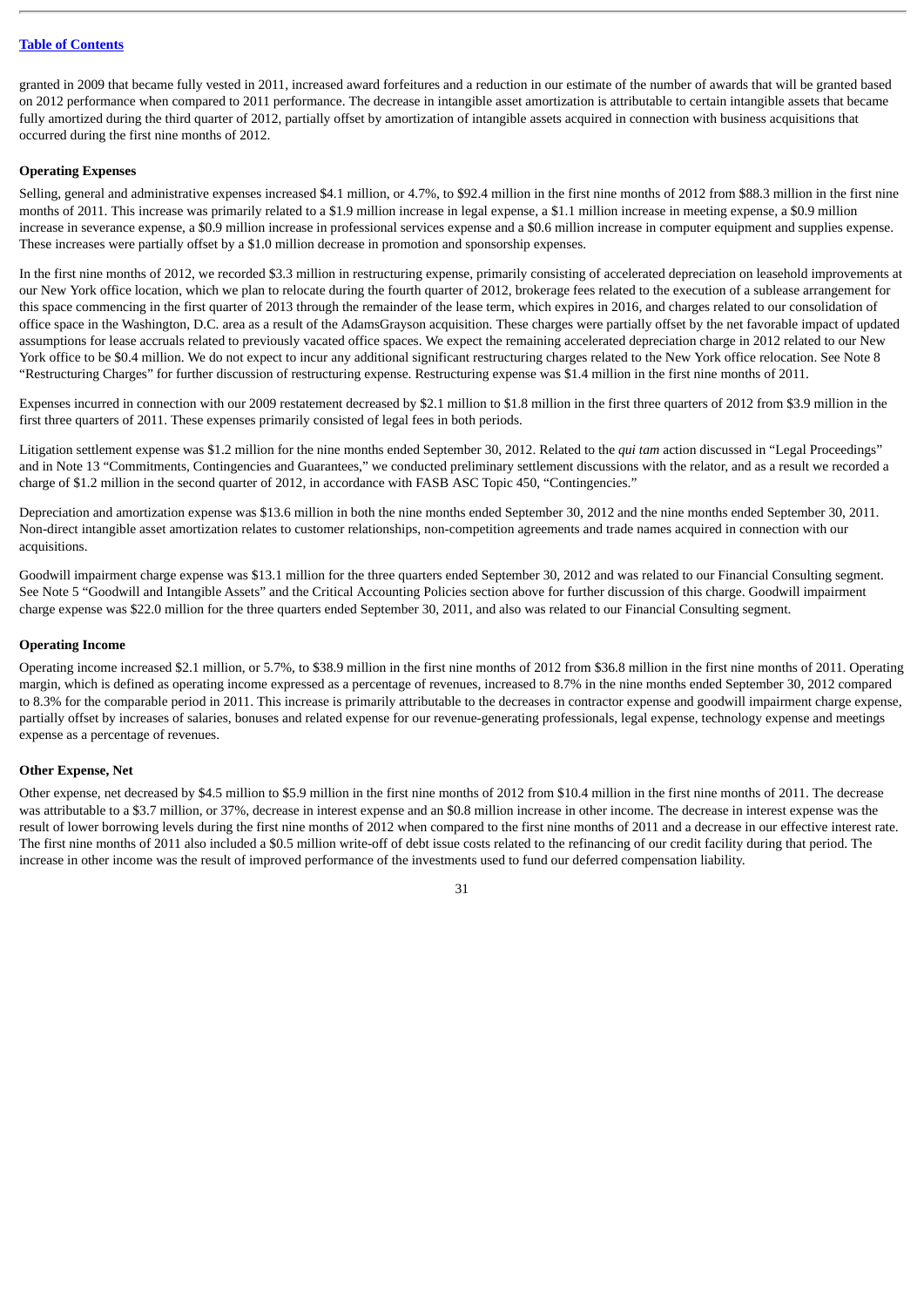granted in 2009 that became fully vested in 2011, increased award forfeitures and a reduction in our estimate of the number of awards that will be granted based on 2012 performance when compared to 2011 performance. The decrease in intangible asset amortization is attributable to certain intangible assets that became fully amortized during the third quarter of 2012, partially offset by amortization of intangible assets acquired in connection with business acquisitions that occurred during the first nine months of 2012.

**Operating Expenses**

Selling, general and administrative expenses increased $4.1 million, or 4.7%, to $92.4 million in the first nine months of 2012 from $88.3 million in the first nine months of 2011. This increase was primarily related to a $1.9 million increase in legal expense, a $1.1 million increase in meeting expense, a $0.9 million increase in severance expense, a $0.9 million increase in professional services expense and a $0.6 million increase in computer equipment and supplies expense. These increases were partially offset by a $1.0 million decrease in promotion and sponsorship expenses.

In the first nine months of 2012, we recorded $3.3 million in restructuring expense, primarily consisting of accelerated depreciation on leasehold improvements at our New York office location, which we plan to relocate during the fourth quarter of 2012, brokerage fees related to the execution of a sublease arrangement for this space commencing in the first quarter of 2013 through the remainder of the lease term, which expires in 2016, and charges related to our consolidation of office space in the Washington, D.C. area as a result of the AdamsGrayson acquisition. These charges were partially offset by the net favorable impact of updated assumptions for lease accruals related to previously vacated office spaces. We expect the remaining accelerated depreciation charge in 2012 related to our New York office to be $0.4 million. We do not expect to incur any additional significant restructuring charges related to the New York office relocation. See Note 8 "Restructuring Charges" for further discussion of restructuring expense. Restructuring expense was $1.4 million in the first nine months of 2011.

Expenses incurred in connection with our 2009 restatement decreased by $2.1 million to $1.8 million in the first three quarters of 2012 from $3.9 million in the first three quarters of 2011. These expenses primarily consisted of legal fees in both periods.

Litigation settlement expense was $1.2 million for the nine months ended September 30, 2012. Related to the *qui tam* action discussed in "Legal Proceedings" and in Note 13 "Commitments, Contingencies and Guarantees," we conducted preliminary settlement discussions with the relator, and as a result we recorded a charge of $1.2 million in the second quarter of 2012, in accordance with FASB ASC Topic 450, "Contingencies."

Depreciation and amortization expense was $13.6 million in both the nine months ended September 30, 2012 and the nine months ended September 30, 2011. Non-direct intangible asset amortization relates to customer relationships, non-competition agreements and trade names acquired in connection with our acquisitions.

Goodwill impairment charge expense was $13.1 million for the three quarters ended September 30, 2012 and was related to our Financial Consulting segment. See Note 5 "Goodwill and Intangible Assets" and the Critical Accounting Policies section above for further discussion of this charge. Goodwill impairment charge expense was $22.0 million for the three quarters ended September 30, 2011, and also was related to our Financial Consulting segment.

**Operating Income**

Operating income increased $2.1 million, or 5.7%, to $38.9 million in the first nine months of 2012 from $36.8 million in the first nine months of 2011. Operating margin, which is defined as operating income expressed as a percentage of revenues, increased to 8.7% in the nine months ended September 30, 2012 compared to 8.3% for the comparable period in 2011. This increase is primarily attributable to the decreases in contractor expense and goodwill impairment charge expense, partially offset by increases of salaries, bonuses and related expense for our revenue-generating professionals, legal expense, technology expense and meetings expense as a percentage of revenues.

**Other Expense, Net**

Other expense, net decreased by $4.5 million to $5.9 million in the first nine months of 2012 from $10.4 million in the first nine months of 2011. The decrease was attributable to a $3.7 million, or 37%, decrease in interest expense and an $0.8 million increase in other income. The decrease in interest expense was the result of lower borrowing levels during the first nine months of 2012 when compared to the first nine months of 2011 and a decrease in our effective interest rate. The first nine months of 2011 also included a $0.5 million write-off of debt issue costs related to the refinancing of our credit facility during that period. The increase in other income was the result of improved performance of the investments used to fund our deferred compensation liability.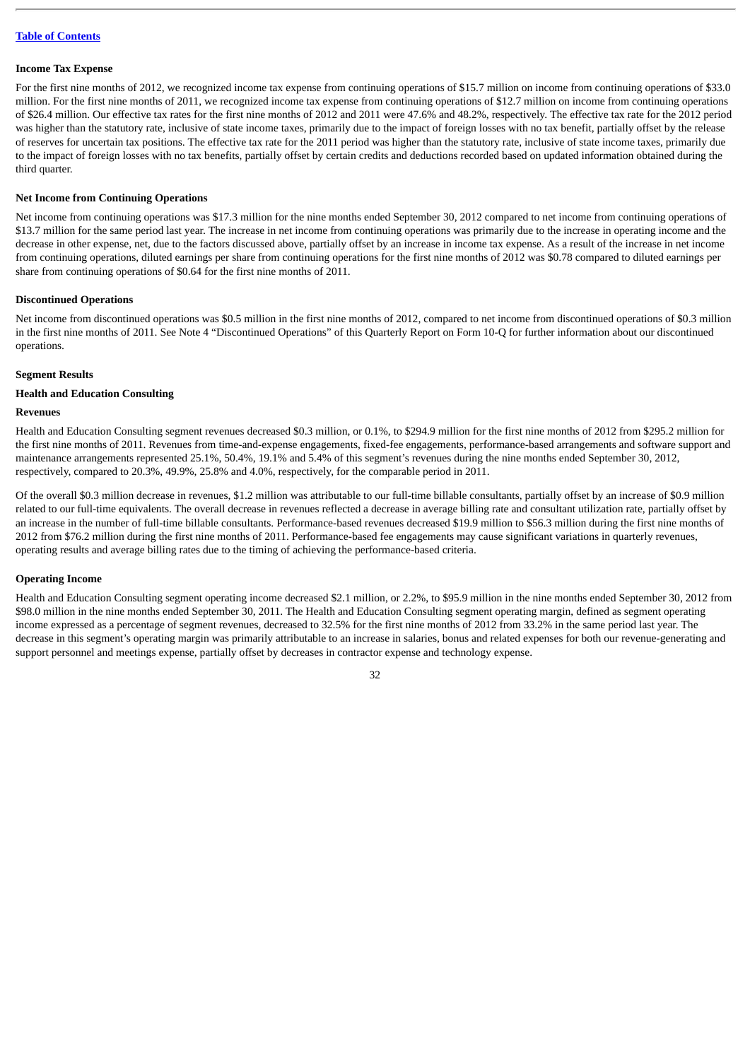**Income Tax Expense**

For the first nine months of 2012, we recognized income tax expense from continuing operations of $15.7 million on income from continuing operations of $33.0 million. For the first nine months of 2011, we recognized income tax expense from continuing operations of $12.7 million on income from continuing operations of $26.4 million. Our effective tax rates for the first nine months of 2012 and 2011 were 47.6% and 48.2%, respectively. The effective tax rate for the 2012 period was higher than the statutory rate, inclusive of state income taxes, primarily due to the impact of foreign losses with no tax benefit, partially offset by the release of reserves for uncertain tax positions. The effective tax rate for the 2011 period was higher than the statutory rate, inclusive of state income taxes, primarily due to the impact of foreign losses with no tax benefits, partially offset by certain credits and deductions recorded based on updated information obtained during the third quarter.

**Net Income from Continuing Operations**

Net income from continuing operations was $17.3 million for the nine months ended September 30, 2012 compared to net income from continuing operations of $13.7 million for the same period last year. The increase in net income from continuing operations was primarily due to the increase in operating income and the decrease in other expense, net, due to the factors discussed above, partially offset by an increase in income tax expense. As a result of the increase in net income from continuing operations, diluted earnings per share from continuing operations for the first nine months of 2012 was $0.78 compared to diluted earnings per share from continuing operations of $0.64 for the first nine months of 2011.

**Discontinued Operations**

Net income from discontinued operations was $0.5 million in the first nine months of 2012, compared to net income from discontinued operations of $0.3 million in the first nine months of 2011. See Note 4 "Discontinued Operations" of this Quarterly Report on Form 10-Q for further information about our discontinued operations.

**Segment Results**

**Health and Education Consulting**

**Revenues**

Health and Education Consulting segment revenues decreased $0.3 million, or 0.1%, to $294.9 million for the first nine months of 2012 from $295.2 million for the first nine months of 2011. Revenues from time-and-expense engagements, fixed-fee engagements, performance-based arrangements and software support and maintenance arrangements represented 25.1%, 50.4%, 19.1% and 5.4% of this segment's revenues during the nine months ended September 30, 2012, respectively, compared to 20.3%, 49.9%, 25.8% and 4.0%, respectively, for the comparable period in 2011.

Of the overall $0.3 million decrease in revenues, $1.2 million was attributable to our full-time billable consultants, partially offset by an increase of $0.9 million related to our full-time equivalents. The overall decrease in revenues reflected a decrease in average billing rate and consultant utilization rate, partially offset by an increase in the number of full-time billable consultants. Performance-based revenues decreased $19.9 million to $56.3 million during the first nine months of 2012 from $76.2 million during the first nine months of 2011. Performance-based fee engagements may cause significant variations in quarterly revenues, operating results and average billing rates due to the timing of achieving the performance-based criteria.

**Operating Income**

Health and Education Consulting segment operating income decreased $2.1 million, or 2.2%, to $95.9 million in the nine months ended September 30, 2012 from $98.0 million in the nine months ended September 30, 2011. The Health and Education Consulting segment operating margin, defined as segment operating income expressed as a percentage of segment revenues, decreased to 32.5% for the first nine months of 2012 from 33.2% in the same period last year. The decrease in this segment's operating margin was primarily attributable to an increase in salaries, bonus and related expenses for both our revenue-generating and support personnel and meetings expense, partially offset by decreases in contractor expense and technology expense.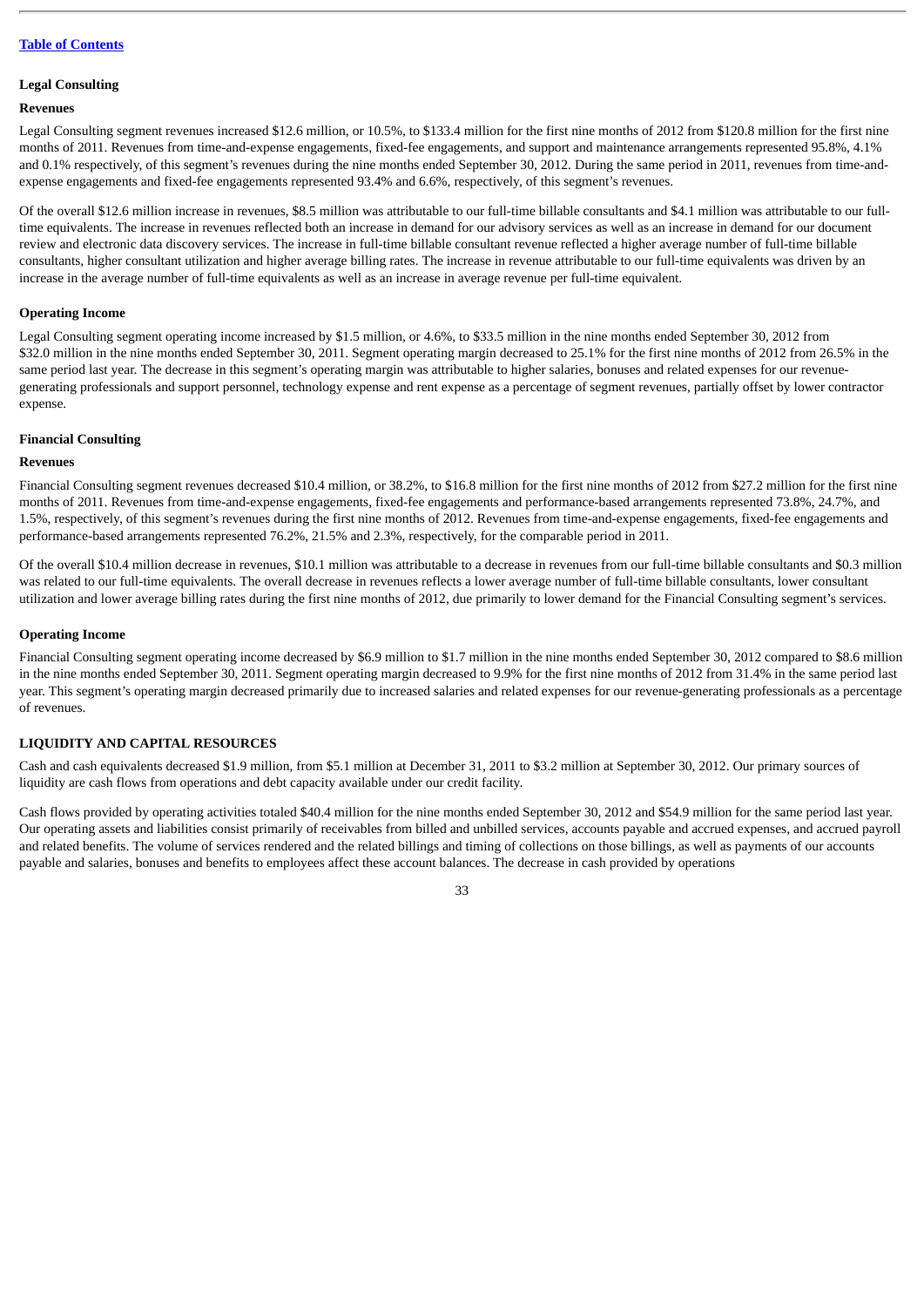### Legal Consulting

#### Revenues

Legal Consulting segment revenues increased $12.6 million, or 10.5%, to $133.4 million for the first nine months of 2012 from $120.8 million for the first nine months of 2011. Revenues from time-and-expense engagements, fixed-fee engagements, and support and maintenance arrangements represented 95.8%, 4.1% and 0.1% respectively, of this segment's revenues during the nine months ended September 30, 2012. During the same period in 2011, revenues from time-and-expense engagements and fixed-fee engagements represented 93.4% and 6.6%, respectively, of this segment's revenues.

Of the overall $12.6 million increase in revenues, $8.5 million was attributable to our full-time billable consultants and $4.1 million was attributable to our full-time equivalents. The increase in revenues reflected both an increase in demand for our advisory services as well as an increase in demand for our document review and electronic data discovery services. The increase in full-time billable consultant revenue reflected a higher average number of full-time billable consultants, higher consultant utilization and higher average billing rates. The increase in revenue attributable to our full-time equivalents was driven by an increase in the average number of full-time equivalents as well as an increase in average revenue per full-time equivalent.

#### Operating Income

Legal Consulting segment operating income increased by $1.5 million, or 4.6%, to $33.5 million in the nine months ended September 30, 2012 from $32.0 million in the nine months ended September 30, 2011. Segment operating margin decreased to 25.1% for the first nine months of 2012 from 26.5% in the same period last year. The decrease in this segment's operating margin was attributable to higher salaries, bonuses and related expenses for our revenue-generating professionals and support personnel, technology expense and rent expense as a percentage of segment revenues, partially offset by lower contractor expense.

### Financial Consulting

#### Revenues

Financial Consulting segment revenues decreased $10.4 million, or 38.2%, to $16.8 million for the first nine months of 2012 from $27.2 million for the first nine months of 2011. Revenues from time-and-expense engagements, fixed-fee engagements and performance-based arrangements represented 73.8%, 24.7%, and 1.5%, respectively, of this segment's revenues during the first nine months of 2012. Revenues from time-and-expense engagements, fixed-fee engagements and performance-based arrangements represented 76.2%, 21.5% and 2.3%, respectively, for the comparable period in 2011.

Of the overall $10.4 million decrease in revenues, $10.1 million was attributable to a decrease in revenues from our full-time billable consultants and $0.3 million was related to our full-time equivalents. The overall decrease in revenues reflects a lower average number of full-time billable consultants, lower consultant utilization and lower average billing rates during the first nine months of 2012, due primarily to lower demand for the Financial Consulting segment's services.

#### Operating Income

Financial Consulting segment operating income decreased by $6.9 million to $1.7 million in the nine months ended September 30, 2012 compared to $8.6 million in the nine months ended September 30, 2011. Segment operating margin decreased to 9.9% for the first nine months of 2012 from 31.4% in the same period last year. This segment's operating margin decreased primarily due to increased salaries and related expenses for our revenue-generating professionals as a percentage of revenues.

## LIQUIDITY AND CAPITAL RESOURCES

Cash and cash equivalents decreased $1.9 million, from $5.1 million at December 31, 2011 to $3.2 million at September 30, 2012. Our primary sources of liquidity are cash flows from operations and debt capacity available under our credit facility.

Cash flows provided by operating activities totaled $40.4 million for the nine months ended September 30, 2012 and $54.9 million for the same period last year. Our operating assets and liabilities consist primarily of receivables from billed and unbilled services, accounts payable and accrued expenses, and accrued payroll and related benefits. The volume of services rendered and the related billings and timing of collections on those billings, as well as payments of our accounts payable and salaries, bonuses and benefits to employees affect these account balances. The decrease in cash provided by operations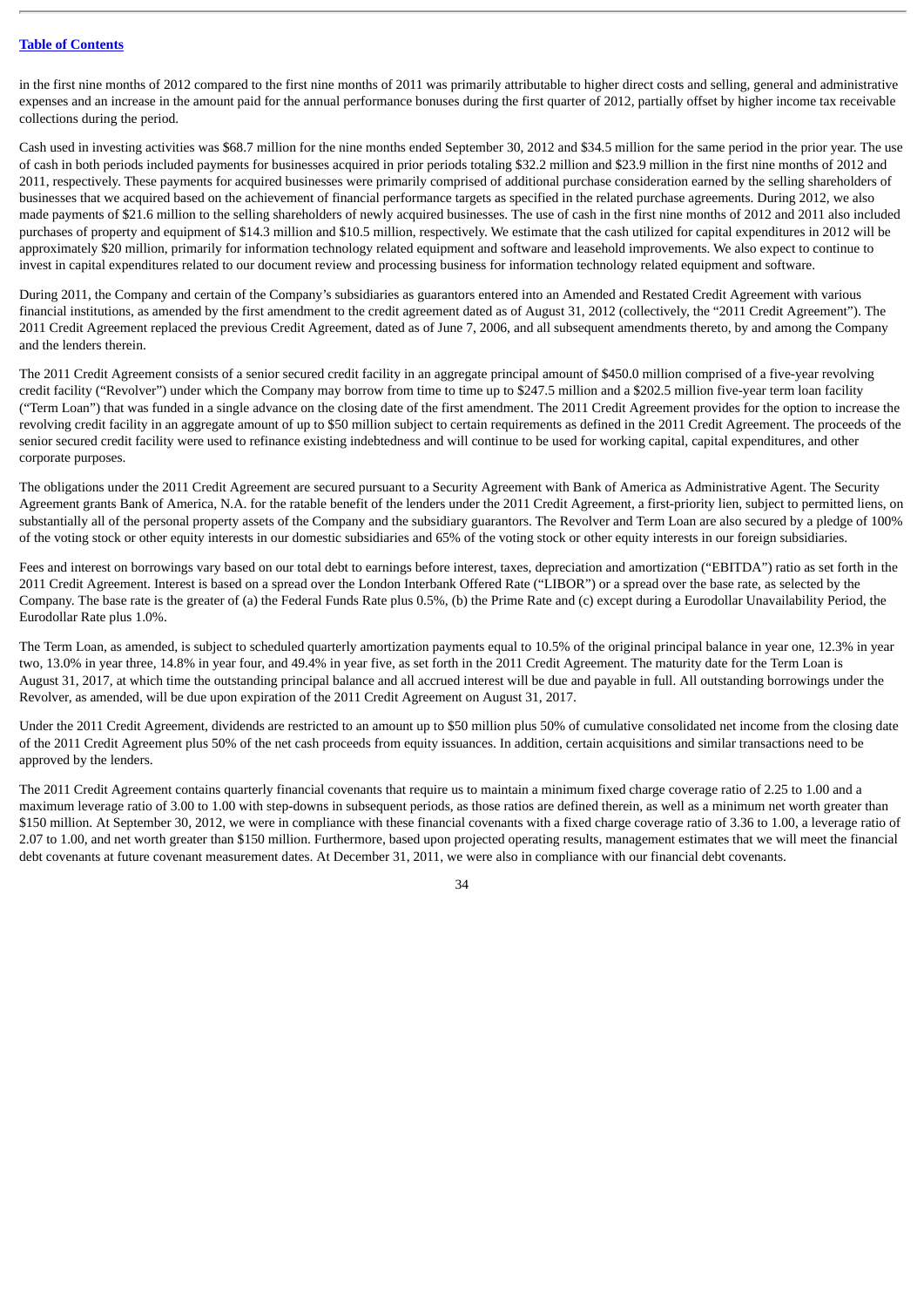in the first nine months of 2012 compared to the first nine months of 2011 was primarily attributable to higher direct costs and selling, general and administrative expenses and an increase in the amount paid for the annual performance bonuses during the first quarter of 2012, partially offset by higher income tax receivable collections during the period.

Cash used in investing activities was $68.7 million for the nine months ended September 30, 2012 and $34.5 million for the same period in the prior year. The use of cash in both periods included payments for businesses acquired in prior periods totaling $32.2 million and $23.9 million in the first nine months of 2012 and 2011, respectively. These payments for acquired businesses were primarily comprised of additional purchase consideration earned by the selling shareholders of businesses that we acquired based on the achievement of financial performance targets as specified in the related purchase agreements. During 2012, we also made payments of $21.6 million to the selling shareholders of newly acquired businesses. The use of cash in the first nine months of 2012 and 2011 also included purchases of property and equipment of $14.3 million and $10.5 million, respectively. We estimate that the cash utilized for capital expenditures in 2012 will be approximately $20 million, primarily for information technology related equipment and software and leasehold improvements. We also expect to continue to invest in capital expenditures related to our document review and processing business for information technology related equipment and software.

During 2011, the Company and certain of the Company's subsidiaries as guarantors entered into an Amended and Restated Credit Agreement with various financial institutions, as amended by the first amendment to the credit agreement dated as of August 31, 2012 (collectively, the "2011 Credit Agreement"). The 2011 Credit Agreement replaced the previous Credit Agreement, dated as of June 7, 2006, and all subsequent amendments thereto, by and among the Company and the lenders therein.

The 2011 Credit Agreement consists of a senior secured credit facility in an aggregate principal amount of $450.0 million comprised of a five-year revolving credit facility ("Revolver") under which the Company may borrow from time to time up to $247.5 million and a $202.5 million five-year term loan facility ("Term Loan") that was funded in a single advance on the closing date of the first amendment. The 2011 Credit Agreement provides for the option to increase the revolving credit facility in an aggregate amount of up to $50 million subject to certain requirements as defined in the 2011 Credit Agreement. The proceeds of the senior secured credit facility were used to refinance existing indebtedness and will continue to be used for working capital, capital expenditures, and other corporate purposes.

The obligations under the 2011 Credit Agreement are secured pursuant to a Security Agreement with Bank of America as Administrative Agent. The Security Agreement grants Bank of America, N.A. for the ratable benefit of the lenders under the 2011 Credit Agreement, a first-priority lien, subject to permitted liens, on substantially all of the personal property assets of the Company and the subsidiary guarantors. The Revolver and Term Loan are also secured by a pledge of 100% of the voting stock or other equity interests in our domestic subsidiaries and 65% of the voting stock or other equity interests in our foreign subsidiaries.

Fees and interest on borrowings vary based on our total debt to earnings before interest, taxes, depreciation and amortization ("EBITDA") ratio as set forth in the 2011 Credit Agreement. Interest is based on a spread over the London Interbank Offered Rate ("LIBOR") or a spread over the base rate, as selected by the Company. The base rate is the greater of (a) the Federal Funds Rate plus 0.5%, (b) the Prime Rate and (c) except during a Eurodollar Unavailability Period, the Eurodollar Rate plus 1.0%.

The Term Loan, as amended, is subject to scheduled quarterly amortization payments equal to 10.5% of the original principal balance in year one, 12.3% in year two, 13.0% in year three, 14.8% in year four, and 49.4% in year five, as set forth in the 2011 Credit Agreement. The maturity date for the Term Loan is August 31, 2017, at which time the outstanding principal balance and all accrued interest will be due and payable in full. All outstanding borrowings under the Revolver, as amended, will be due upon expiration of the 2011 Credit Agreement on August 31, 2017.

Under the 2011 Credit Agreement, dividends are restricted to an amount up to $50 million plus 50% of cumulative consolidated net income from the closing date of the 2011 Credit Agreement plus 50% of the net cash proceeds from equity issuances. In addition, certain acquisitions and similar transactions need to be approved by the lenders.

The 2011 Credit Agreement contains quarterly financial covenants that require us to maintain a minimum fixed charge coverage ratio of 2.25 to 1.00 and a maximum leverage ratio of 3.00 to 1.00 with step-downs in subsequent periods, as those ratios are defined therein, as well as a minimum net worth greater than $150 million. At September 30, 2012, we were in compliance with these financial covenants with a fixed charge coverage ratio of 3.36 to 1.00, a leverage ratio of 2.07 to 1.00, and net worth greater than $150 million. Furthermore, based upon projected operating results, management estimates that we will meet the financial debt covenants at future covenant measurement dates. At December 31, 2011, we were also in compliance with our financial debt covenants.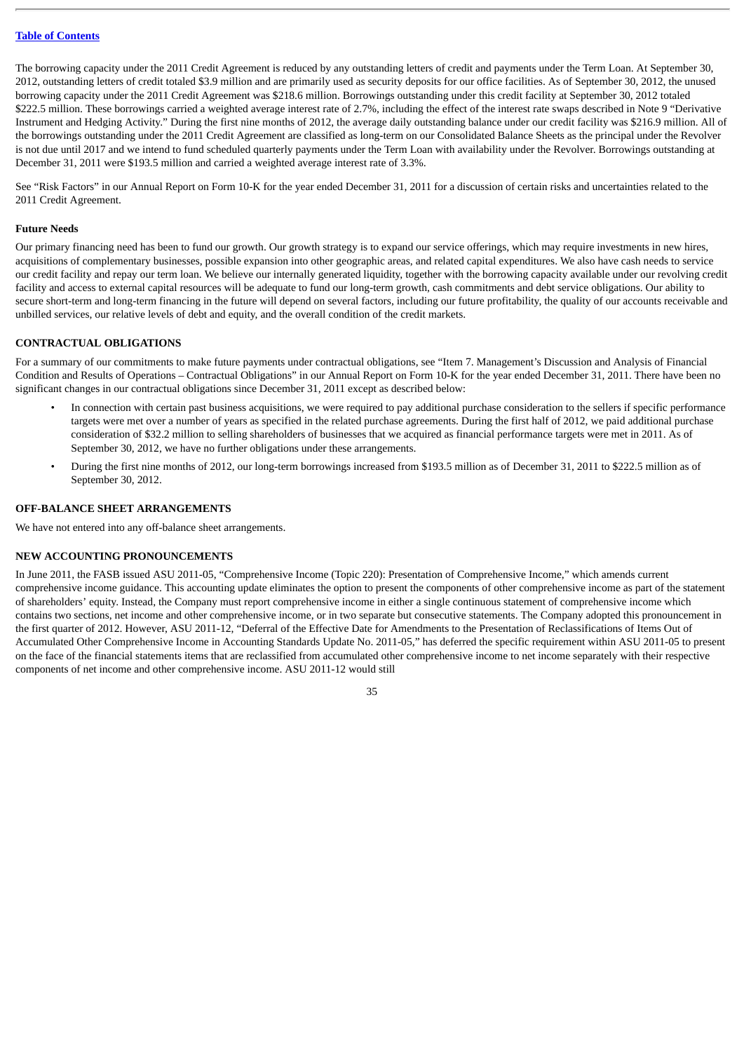The borrowing capacity under the 2011 Credit Agreement is reduced by any outstanding letters of credit and payments under the Term Loan. At September 30, 2012, outstanding letters of credit totaled $3.9 million and are primarily used as security deposits for our office facilities. As of September 30, 2012, the unused borrowing capacity under the 2011 Credit Agreement was $218.6 million. Borrowings outstanding under this credit facility at September 30, 2012 totaled $222.5 million. These borrowings carried a weighted average interest rate of 2.7%, including the effect of the interest rate swaps described in Note 9 "Derivative Instrument and Hedging Activity." During the first nine months of 2012, the average daily outstanding balance under our credit facility was $216.9 million. All of the borrowings outstanding under the 2011 Credit Agreement are classified as long-term on our Consolidated Balance Sheets as the principal under the Revolver is not due until 2017 and we intend to fund scheduled quarterly payments under the Term Loan with availability under the Revolver. Borrowings outstanding at December 31, 2011 were $193.5 million and carried a weighted average interest rate of 3.3%.

See "Risk Factors" in our Annual Report on Form 10-K for the year ended December 31, 2011 for a discussion of certain risks and uncertainties related to the 2011 Credit Agreement.

**Future Needs**

Our primary financing need has been to fund our growth. Our growth strategy is to expand our service offerings, which may require investments in new hires, acquisitions of complementary businesses, possible expansion into other geographic areas, and related capital expenditures. We also have cash needs to service our credit facility and repay our term loan. We believe our internally generated liquidity, together with the borrowing capacity available under our revolving credit facility and access to external capital resources will be adequate to fund our long-term growth, cash commitments and debt service obligations. Our ability to secure short-term and long-term financing in the future will depend on several factors, including our future profitability, the quality of our accounts receivable and unbilled services, our relative levels of debt and equity, and the overall condition of the credit markets.

## CONTRACTUAL OBLIGATIONS

For a summary of our commitments to make future payments under contractual obligations, see "Item 7. Management's Discussion and Analysis of Financial Condition and Results of Operations – Contractual Obligations" in our Annual Report on Form 10-K for the year ended December 31, 2011. There have been no significant changes in our contractual obligations since December 31, 2011 except as described below:

- In connection with certain past business acquisitions, we were required to pay additional purchase consideration to the sellers if specific performance targets were met over a number of years as specified in the related purchase agreements. During the first half of 2012, we paid additional purchase consideration of $32.2 million to selling shareholders of businesses that we acquired as financial performance targets were met in 2011. As of September 30, 2012, we have no further obligations under these arrangements.
- During the first nine months of 2012, our long-term borrowings increased from $193.5 million as of December 31, 2011 to $222.5 million as of September 30, 2012.

## OFF-BALANCE SHEET ARRANGEMENTS

We have not entered into any off-balance sheet arrangements.

## NEW ACCOUNTING PRONOUNCEMENTS

In June 2011, the FASB issued ASU 2011-05, "Comprehensive Income (Topic 220): Presentation of Comprehensive Income," which amends current comprehensive income guidance. This accounting update eliminates the option to present the components of other comprehensive income as part of the statement of shareholders' equity. Instead, the Company must report comprehensive income in either a single continuous statement of comprehensive income which contains two sections, net income and other comprehensive income, or in two separate but consecutive statements. The Company adopted this pronouncement in the first quarter of 2012. However, ASU 2011-12, "Deferral of the Effective Date for Amendments to the Presentation of Reclassifications of Items Out of Accumulated Other Comprehensive Income in Accounting Standards Update No. 2011-05," has deferred the specific requirement within ASU 2011-05 to present on the face of the financial statements items that are reclassified from accumulated other comprehensive income to net income separately with their respective components of net income and other comprehensive income. ASU 2011-12 would still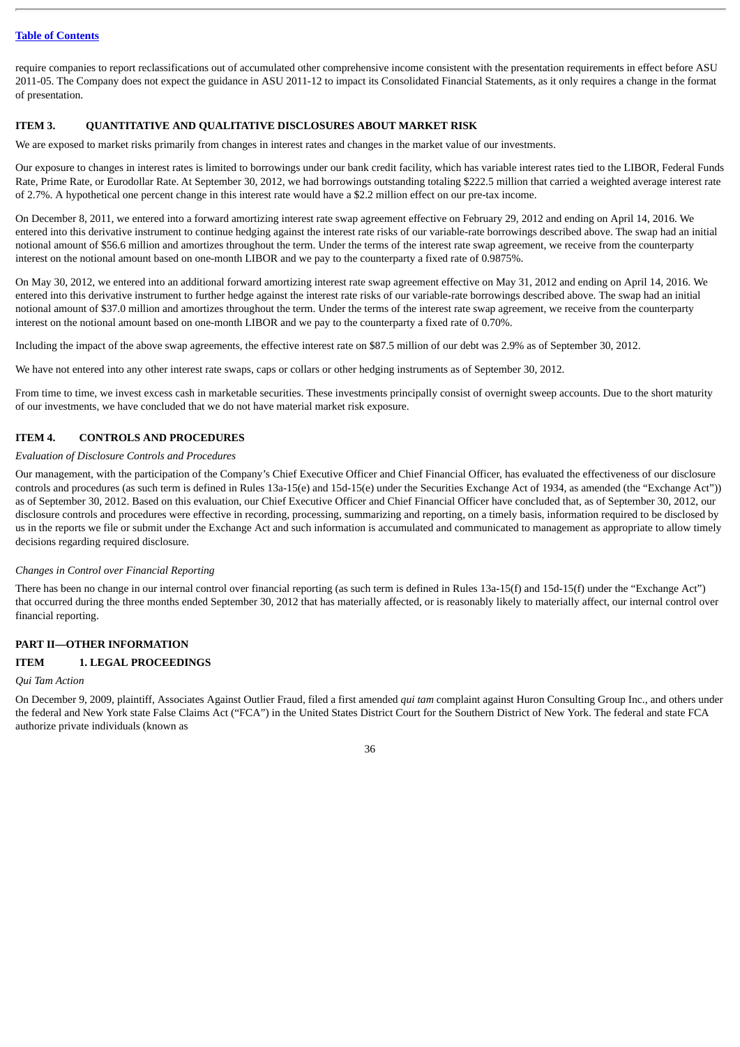require companies to report reclassifications out of accumulated other comprehensive income consistent with the presentation requirements in effect before ASU 2011-05. The Company does not expect the guidance in ASU 2011-12 to impact its Consolidated Financial Statements, as it only requires a change in the format of presentation.

## ITEM 3. QUANTITATIVE AND QUALITATIVE DISCLOSURES ABOUT MARKET RISK

We are exposed to market risks primarily from changes in interest rates and changes in the market value of our investments.

Our exposure to changes in interest rates is limited to borrowings under our bank credit facility, which has variable interest rates tied to the LIBOR, Federal Funds Rate, Prime Rate, or Eurodollar Rate. At September 30, 2012, we had borrowings outstanding totaling $222.5 million that carried a weighted average interest rate of 2.7%. A hypothetical one percent change in this interest rate would have a $2.2 million effect on our pre-tax income.

On December 8, 2011, we entered into a forward amortizing interest rate swap agreement effective on February 29, 2012 and ending on April 14, 2016. We entered into this derivative instrument to continue hedging against the interest rate risks of our variable-rate borrowings described above. The swap had an initial notional amount of $56.6 million and amortizes throughout the term. Under the terms of the interest rate swap agreement, we receive from the counterparty interest on the notional amount based on one-month LIBOR and we pay to the counterparty a fixed rate of 0.9875%.

On May 30, 2012, we entered into an additional forward amortizing interest rate swap agreement effective on May 31, 2012 and ending on April 14, 2016. We entered into this derivative instrument to further hedge against the interest rate risks of our variable-rate borrowings described above. The swap had an initial notional amount of $37.0 million and amortizes throughout the term. Under the terms of the interest rate swap agreement, we receive from the counterparty interest on the notional amount based on one-month LIBOR and we pay to the counterparty a fixed rate of 0.70%.

Including the impact of the above swap agreements, the effective interest rate on $87.5 million of our debt was 2.9% as of September 30, 2012.

We have not entered into any other interest rate swaps, caps or collars or other hedging instruments as of September 30, 2012.

From time to time, we invest excess cash in marketable securities. These investments principally consist of overnight sweep accounts. Due to the short maturity of our investments, we have concluded that we do not have material market risk exposure.

## ITEM 4. CONTROLS AND PROCEDURES

*Evaluation of Disclosure Controls and Procedures*

Our management, with the participation of the Company's Chief Executive Officer and Chief Financial Officer, has evaluated the effectiveness of our disclosure controls and procedures (as such term is defined in Rules 13a-15(e) and 15d-15(e) under the Securities Exchange Act of 1934, as amended (the "Exchange Act")) as of September 30, 2012. Based on this evaluation, our Chief Executive Officer and Chief Financial Officer have concluded that, as of September 30, 2012, our disclosure controls and procedures were effective in recording, processing, summarizing and reporting, on a timely basis, information required to be disclosed by us in the reports we file or submit under the Exchange Act and such information is accumulated and communicated to management as appropriate to allow timely decisions regarding required disclosure.

*Changes in Control over Financial Reporting*

There has been no change in our internal control over financial reporting (as such term is defined in Rules 13a-15(f) and 15d-15(f) under the "Exchange Act") that occurred during the three months ended September 30, 2012 that has materially affected, or is reasonably likely to materially affect, our internal control over financial reporting.

# PART II—OTHER INFORMATION

## ITEM 1. LEGAL PROCEEDINGS

*Qui Tam Action*

On December 9, 2009, plaintiff, Associates Against Outlier Fraud, filed a first amended *qui tam* complaint against Huron Consulting Group Inc., and others under the federal and New York state False Claims Act ("FCA") in the United States District Court for the Southern District of New York. The federal and state FCA authorize private individuals (known as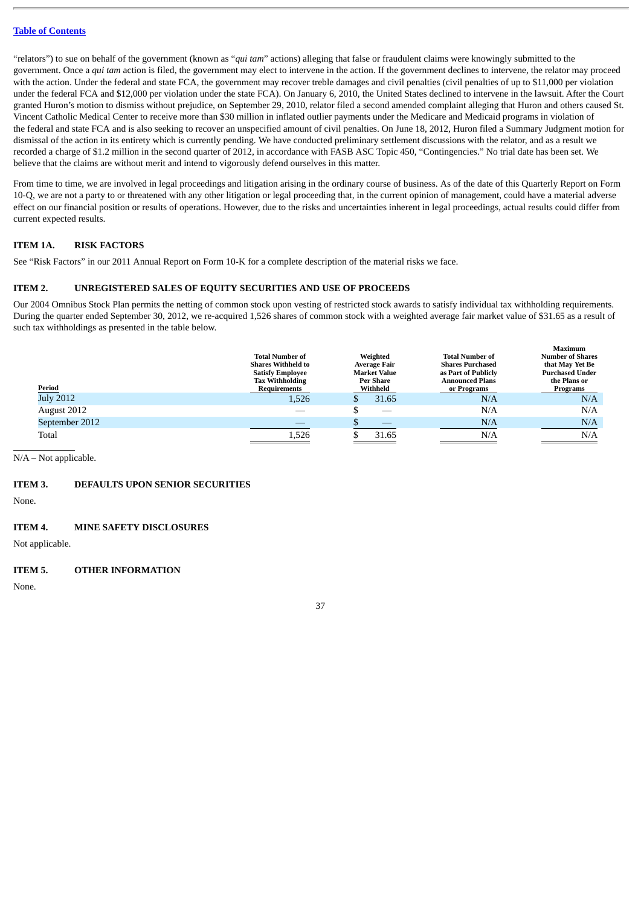"relators") to sue on behalf of the government (known as "*qui tam*" actions) alleging that false or fraudulent claims were knowingly submitted to the government. Once a *qui tam* action is filed, the government may elect to intervene in the action. If the government declines to intervene, the relator may proceed with the action. Under the federal and state FCA, the government may recover treble damages and civil penalties (civil penalties of up to $11,000 per violation under the federal FCA and $12,000 per violation under the state FCA). On January 6, 2010, the United States declined to intervene in the lawsuit. After the Court granted Huron's motion to dismiss without prejudice, on September 29, 2010, relator filed a second amended complaint alleging that Huron and others caused St. Vincent Catholic Medical Center to receive more than $30 million in inflated outlier payments under the Medicare and Medicaid programs in violation of the federal and state FCA and is also seeking to recover an unspecified amount of civil penalties. On June 18, 2012, Huron filed a Summary Judgment motion for dismissal of the action in its entirety which is currently pending. We have conducted preliminary settlement discussions with the relator, and as a result we recorded a charge of $1.2 million in the second quarter of 2012, in accordance with FASB ASC Topic 450, "Contingencies." No trial date has been set. We believe that the claims are without merit and intend to vigorously defend ourselves in this matter.

From time to time, we are involved in legal proceedings and litigation arising in the ordinary course of business. As of the date of this Quarterly Report on Form 10-Q, we are not a party to or threatened with any other litigation or legal proceeding that, in the current opinion of management, could have a material adverse effect on our financial position or results of operations. However, due to the risks and uncertainties inherent in legal proceedings, actual results could differ from current expected results.

## ITEM 1A. RISK FACTORS

See "Risk Factors" in our 2011 Annual Report on Form 10-K for a complete description of the material risks we face.

## ITEM 2. UNREGISTERED SALES OF EQUITY SECURITIES AND USE OF PROCEEDS

Our 2004 Omnibus Stock Plan permits the netting of common stock upon vesting of restricted stock awards to satisfy individual tax withholding requirements. During the quarter ended September 30, 2012, we re-acquired 1,526 shares of common stock with a weighted average fair market value of $31.65 as a result of such tax withholdings as presented in the table below.

| Period | Total Number of Shares Withheld to Satisfy Employee Tax Withholding Requirements | Weighted Average Fair Market Value Per Share Withheld | Total Number of Shares Purchased as Part of Publicly Announced Plans or Programs | Maximum Number of Shares that May Yet Be Purchased Under the Plans or Programs |
|---|---|---|---|---|
| July 2012 | 1,526 | $ 31.65 | N/A | N/A |
| August 2012 | — | $ — | N/A | N/A |
| September 2012 | — | $ — | N/A | N/A |
| Total | 1,526 | $ 31.65 | N/A | N/A |

N/A – Not applicable.

## ITEM 3. DEFAULTS UPON SENIOR SECURITIES

None.

## ITEM 4. MINE SAFETY DISCLOSURES

Not applicable.

## ITEM 5. OTHER INFORMATION

None.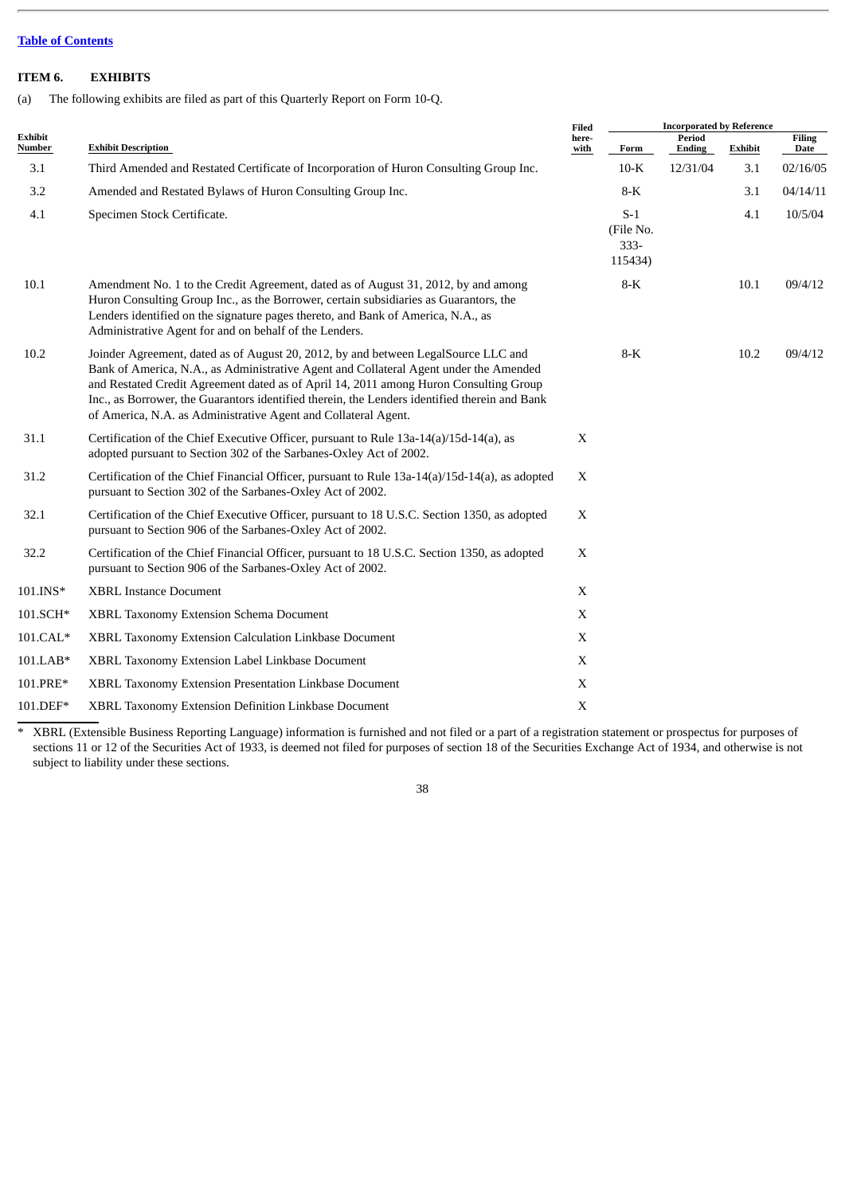[Table of Contents](#)

## ITEM 6. EXHIBITS

(a) The following exhibits are filed as part of this Quarterly Report on Form 10-Q.

| Exhibit Number | Exhibit Description | Filed here-with | Incorporated by Reference | | | |
|---|---|---|---|---|---|---|
| | | | Form | Period Ending | Exhibit | Filing Date |
| 3.1 | Third Amended and Restated Certificate of Incorporation of Huron Consulting Group Inc. | | 10-K | 12/31/04 | 3.1 | 02/16/05 |
| 3.2 | Amended and Restated Bylaws of Huron Consulting Group Inc. | | 8-K | | 3.1 | 04/14/11 |
| 4.1 | Specimen Stock Certificate. | | S-1 (File No. 333-115434) | | 4.1 | 10/5/04 |
| 10.1 | Amendment No. 1 to the Credit Agreement, dated as of August 31, 2012, by and among Huron Consulting Group Inc., as the Borrower, certain subsidiaries as Guarantors, the Lenders identified on the signature pages thereto, and Bank of America, N.A., as Administrative Agent for and on behalf of the Lenders. | | 8-K | | 10.1 | 09/4/12 |
| 10.2 | Joinder Agreement, dated as of August 20, 2012, by and between LegalSource LLC and Bank of America, N.A., as Administrative Agent and Collateral Agent under the Amended and Restated Credit Agreement dated as of April 14, 2011 among Huron Consulting Group Inc., as Borrower, the Guarantors identified therein, the Lenders identified therein and Bank of America, N.A. as Administrative Agent and Collateral Agent. | | 8-K | | 10.2 | 09/4/12 |
| 31.1 | Certification of the Chief Executive Officer, pursuant to Rule 13a-14(a)/15d-14(a), as adopted pursuant to Section 302 of the Sarbanes-Oxley Act of 2002. | X | | | | |
| 31.2 | Certification of the Chief Financial Officer, pursuant to Rule 13a-14(a)/15d-14(a), as adopted pursuant to Section 302 of the Sarbanes-Oxley Act of 2002. | X | | | | |
| 32.1 | Certification of the Chief Executive Officer, pursuant to 18 U.S.C. Section 1350, as adopted pursuant to Section 906 of the Sarbanes-Oxley Act of 2002. | X | | | | |
| 32.2 | Certification of the Chief Financial Officer, pursuant to 18 U.S.C. Section 1350, as adopted pursuant to Section 906 of the Sarbanes-Oxley Act of 2002. | X | | | | |
| 101.INS* | XBRL Instance Document | X | | | | |
| 101.SCH* | XBRL Taxonomy Extension Schema Document | X | | | | |
| 101.CAL* | XBRL Taxonomy Extension Calculation Linkbase Document | X | | | | |
| 101.LAB* | XBRL Taxonomy Extension Label Linkbase Document | X | | | | |
| 101.PRE* | XBRL Taxonomy Extension Presentation Linkbase Document | X | | | | |
| 101.DEF* | XBRL Taxonomy Extension Definition Linkbase Document | X | | | | |

\* XBRL (Extensible Business Reporting Language) information is furnished and not filed or a part of a registration statement or prospectus for purposes of sections 11 or 12 of the Securities Act of 1933, is deemed not filed for purposes of section 18 of the Securities Exchange Act of 1934, and otherwise is not subject to liability under these sections.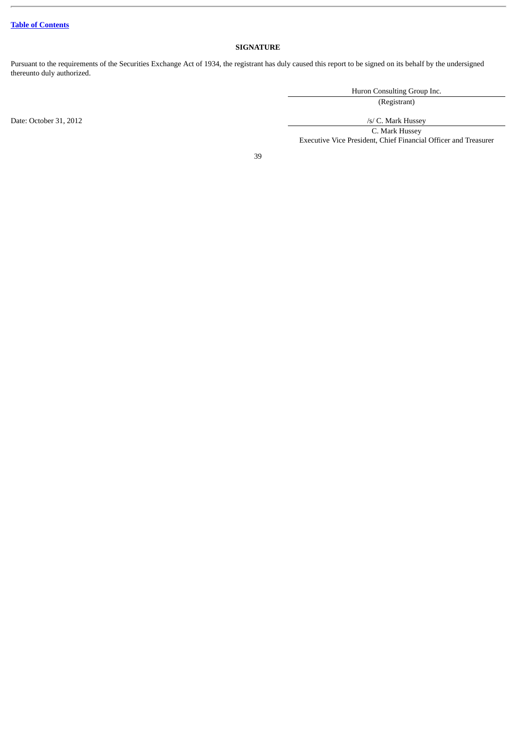[Table of Contents](#)

## SIGNATURE

Pursuant to the requirements of the Securities Exchange Act of 1934, the registrant has duly caused this report to be signed on its behalf by the undersigned thereunto duly authorized.

| | |
|---|---|
| | Huron Consulting Group Inc. |
| | (Registrant) |
| Date: October 31, 2012 | /s/ C. Mark Hussey |
| | C. Mark Hussey |
| | Executive Vice President, Chief Financial Officer and Treasurer |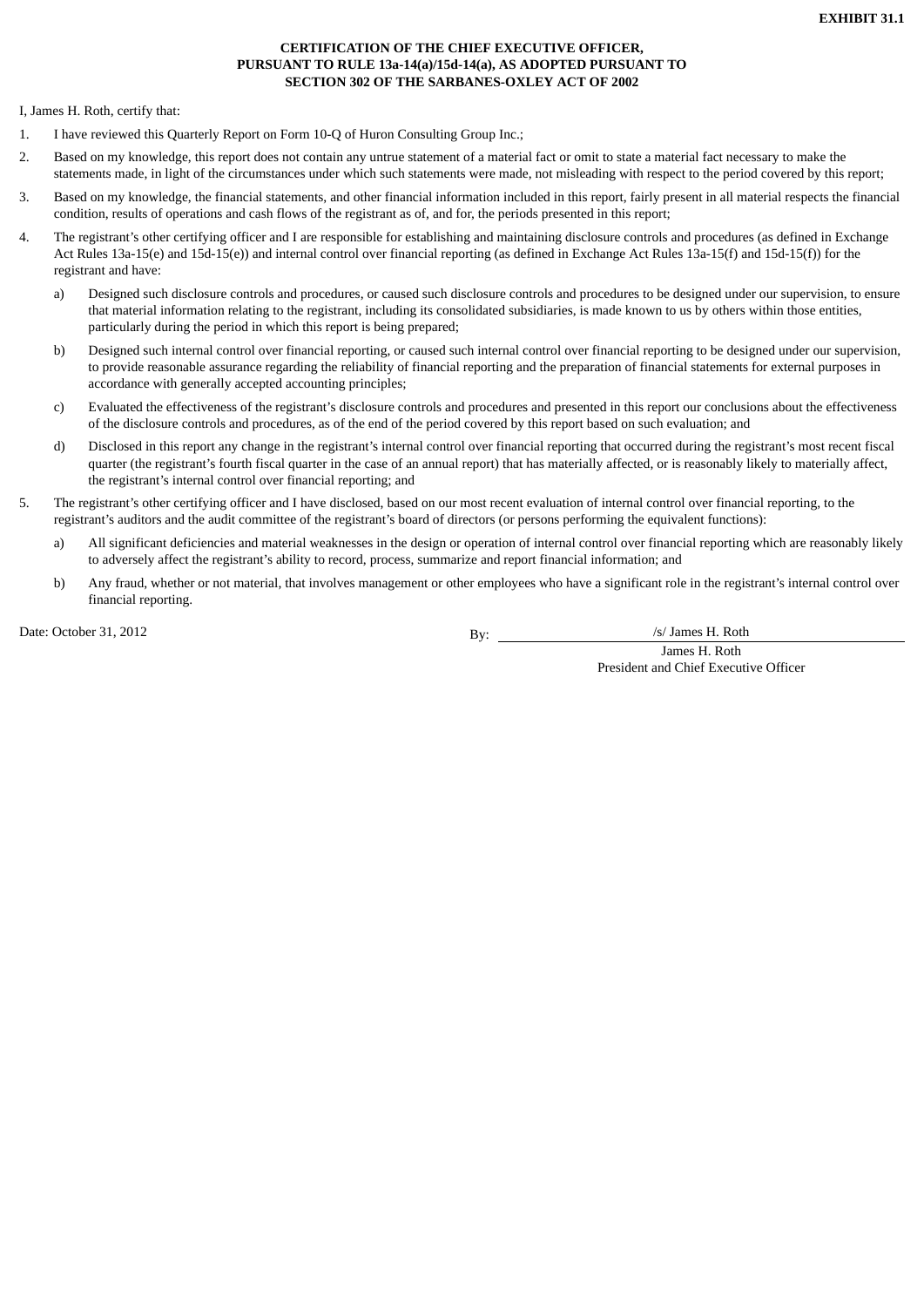**EXHIBIT 31.1**

**CERTIFICATION OF THE CHIEF EXECUTIVE OFFICER, PURSUANT TO RULE 13a-14(a)/15d-14(a), AS ADOPTED PURSUANT TO SECTION 302 OF THE SARBANES-OXLEY ACT OF 2002**

I, James H. Roth, certify that:

1. I have reviewed this Quarterly Report on Form 10-Q of Huron Consulting Group Inc.;
2. Based on my knowledge, this report does not contain any untrue statement of a material fact or omit to state a material fact necessary to make the statements made, in light of the circumstances under which such statements were made, not misleading with respect to the period covered by this report;
3. Based on my knowledge, the financial statements, and other financial information included in this report, fairly present in all material respects the financial condition, results of operations and cash flows of the registrant as of, and for, the periods presented in this report;
4. The registrant's other certifying officer and I are responsible for establishing and maintaining disclosure controls and procedures (as defined in Exchange Act Rules 13a-15(e) and 15d-15(e)) and internal control over financial reporting (as defined in Exchange Act Rules 13a-15(f) and 15d-15(f)) for the registrant and have:
   a) Designed such disclosure controls and procedures, or caused such disclosure controls and procedures to be designed under our supervision, to ensure that material information relating to the registrant, including its consolidated subsidiaries, is made known to us by others within those entities, particularly during the period in which this report is being prepared;
   b) Designed such internal control over financial reporting, or caused such internal control over financial reporting to be designed under our supervision, to provide reasonable assurance regarding the reliability of financial reporting and the preparation of financial statements for external purposes in accordance with generally accepted accounting principles;
   c) Evaluated the effectiveness of the registrant's disclosure controls and procedures and presented in this report our conclusions about the effectiveness of the disclosure controls and procedures, as of the end of the period covered by this report based on such evaluation; and
   d) Disclosed in this report any change in the registrant's internal control over financial reporting that occurred during the registrant's most recent fiscal quarter (the registrant's fourth fiscal quarter in the case of an annual report) that has materially affected, or is reasonably likely to materially affect, the registrant's internal control over financial reporting; and
5. The registrant's other certifying officer and I have disclosed, based on our most recent evaluation of internal control over financial reporting, to the registrant's auditors and the audit committee of the registrant's board of directors (or persons performing the equivalent functions):
   a) All significant deficiencies and material weaknesses in the design or operation of internal control over financial reporting which are reasonably likely to adversely affect the registrant's ability to record, process, summarize and report financial information; and
   b) Any fraud, whether or not material, that involves management or other employees who have a significant role in the registrant's internal control over financial reporting.

Date: October 31, 2012

By: /s/ James H. Roth

James H. Roth
President and Chief Executive Officer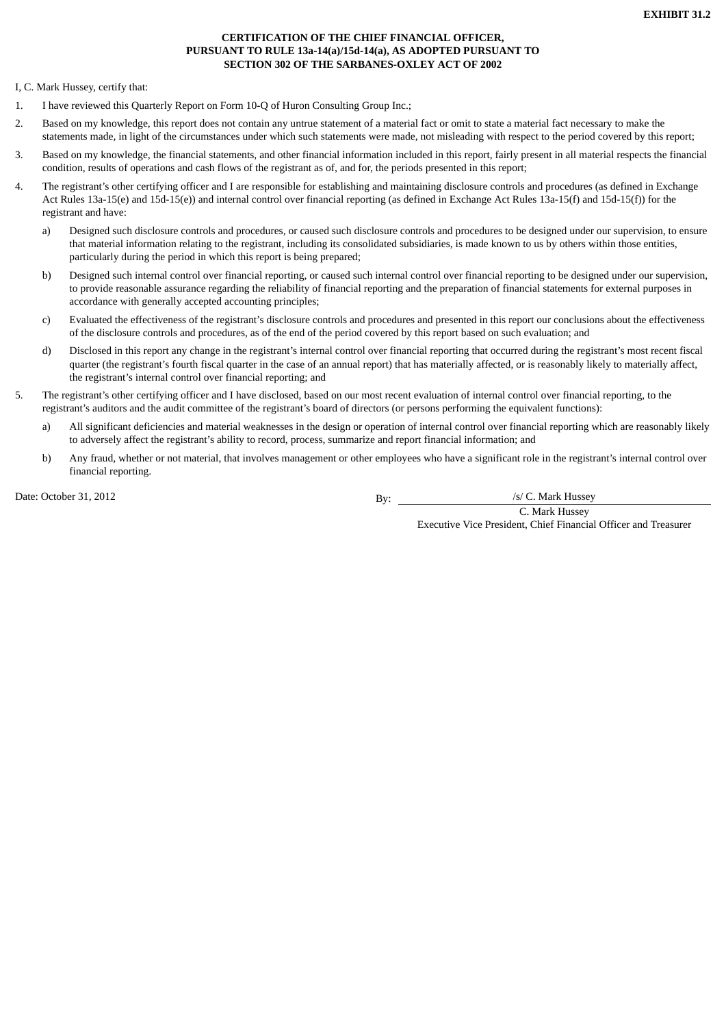**EXHIBIT 31.2**

**CERTIFICATION OF THE CHIEF FINANCIAL OFFICER,
PURSUANT TO RULE 13a-14(a)/15d-14(a), AS ADOPTED PURSUANT TO
SECTION 302 OF THE SARBANES-OXLEY ACT OF 2002**

I, C. Mark Hussey, certify that:

1. I have reviewed this Quarterly Report on Form 10-Q of Huron Consulting Group Inc.;
2. Based on my knowledge, this report does not contain any untrue statement of a material fact or omit to state a material fact necessary to make the statements made, in light of the circumstances under which such statements were made, not misleading with respect to the period covered by this report;
3. Based on my knowledge, the financial statements, and other financial information included in this report, fairly present in all material respects the financial condition, results of operations and cash flows of the registrant as of, and for, the periods presented in this report;
4. The registrant's other certifying officer and I are responsible for establishing and maintaining disclosure controls and procedures (as defined in Exchange Act Rules 13a-15(e) and 15d-15(e)) and internal control over financial reporting (as defined in Exchange Act Rules 13a-15(f) and 15d-15(f)) for the registrant and have:
   a) Designed such disclosure controls and procedures, or caused such disclosure controls and procedures to be designed under our supervision, to ensure that material information relating to the registrant, including its consolidated subsidiaries, is made known to us by others within those entities, particularly during the period in which this report is being prepared;
   b) Designed such internal control over financial reporting, or caused such internal control over financial reporting to be designed under our supervision, to provide reasonable assurance regarding the reliability of financial reporting and the preparation of financial statements for external purposes in accordance with generally accepted accounting principles;
   c) Evaluated the effectiveness of the registrant's disclosure controls and procedures and presented in this report our conclusions about the effectiveness of the disclosure controls and procedures, as of the end of the period covered by this report based on such evaluation; and
   d) Disclosed in this report any change in the registrant's internal control over financial reporting that occurred during the registrant's most recent fiscal quarter (the registrant's fourth fiscal quarter in the case of an annual report) that has materially affected, or is reasonably likely to materially affect, the registrant's internal control over financial reporting; and
5. The registrant's other certifying officer and I have disclosed, based on our most recent evaluation of internal control over financial reporting, to the registrant's auditors and the audit committee of the registrant's board of directors (or persons performing the equivalent functions):
   a) All significant deficiencies and material weaknesses in the design or operation of internal control over financial reporting which are reasonably likely to adversely affect the registrant's ability to record, process, summarize and report financial information; and
   b) Any fraud, whether or not material, that involves management or other employees who have a significant role in the registrant's internal control over financial reporting.

Date: October 31, 2012

By: /s/ C. Mark Hussey

C. Mark Hussey
Executive Vice President, Chief Financial Officer and Treasurer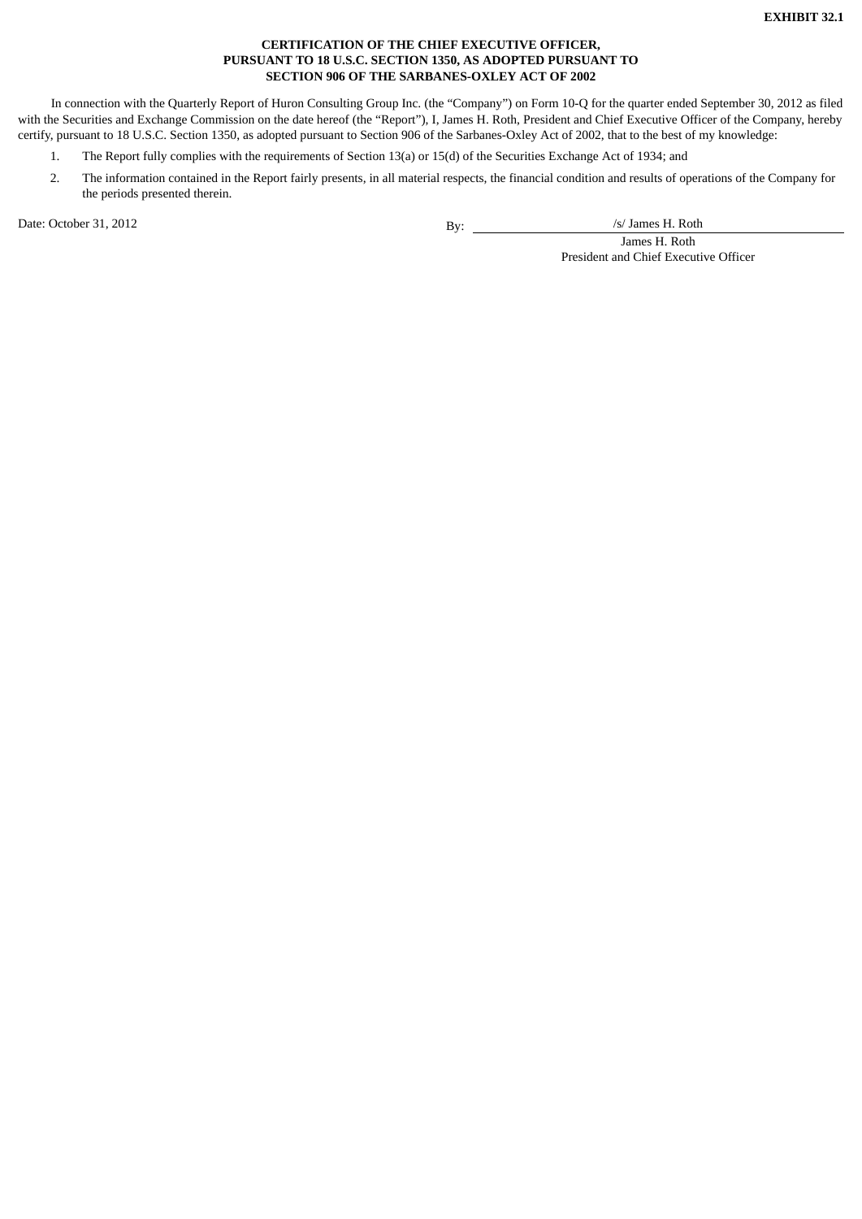**EXHIBIT 32.1**

**CERTIFICATION OF THE CHIEF EXECUTIVE OFFICER,
PURSUANT TO 18 U.S.C. SECTION 1350, AS ADOPTED PURSUANT TO
SECTION 906 OF THE SARBANES-OXLEY ACT OF 2002**

In connection with the Quarterly Report of Huron Consulting Group Inc. (the "Company") on Form 10-Q for the quarter ended September 30, 2012 as filed with the Securities and Exchange Commission on the date hereof (the "Report"), I, James H. Roth, President and Chief Executive Officer of the Company, hereby certify, pursuant to 18 U.S.C. Section 1350, as adopted pursuant to Section 906 of the Sarbanes-Oxley Act of 2002, that to the best of my knowledge:

1. The Report fully complies with the requirements of Section 13(a) or 15(d) of the Securities Exchange Act of 1934; and
2. The information contained in the Report fairly presents, in all material respects, the financial condition and results of operations of the Company for the periods presented therein.

Date: October 31, 2012

By: /s/ James H. Roth

James H. Roth
President and Chief Executive Officer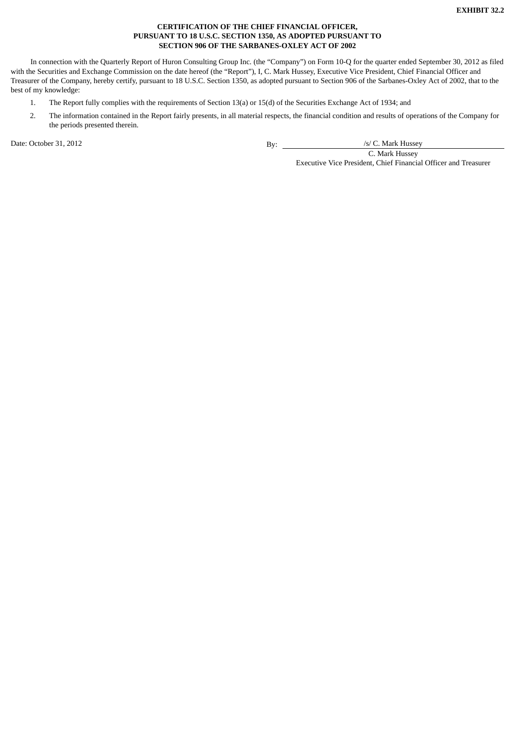**EXHIBIT 32.2**

**CERTIFICATION OF THE CHIEF FINANCIAL OFFICER,
PURSUANT TO 18 U.S.C. SECTION 1350, AS ADOPTED PURSUANT TO
SECTION 906 OF THE SARBANES-OXLEY ACT OF 2002**

In connection with the Quarterly Report of Huron Consulting Group Inc. (the "Company") on Form 10-Q for the quarter ended September 30, 2012 as filed with the Securities and Exchange Commission on the date hereof (the "Report"), I, C. Mark Hussey, Executive Vice President, Chief Financial Officer and Treasurer of the Company, hereby certify, pursuant to 18 U.S.C. Section 1350, as adopted pursuant to Section 906 of the Sarbanes-Oxley Act of 2002, that to the best of my knowledge:

1. The Report fully complies with the requirements of Section 13(a) or 15(d) of the Securities Exchange Act of 1934; and
2. The information contained in the Report fairly presents, in all material respects, the financial condition and results of operations of the Company for the periods presented therein.

Date: October 31, 2012

By: /s/ C. Mark Hussey

C. Mark Hussey
Executive Vice President, Chief Financial Officer and Treasurer